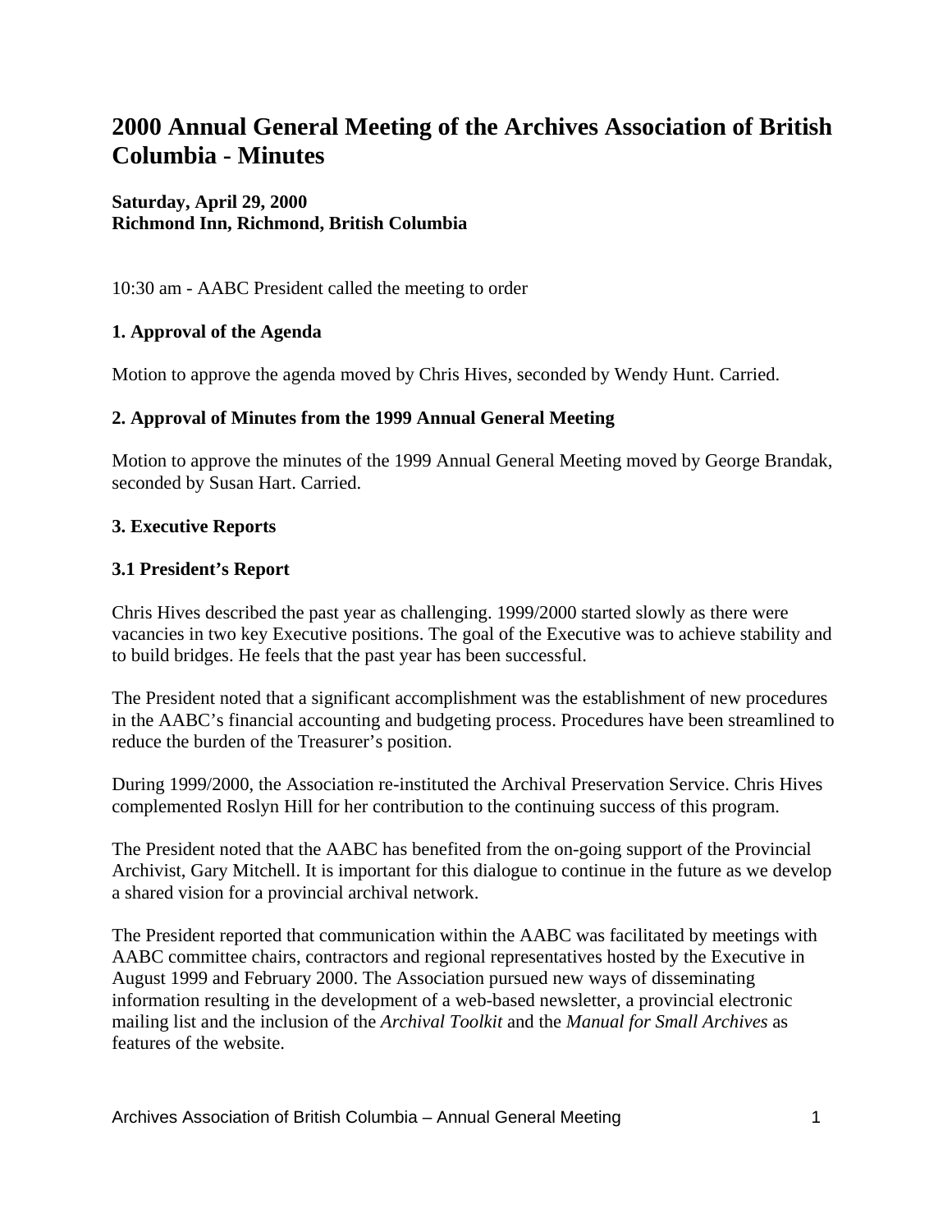# 2000 Annual General Meeting of the Archives Association of British Columbia - Minutes

**Saturday, April 29, 2000**
**Richmond Inn, Richmond, British Columbia**

10:30 am - AABC President called the meeting to order

### 1. Approval of the Agenda

Motion to approve the agenda moved by Chris Hives, seconded by Wendy Hunt. Carried.

### 2. Approval of Minutes from the 1999 Annual General Meeting

Motion to approve the minutes of the 1999 Annual General Meeting moved by George Brandak, seconded by Susan Hart. Carried.

### 3. Executive Reports

### 3.1 President's Report

Chris Hives described the past year as challenging. 1999/2000 started slowly as there were vacancies in two key Executive positions. The goal of the Executive was to achieve stability and to build bridges. He feels that the past year has been successful.

The President noted that a significant accomplishment was the establishment of new procedures in the AABC's financial accounting and budgeting process. Procedures have been streamlined to reduce the burden of the Treasurer's position.

During 1999/2000, the Association re-instituted the Archival Preservation Service. Chris Hives complemented Roslyn Hill for her contribution to the continuing success of this program.

The President noted that the AABC has benefited from the on-going support of the Provincial Archivist, Gary Mitchell. It is important for this dialogue to continue in the future as we develop a shared vision for a provincial archival network.

The President reported that communication within the AABC was facilitated by meetings with AABC committee chairs, contractors and regional representatives hosted by the Executive in August 1999 and February 2000. The Association pursued new ways of disseminating information resulting in the development of a web-based newsletter, a provincial electronic mailing list and the inclusion of the *Archival Toolkit* and the *Manual for Small Archives* as features of the website.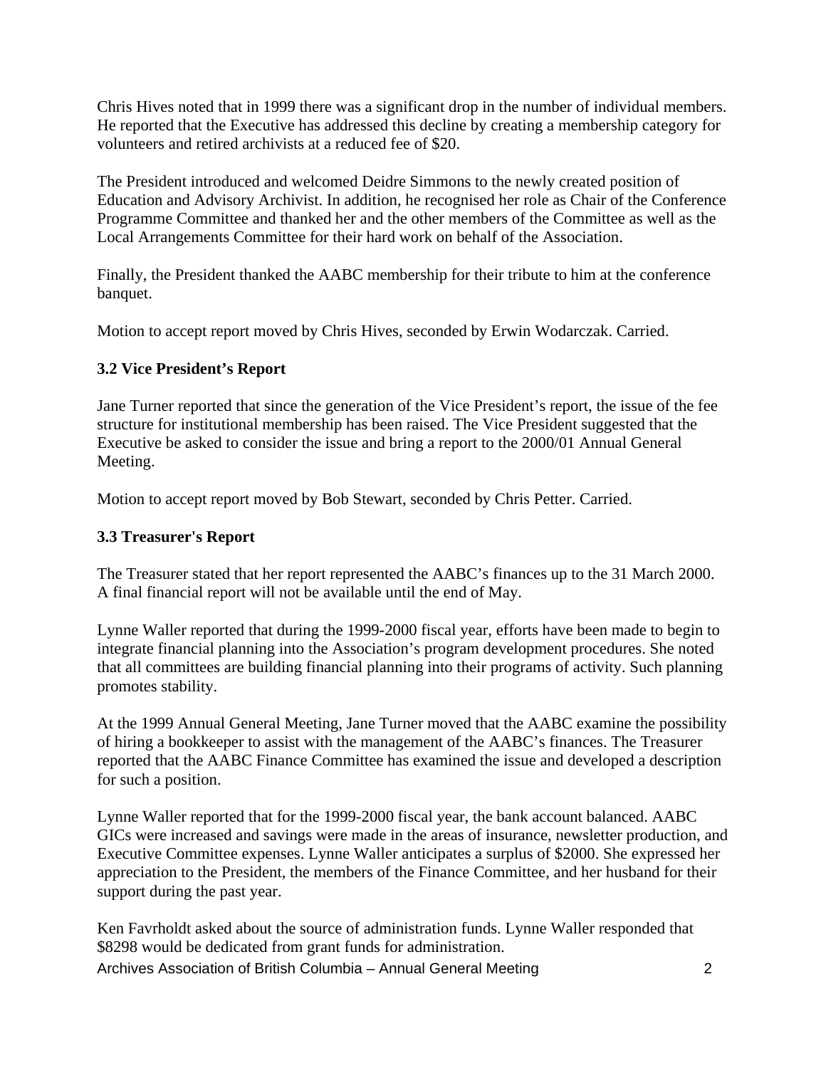Chris Hives noted that in 1999 there was a significant drop in the number of individual members. He reported that the Executive has addressed this decline by creating a membership category for volunteers and retired archivists at a reduced fee of $20.

The President introduced and welcomed Deidre Simmons to the newly created position of Education and Advisory Archivist. In addition, he recognised her role as Chair of the Conference Programme Committee and thanked her and the other members of the Committee as well as the Local Arrangements Committee for their hard work on behalf of the Association.

Finally, the President thanked the AABC membership for their tribute to him at the conference banquet.

Motion to accept report moved by Chris Hives, seconded by Erwin Wodarczak. Carried.

### 3.2 Vice President's Report

Jane Turner reported that since the generation of the Vice President's report, the issue of the fee structure for institutional membership has been raised. The Vice President suggested that the Executive be asked to consider the issue and bring a report to the 2000/01 Annual General Meeting.

Motion to accept report moved by Bob Stewart, seconded by Chris Petter. Carried.

### 3.3 Treasurer's Report

The Treasurer stated that her report represented the AABC's finances up to the 31 March 2000. A final financial report will not be available until the end of May.

Lynne Waller reported that during the 1999-2000 fiscal year, efforts have been made to begin to integrate financial planning into the Association's program development procedures. She noted that all committees are building financial planning into their programs of activity. Such planning promotes stability.

At the 1999 Annual General Meeting, Jane Turner moved that the AABC examine the possibility of hiring a bookkeeper to assist with the management of the AABC's finances. The Treasurer reported that the AABC Finance Committee has examined the issue and developed a description for such a position.

Lynne Waller reported that for the 1999-2000 fiscal year, the bank account balanced. AABC GICs were increased and savings were made in the areas of insurance, newsletter production, and Executive Committee expenses. Lynne Waller anticipates a surplus of $2000. She expressed her appreciation to the President, the members of the Finance Committee, and her husband for their support during the past year.

Ken Favrholdt asked about the source of administration funds. Lynne Waller responded that $8298 would be dedicated from grant funds for administration.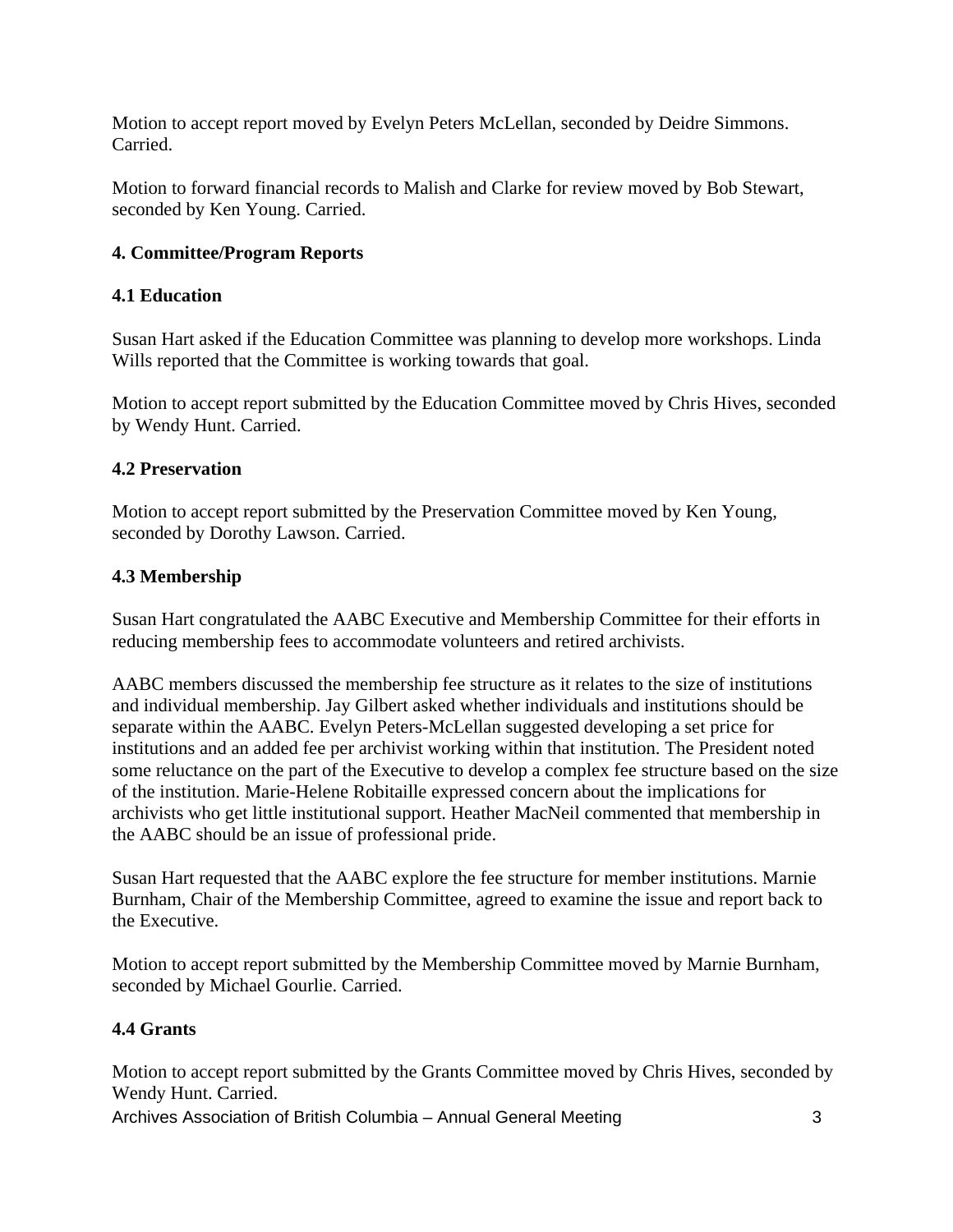Motion to accept report moved by Evelyn Peters McLellan, seconded by Deidre Simmons. Carried.

Motion to forward financial records to Malish and Clarke for review moved by Bob Stewart, seconded by Ken Young. Carried.

## 4. Committee/Program Reports

### 4.1 Education

Susan Hart asked if the Education Committee was planning to develop more workshops. Linda Wills reported that the Committee is working towards that goal.

Motion to accept report submitted by the Education Committee moved by Chris Hives, seconded by Wendy Hunt. Carried.

### 4.2 Preservation

Motion to accept report submitted by the Preservation Committee moved by Ken Young, seconded by Dorothy Lawson. Carried.

### 4.3 Membership

Susan Hart congratulated the AABC Executive and Membership Committee for their efforts in reducing membership fees to accommodate volunteers and retired archivists.

AABC members discussed the membership fee structure as it relates to the size of institutions and individual membership. Jay Gilbert asked whether individuals and institutions should be separate within the AABC. Evelyn Peters-McLellan suggested developing a set price for institutions and an added fee per archivist working within that institution. The President noted some reluctance on the part of the Executive to develop a complex fee structure based on the size of the institution. Marie-Helene Robitaille expressed concern about the implications for archivists who get little institutional support. Heather MacNeil commented that membership in the AABC should be an issue of professional pride.

Susan Hart requested that the AABC explore the fee structure for member institutions. Marnie Burnham, Chair of the Membership Committee, agreed to examine the issue and report back to the Executive.

Motion to accept report submitted by the Membership Committee moved by Marnie Burnham, seconded by Michael Gourlie. Carried.

### 4.4 Grants

Motion to accept report submitted by the Grants Committee moved by Chris Hives, seconded by Wendy Hunt. Carried.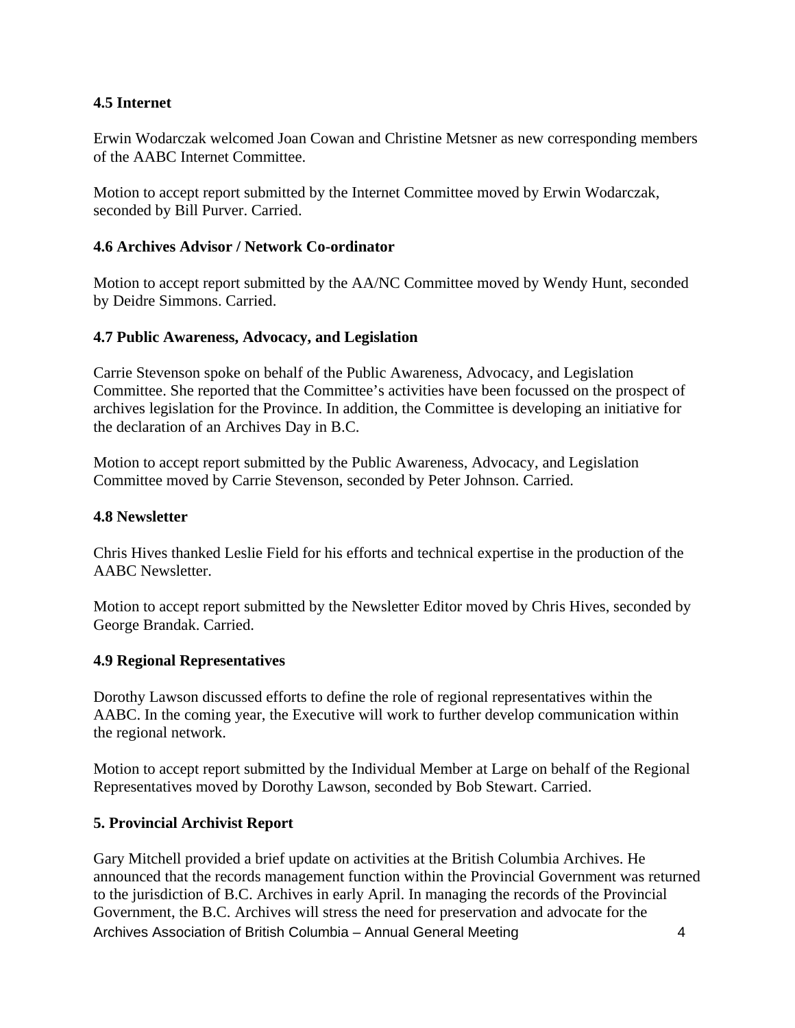### 4.5 Internet

Erwin Wodarczak welcomed Joan Cowan and Christine Metsner as new corresponding members of the AABC Internet Committee.

Motion to accept report submitted by the Internet Committee moved by Erwin Wodarczak, seconded by Bill Purver. Carried.

### 4.6 Archives Advisor / Network Co-ordinator

Motion to accept report submitted by the AA/NC Committee moved by Wendy Hunt, seconded by Deidre Simmons. Carried.

### 4.7 Public Awareness, Advocacy, and Legislation

Carrie Stevenson spoke on behalf of the Public Awareness, Advocacy, and Legislation Committee. She reported that the Committee's activities have been focussed on the prospect of archives legislation for the Province. In addition, the Committee is developing an initiative for the declaration of an Archives Day in B.C.

Motion to accept report submitted by the Public Awareness, Advocacy, and Legislation Committee moved by Carrie Stevenson, seconded by Peter Johnson. Carried.

### 4.8 Newsletter

Chris Hives thanked Leslie Field for his efforts and technical expertise in the production of the AABC Newsletter.

Motion to accept report submitted by the Newsletter Editor moved by Chris Hives, seconded by George Brandak. Carried.

### 4.9 Regional Representatives

Dorothy Lawson discussed efforts to define the role of regional representatives within the AABC. In the coming year, the Executive will work to further develop communication within the regional network.

Motion to accept report submitted by the Individual Member at Large on behalf of the Regional Representatives moved by Dorothy Lawson, seconded by Bob Stewart. Carried.

## 5. Provincial Archivist Report

Gary Mitchell provided a brief update on activities at the British Columbia Archives. He announced that the records management function within the Provincial Government was returned to the jurisdiction of B.C. Archives in early April. In managing the records of the Provincial Government, the B.C. Archives will stress the need for preservation and advocate for the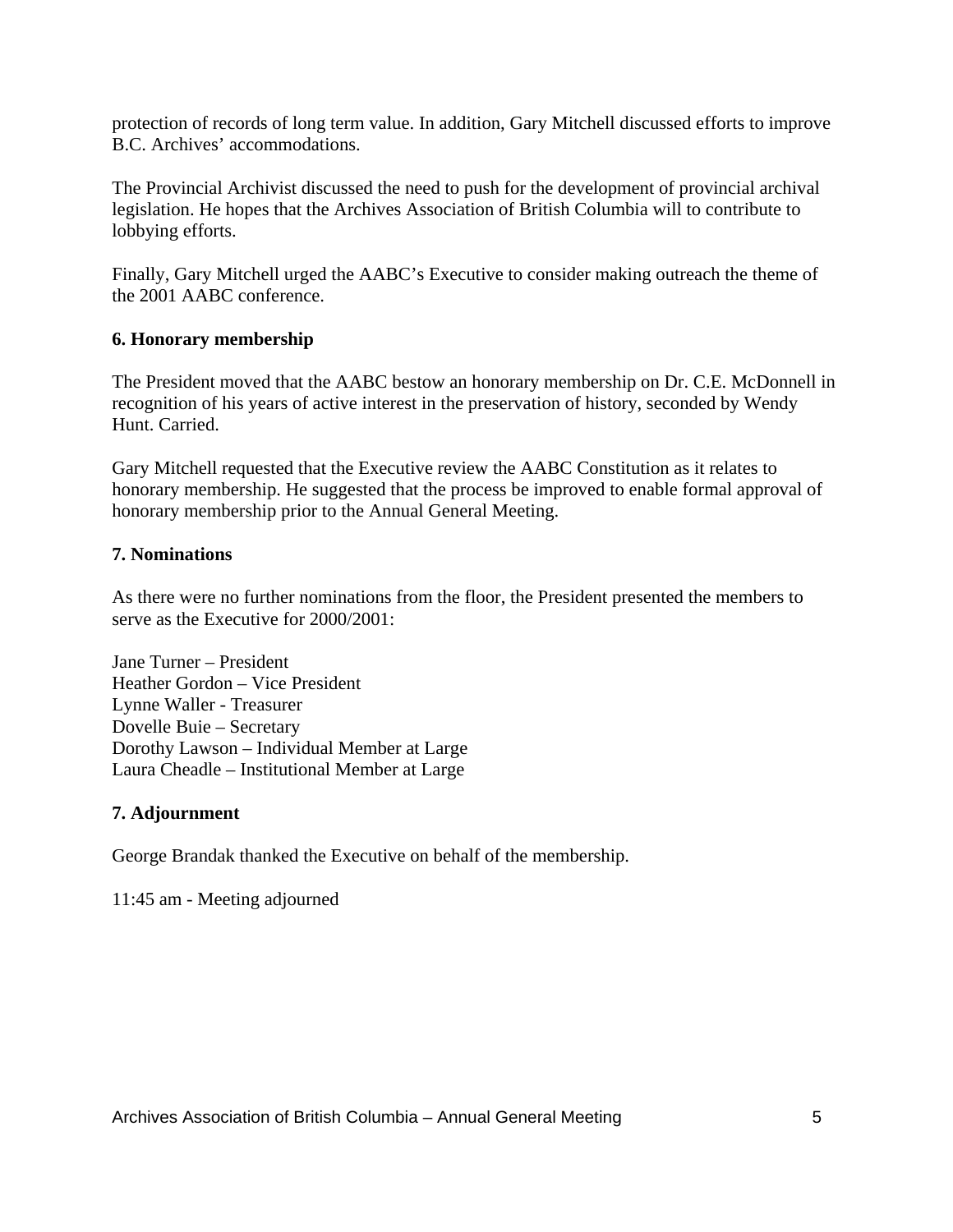protection of records of long term value. In addition, Gary Mitchell discussed efforts to improve B.C. Archives' accommodations.

The Provincial Archivist discussed the need to push for the development of provincial archival legislation. He hopes that the Archives Association of British Columbia will to contribute to lobbying efforts.

Finally, Gary Mitchell urged the AABC's Executive to consider making outreach the theme of the 2001 AABC conference.

**6. Honorary membership**

The President moved that the AABC bestow an honorary membership on Dr. C.E. McDonnell in recognition of his years of active interest in the preservation of history, seconded by Wendy Hunt. Carried.

Gary Mitchell requested that the Executive review the AABC Constitution as it relates to honorary membership. He suggested that the process be improved to enable formal approval of honorary membership prior to the Annual General Meeting.

**7. Nominations**

As there were no further nominations from the floor, the President presented the members to serve as the Executive for 2000/2001:

Jane Turner – President
Heather Gordon – Vice President
Lynne Waller - Treasurer
Dovelle Buie – Secretary
Dorothy Lawson – Individual Member at Large
Laura Cheadle – Institutional Member at Large

**7. Adjournment**

George Brandak thanked the Executive on behalf of the membership.

11:45 am - Meeting adjourned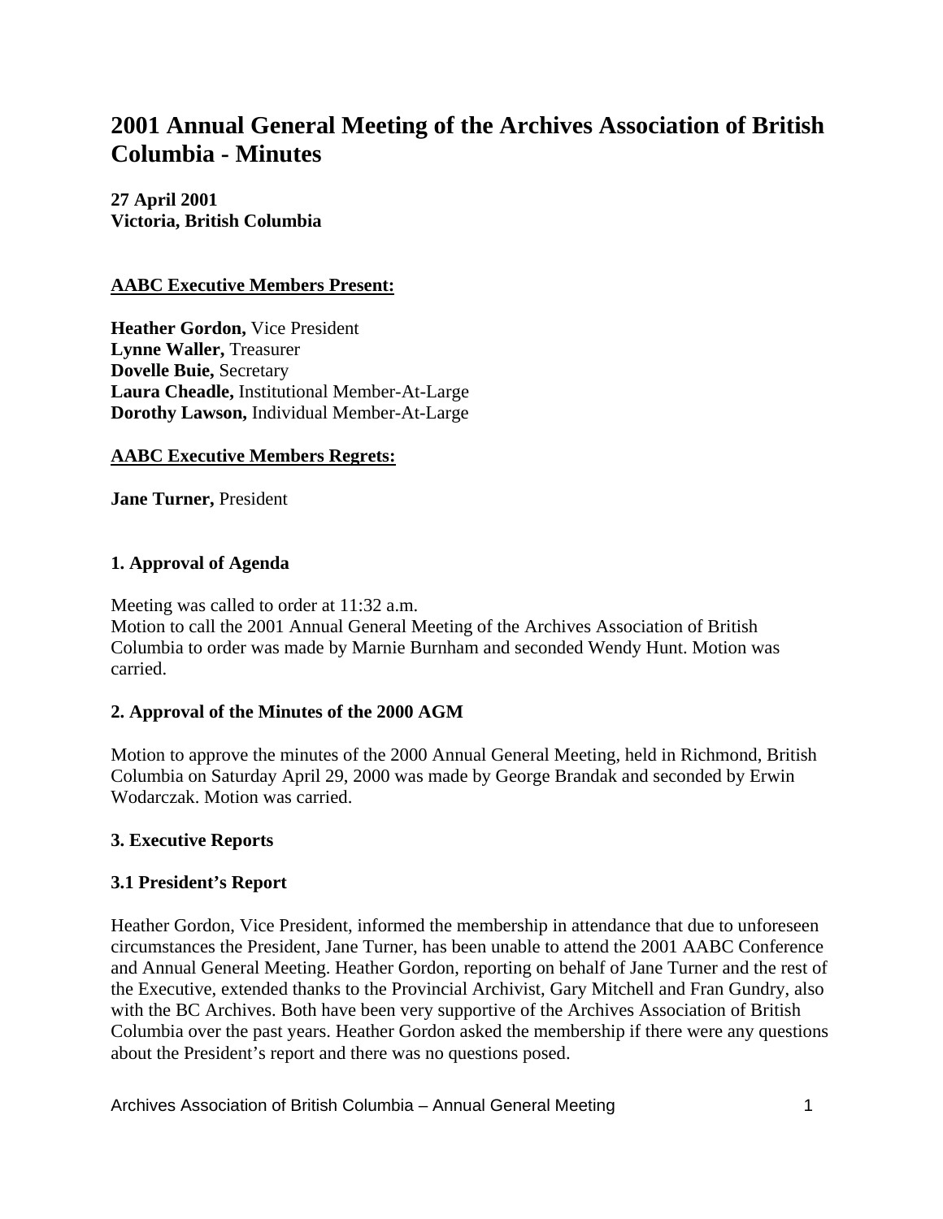# 2001 Annual General Meeting of the Archives Association of British Columbia - Minutes

**27 April 2001**
**Victoria, British Columbia**

**AABC Executive Members Present:**

**Heather Gordon,** Vice President
**Lynne Waller,** Treasurer
**Dovelle Buie,** Secretary
**Laura Cheadle,** Institutional Member-At-Large
**Dorothy Lawson,** Individual Member-At-Large

**AABC Executive Members Regrets:**

**Jane Turner,** President

### 1. Approval of Agenda

Meeting was called to order at 11:32 a.m.
Motion to call the 2001 Annual General Meeting of the Archives Association of British Columbia to order was made by Marnie Burnham and seconded Wendy Hunt. Motion was carried.

### 2. Approval of the Minutes of the 2000 AGM

Motion to approve the minutes of the 2000 Annual General Meeting, held in Richmond, British Columbia on Saturday April 29, 2000 was made by George Brandak and seconded by Erwin Wodarczak. Motion was carried.

### 3. Executive Reports

### 3.1 President's Report

Heather Gordon, Vice President, informed the membership in attendance that due to unforeseen circumstances the President, Jane Turner, has been unable to attend the 2001 AABC Conference and Annual General Meeting. Heather Gordon, reporting on behalf of Jane Turner and the rest of the Executive, extended thanks to the Provincial Archivist, Gary Mitchell and Fran Gundry, also with the BC Archives. Both have been very supportive of the Archives Association of British Columbia over the past years. Heather Gordon asked the membership if there were any questions about the President's report and there was no questions posed.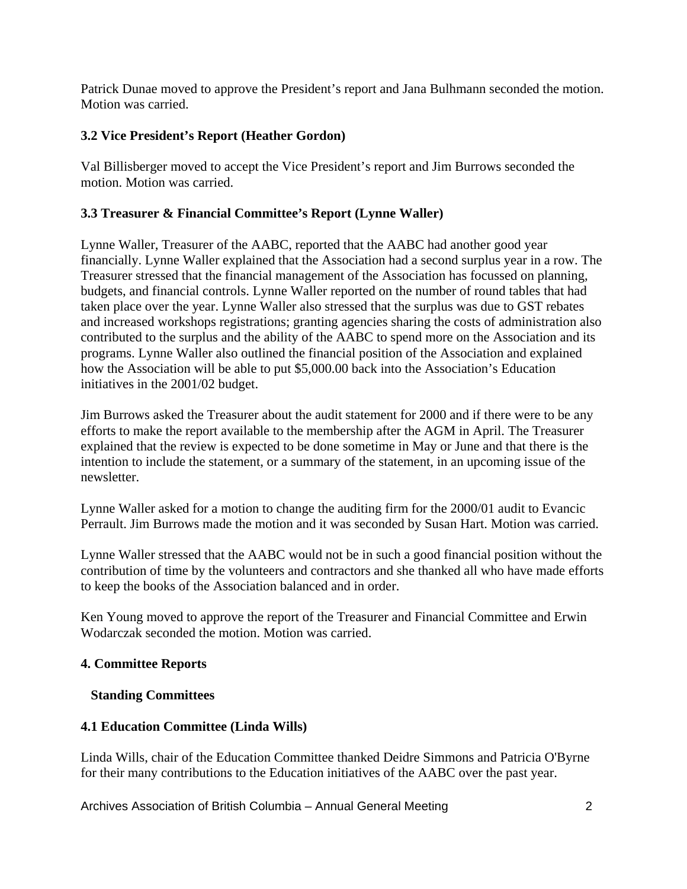Patrick Dunae moved to approve the President's report and Jana Bulhmann seconded the motion. Motion was carried.

### 3.2 Vice President's Report (Heather Gordon)

Val Billisberger moved to accept the Vice President's report and Jim Burrows seconded the motion. Motion was carried.

### 3.3 Treasurer & Financial Committee's Report (Lynne Waller)

Lynne Waller, Treasurer of the AABC, reported that the AABC had another good year financially. Lynne Waller explained that the Association had a second surplus year in a row. The Treasurer stressed that the financial management of the Association has focussed on planning, budgets, and financial controls. Lynne Waller reported on the number of round tables that had taken place over the year. Lynne Waller also stressed that the surplus was due to GST rebates and increased workshops registrations; granting agencies sharing the costs of administration also contributed to the surplus and the ability of the AABC to spend more on the Association and its programs. Lynne Waller also outlined the financial position of the Association and explained how the Association will be able to put $5,000.00 back into the Association's Education initiatives in the 2001/02 budget.

Jim Burrows asked the Treasurer about the audit statement for 2000 and if there were to be any efforts to make the report available to the membership after the AGM in April. The Treasurer explained that the review is expected to be done sometime in May or June and that there is the intention to include the statement, or a summary of the statement, in an upcoming issue of the newsletter.

Lynne Waller asked for a motion to change the auditing firm for the 2000/01 audit to Evancic Perrault. Jim Burrows made the motion and it was seconded by Susan Hart. Motion was carried.

Lynne Waller stressed that the AABC would not be in such a good financial position without the contribution of time by the volunteers and contractors and she thanked all who have made efforts to keep the books of the Association balanced and in order.

Ken Young moved to approve the report of the Treasurer and Financial Committee and Erwin Wodarczak seconded the motion. Motion was carried.

## 4. Committee Reports

### Standing Committees

### 4.1 Education Committee (Linda Wills)

Linda Wills, chair of the Education Committee thanked Deidre Simmons and Patricia O'Byrne for their many contributions to the Education initiatives of the AABC over the past year.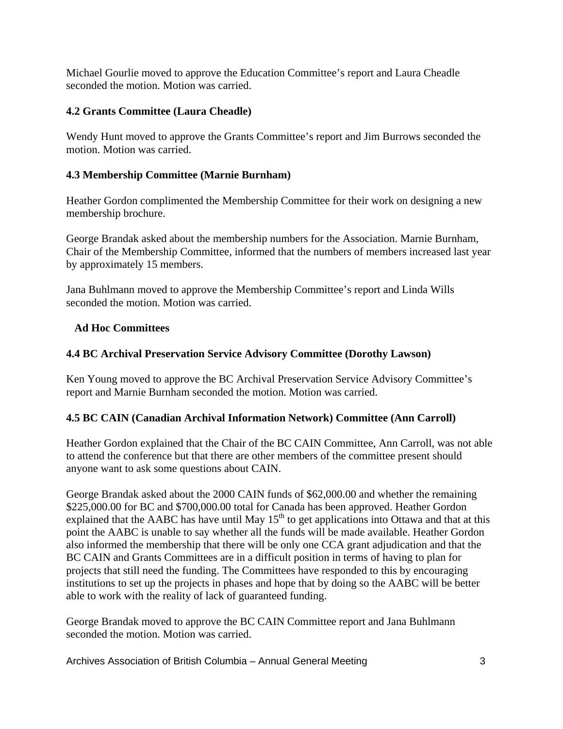Michael Gourlie moved to approve the Education Committee's report and Laura Cheadle seconded the motion. Motion was carried.

### 4.2 Grants Committee (Laura Cheadle)

Wendy Hunt moved to approve the Grants Committee's report and Jim Burrows seconded the motion. Motion was carried.

### 4.3 Membership Committee (Marnie Burnham)

Heather Gordon complimented the Membership Committee for their work on designing a new membership brochure.

George Brandak asked about the membership numbers for the Association. Marnie Burnham, Chair of the Membership Committee, informed that the numbers of members increased last year by approximately 15 members.

Jana Buhlmann moved to approve the Membership Committee's report and Linda Wills seconded the motion. Motion was carried.

**Ad Hoc Committees**

### 4.4 BC Archival Preservation Service Advisory Committee (Dorothy Lawson)

Ken Young moved to approve the BC Archival Preservation Service Advisory Committee's report and Marnie Burnham seconded the motion. Motion was carried.

### 4.5 BC CAIN (Canadian Archival Information Network) Committee (Ann Carroll)

Heather Gordon explained that the Chair of the BC CAIN Committee, Ann Carroll, was not able to attend the conference but that there are other members of the committee present should anyone want to ask some questions about CAIN.

George Brandak asked about the 2000 CAIN funds of $62,000.00 and whether the remaining $225,000.00 for BC and $700,000.00 total for Canada has been approved. Heather Gordon explained that the AABC has have until May 15th to get applications into Ottawa and that at this point the AABC is unable to say whether all the funds will be made available. Heather Gordon also informed the membership that there will be only one CCA grant adjudication and that the BC CAIN and Grants Committees are in a difficult position in terms of having to plan for projects that still need the funding. The Committees have responded to this by encouraging institutions to set up the projects in phases and hope that by doing so the AABC will be better able to work with the reality of lack of guaranteed funding.

George Brandak moved to approve the BC CAIN Committee report and Jana Buhlmann seconded the motion. Motion was carried.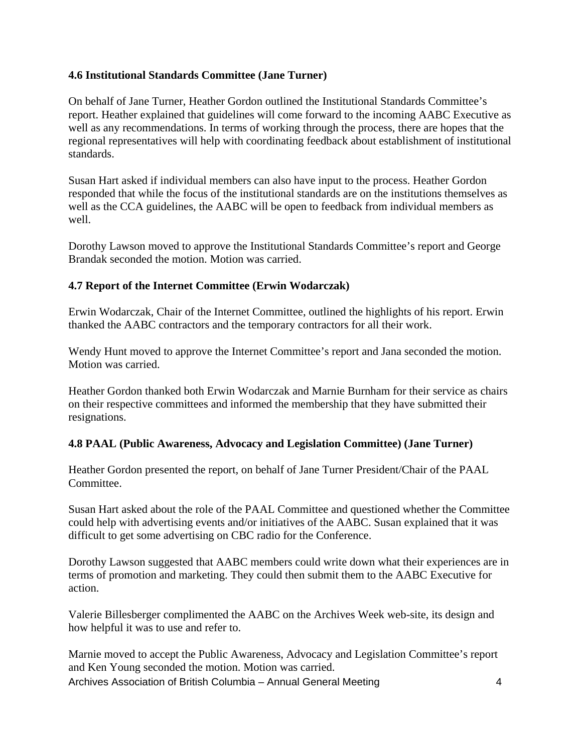**4.6 Institutional Standards Committee (Jane Turner)**

On behalf of Jane Turner, Heather Gordon outlined the Institutional Standards Committee's report. Heather explained that guidelines will come forward to the incoming AABC Executive as well as any recommendations. In terms of working through the process, there are hopes that the regional representatives will help with coordinating feedback about establishment of institutional standards.

Susan Hart asked if individual members can also have input to the process. Heather Gordon responded that while the focus of the institutional standards are on the institutions themselves as well as the CCA guidelines, the AABC will be open to feedback from individual members as well.

Dorothy Lawson moved to approve the Institutional Standards Committee's report and George Brandak seconded the motion. Motion was carried.

**4.7 Report of the Internet Committee (Erwin Wodarczak)**

Erwin Wodarczak, Chair of the Internet Committee, outlined the highlights of his report. Erwin thanked the AABC contractors and the temporary contractors for all their work.

Wendy Hunt moved to approve the Internet Committee's report and Jana seconded the motion. Motion was carried.

Heather Gordon thanked both Erwin Wodarczak and Marnie Burnham for their service as chairs on their respective committees and informed the membership that they have submitted their resignations.

**4.8 PAAL (Public Awareness, Advocacy and Legislation Committee) (Jane Turner)**

Heather Gordon presented the report, on behalf of Jane Turner President/Chair of the PAAL Committee.

Susan Hart asked about the role of the PAAL Committee and questioned whether the Committee could help with advertising events and/or initiatives of the AABC. Susan explained that it was difficult to get some advertising on CBC radio for the Conference.

Dorothy Lawson suggested that AABC members could write down what their experiences are in terms of promotion and marketing. They could then submit them to the AABC Executive for action.

Valerie Billesberger complimented the AABC on the Archives Week web-site, its design and how helpful it was to use and refer to.

Marnie moved to accept the Public Awareness, Advocacy and Legislation Committee's report and Ken Young seconded the motion. Motion was carried.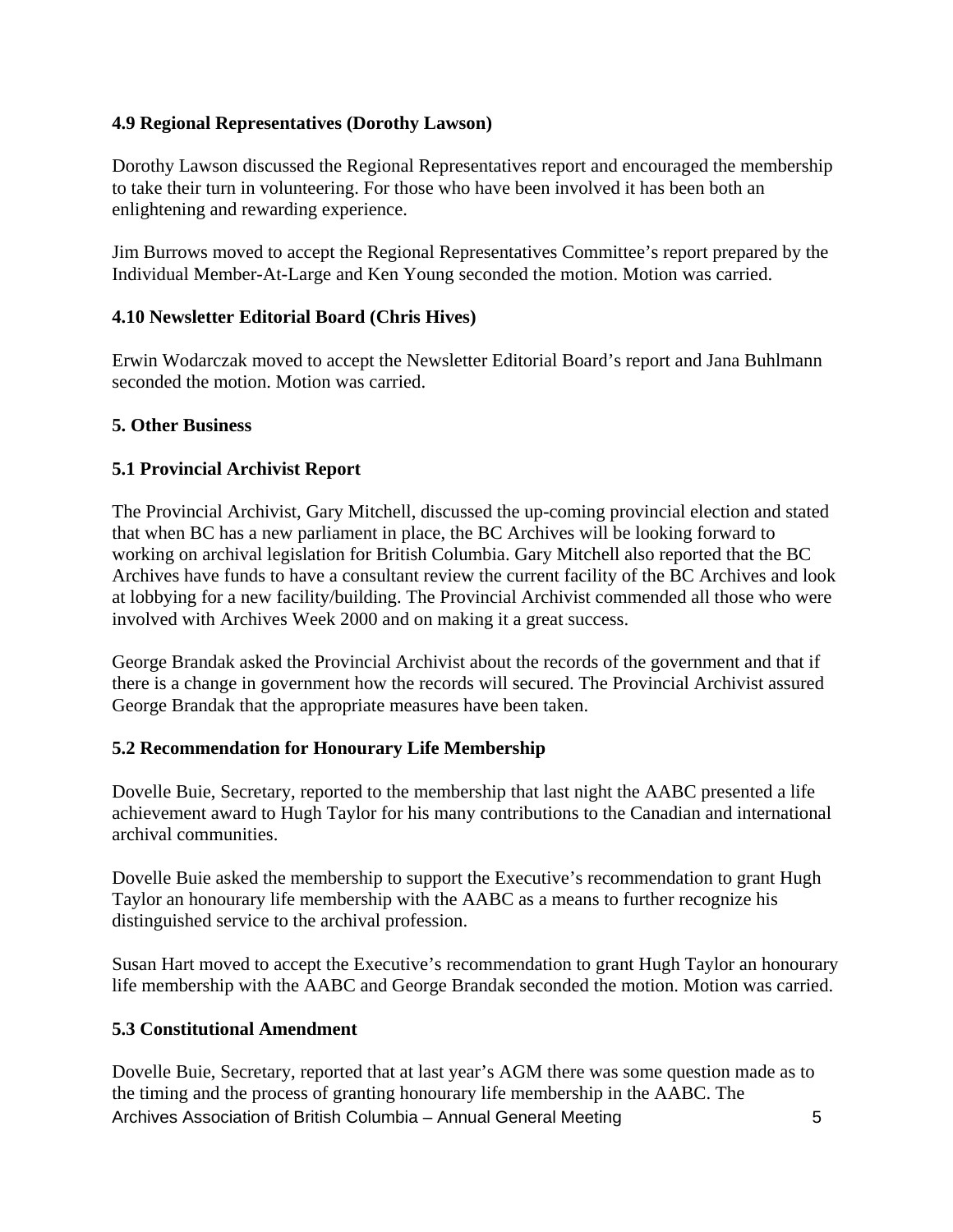**4.9 Regional Representatives (Dorothy Lawson)**

Dorothy Lawson discussed the Regional Representatives report and encouraged the membership to take their turn in volunteering. For those who have been involved it has been both an enlightening and rewarding experience.

Jim Burrows moved to accept the Regional Representatives Committee's report prepared by the Individual Member-At-Large and Ken Young seconded the motion. Motion was carried.

**4.10 Newsletter Editorial Board (Chris Hives)**

Erwin Wodarczak moved to accept the Newsletter Editorial Board's report and Jana Buhlmann seconded the motion. Motion was carried.

**5. Other Business**

**5.1 Provincial Archivist Report**

The Provincial Archivist, Gary Mitchell, discussed the up-coming provincial election and stated that when BC has a new parliament in place, the BC Archives will be looking forward to working on archival legislation for British Columbia. Gary Mitchell also reported that the BC Archives have funds to have a consultant review the current facility of the BC Archives and look at lobbying for a new facility/building. The Provincial Archivist commended all those who were involved with Archives Week 2000 and on making it a great success.

George Brandak asked the Provincial Archivist about the records of the government and that if there is a change in government how the records will secured. The Provincial Archivist assured George Brandak that the appropriate measures have been taken.

**5.2 Recommendation for Honourary Life Membership**

Dovelle Buie, Secretary, reported to the membership that last night the AABC presented a life achievement award to Hugh Taylor for his many contributions to the Canadian and international archival communities.

Dovelle Buie asked the membership to support the Executive's recommendation to grant Hugh Taylor an honourary life membership with the AABC as a means to further recognize his distinguished service to the archival profession.

Susan Hart moved to accept the Executive's recommendation to grant Hugh Taylor an honourary life membership with the AABC and George Brandak seconded the motion. Motion was carried.

**5.3 Constitutional Amendment**

Dovelle Buie, Secretary, reported that at last year's AGM there was some question made as to the timing and the process of granting honourary life membership in the AABC. The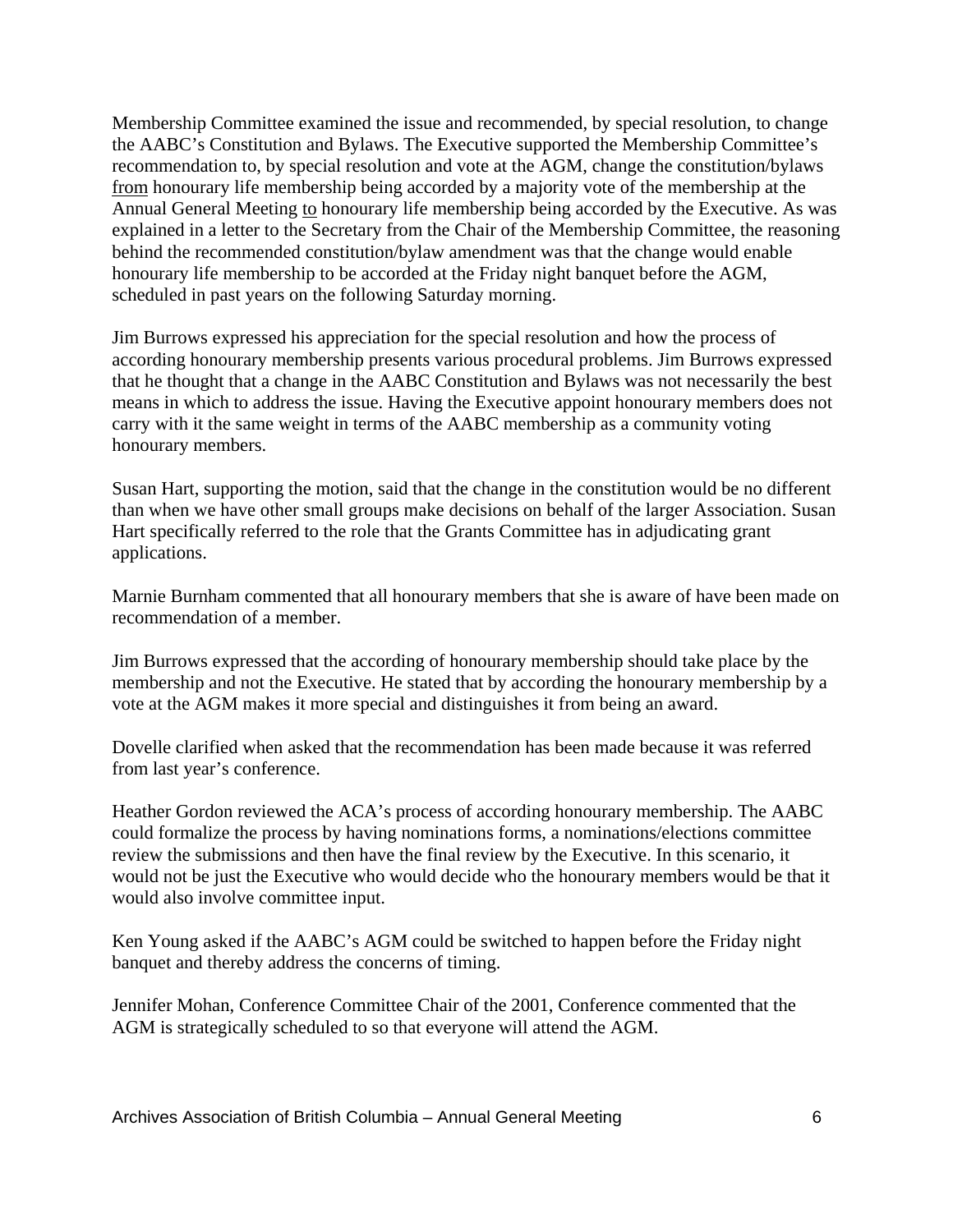Membership Committee examined the issue and recommended, by special resolution, to change the AABC's Constitution and Bylaws. The Executive supported the Membership Committee's recommendation to, by special resolution and vote at the AGM, change the constitution/bylaws <u>from</u> honourary life membership being accorded by a majority vote of the membership at the Annual General Meeting <u>to</u> honourary life membership being accorded by the Executive. As was explained in a letter to the Secretary from the Chair of the Membership Committee, the reasoning behind the recommended constitution/bylaw amendment was that the change would enable honourary life membership to be accorded at the Friday night banquet before the AGM, scheduled in past years on the following Saturday morning.

Jim Burrows expressed his appreciation for the special resolution and how the process of according honourary membership presents various procedural problems. Jim Burrows expressed that he thought that a change in the AABC Constitution and Bylaws was not necessarily the best means in which to address the issue. Having the Executive appoint honourary members does not carry with it the same weight in terms of the AABC membership as a community voting honourary members.

Susan Hart, supporting the motion, said that the change in the constitution would be no different than when we have other small groups make decisions on behalf of the larger Association. Susan Hart specifically referred to the role that the Grants Committee has in adjudicating grant applications.

Marnie Burnham commented that all honourary members that she is aware of have been made on recommendation of a member.

Jim Burrows expressed that the according of honourary membership should take place by the membership and not the Executive. He stated that by according the honourary membership by a vote at the AGM makes it more special and distinguishes it from being an award.

Dovelle clarified when asked that the recommendation has been made because it was referred from last year's conference.

Heather Gordon reviewed the ACA's process of according honourary membership. The AABC could formalize the process by having nominations forms, a nominations/elections committee review the submissions and then have the final review by the Executive. In this scenario, it would not be just the Executive who would decide who the honourary members would be that it would also involve committee input.

Ken Young asked if the AABC's AGM could be switched to happen before the Friday night banquet and thereby address the concerns of timing.

Jennifer Mohan, Conference Committee Chair of the 2001, Conference commented that the AGM is strategically scheduled to so that everyone will attend the AGM.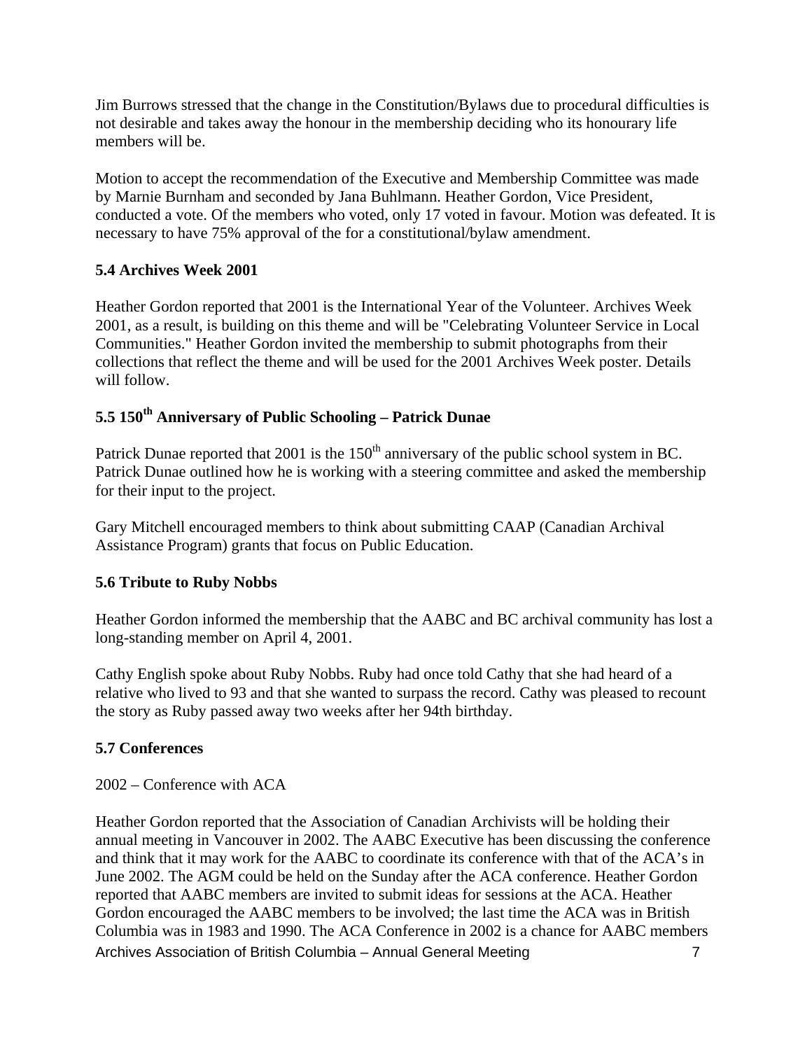Jim Burrows stressed that the change in the Constitution/Bylaws due to procedural difficulties is not desirable and takes away the honour in the membership deciding who its honourary life members will be.

Motion to accept the recommendation of the Executive and Membership Committee was made by Marnie Burnham and seconded by Jana Buhlmann. Heather Gordon, Vice President, conducted a vote. Of the members who voted, only 17 voted in favour. Motion was defeated. It is necessary to have 75% approval of the for a constitutional/bylaw amendment.

### 5.4 Archives Week 2001

Heather Gordon reported that 2001 is the International Year of the Volunteer. Archives Week 2001, as a result, is building on this theme and will be "Celebrating Volunteer Service in Local Communities." Heather Gordon invited the membership to submit photographs from their collections that reflect the theme and will be used for the 2001 Archives Week poster. Details will follow.

### 5.5 150th Anniversary of Public Schooling – Patrick Dunae

Patrick Dunae reported that 2001 is the 150th anniversary of the public school system in BC. Patrick Dunae outlined how he is working with a steering committee and asked the membership for their input to the project.

Gary Mitchell encouraged members to think about submitting CAAP (Canadian Archival Assistance Program) grants that focus on Public Education.

### 5.6 Tribute to Ruby Nobbs

Heather Gordon informed the membership that the AABC and BC archival community has lost a long-standing member on April 4, 2001.

Cathy English spoke about Ruby Nobbs. Ruby had once told Cathy that she had heard of a relative who lived to 93 and that she wanted to surpass the record. Cathy was pleased to recount the story as Ruby passed away two weeks after her 94th birthday.

### 5.7 Conferences

2002 – Conference with ACA

Heather Gordon reported that the Association of Canadian Archivists will be holding their annual meeting in Vancouver in 2002. The AABC Executive has been discussing the conference and think that it may work for the AABC to coordinate its conference with that of the ACA's in June 2002. The AGM could be held on the Sunday after the ACA conference. Heather Gordon reported that AABC members are invited to submit ideas for sessions at the ACA. Heather Gordon encouraged the AABC members to be involved; the last time the ACA was in British Columbia was in 1983 and 1990. The ACA Conference in 2002 is a chance for AABC members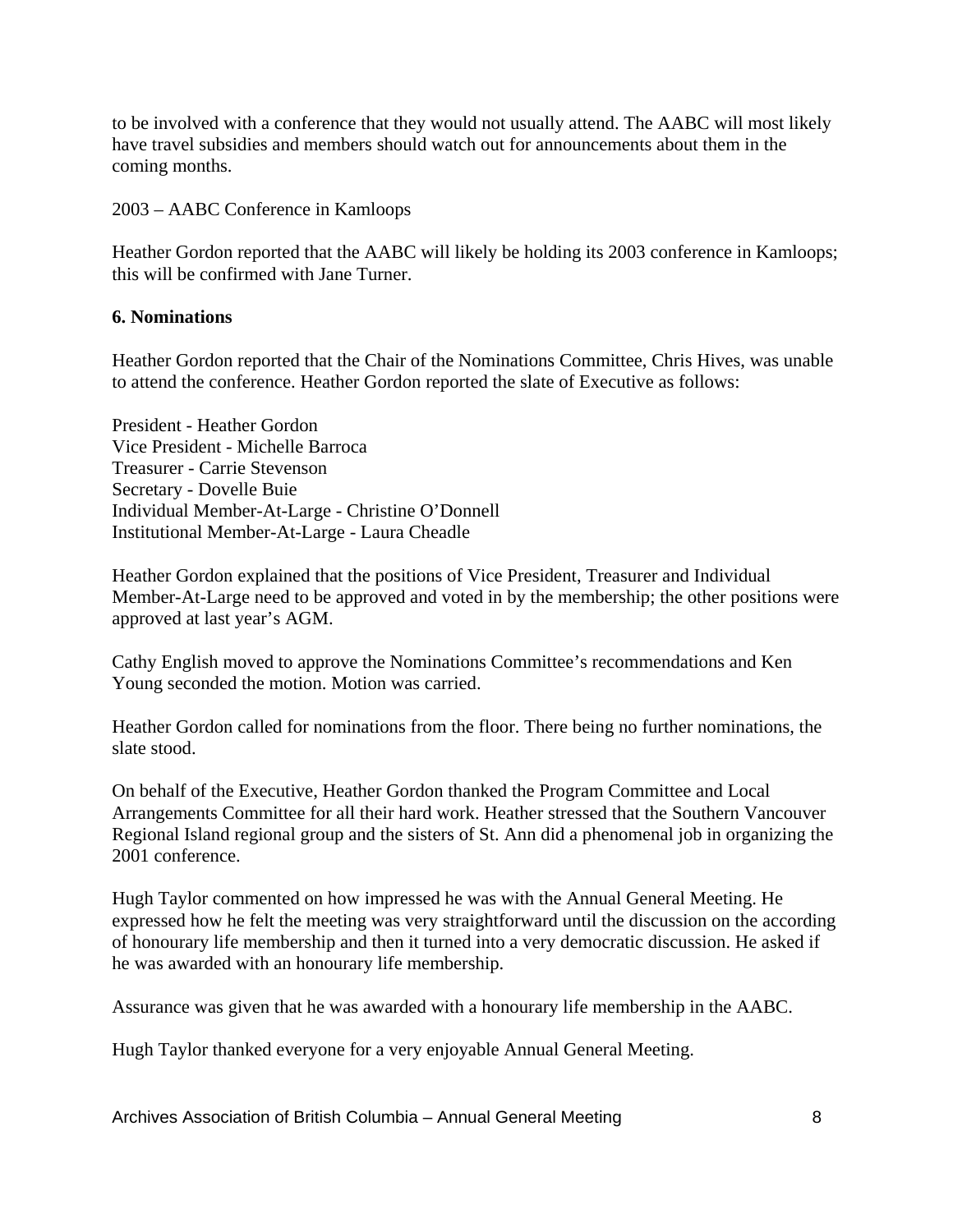to be involved with a conference that they would not usually attend. The AABC will most likely have travel subsidies and members should watch out for announcements about them in the coming months.

2003 – AABC Conference in Kamloops

Heather Gordon reported that the AABC will likely be holding its 2003 conference in Kamloops; this will be confirmed with Jane Turner.

**6. Nominations**

Heather Gordon reported that the Chair of the Nominations Committee, Chris Hives, was unable to attend the conference. Heather Gordon reported the slate of Executive as follows:

President - Heather Gordon
Vice President - Michelle Barroca
Treasurer - Carrie Stevenson
Secretary - Dovelle Buie
Individual Member-At-Large - Christine O'Donnell
Institutional Member-At-Large - Laura Cheadle

Heather Gordon explained that the positions of Vice President, Treasurer and Individual Member-At-Large need to be approved and voted in by the membership; the other positions were approved at last year's AGM.

Cathy English moved to approve the Nominations Committee's recommendations and Ken Young seconded the motion. Motion was carried.

Heather Gordon called for nominations from the floor. There being no further nominations, the slate stood.

On behalf of the Executive, Heather Gordon thanked the Program Committee and Local Arrangements Committee for all their hard work. Heather stressed that the Southern Vancouver Regional Island regional group and the sisters of St. Ann did a phenomenal job in organizing the 2001 conference.

Hugh Taylor commented on how impressed he was with the Annual General Meeting. He expressed how he felt the meeting was very straightforward until the discussion on the according of honourary life membership and then it turned into a very democratic discussion. He asked if he was awarded with an honourary life membership.

Assurance was given that he was awarded with a honourary life membership in the AABC.

Hugh Taylor thanked everyone for a very enjoyable Annual General Meeting.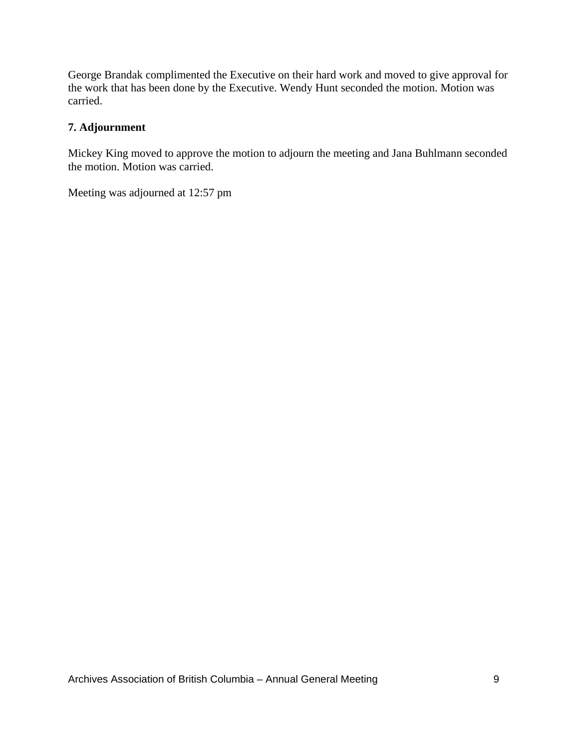George Brandak complimented the Executive on their hard work and moved to give approval for the work that has been done by the Executive. Wendy Hunt seconded the motion. Motion was carried.

**7. Adjournment**

Mickey King moved to approve the motion to adjourn the meeting and Jana Buhlmann seconded the motion. Motion was carried.

Meeting was adjourned at 12:57 pm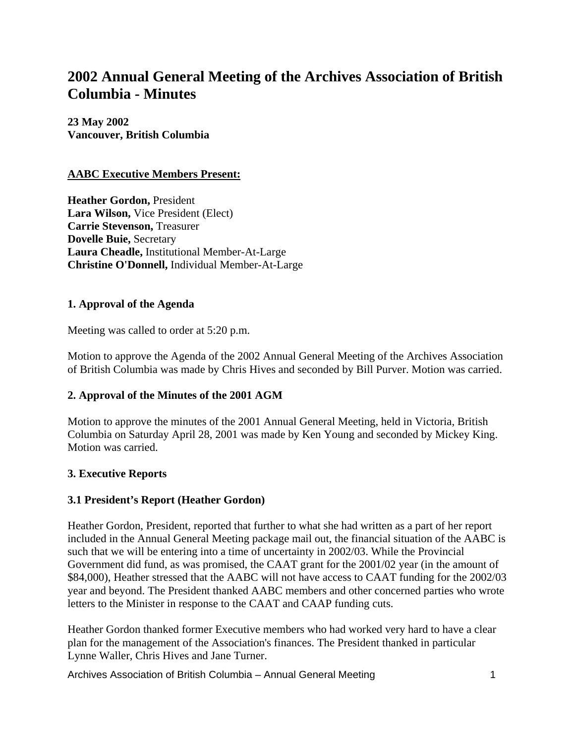# 2002 Annual General Meeting of the Archives Association of British Columbia - Minutes

**23 May 2002**
**Vancouver, British Columbia**

**AABC Executive Members Present:**

**Heather Gordon,** President
**Lara Wilson,** Vice President (Elect)
**Carrie Stevenson,** Treasurer
**Dovelle Buie,** Secretary
**Laura Cheadle,** Institutional Member-At-Large
**Christine O'Donnell,** Individual Member-At-Large

### 1. Approval of the Agenda

Meeting was called to order at 5:20 p.m.

Motion to approve the Agenda of the 2002 Annual General Meeting of the Archives Association of British Columbia was made by Chris Hives and seconded by Bill Purver. Motion was carried.

### 2. Approval of the Minutes of the 2001 AGM

Motion to approve the minutes of the 2001 Annual General Meeting, held in Victoria, British Columbia on Saturday April 28, 2001 was made by Ken Young and seconded by Mickey King. Motion was carried.

### 3. Executive Reports

### 3.1 President's Report (Heather Gordon)

Heather Gordon, President, reported that further to what she had written as a part of her report included in the Annual General Meeting package mail out, the financial situation of the AABC is such that we will be entering into a time of uncertainty in 2002/03. While the Provincial Government did fund, as was promised, the CAAT grant for the 2001/02 year (in the amount of $84,000), Heather stressed that the AABC will not have access to CAAT funding for the 2002/03 year and beyond. The President thanked AABC members and other concerned parties who wrote letters to the Minister in response to the CAAT and CAAP funding cuts.

Heather Gordon thanked former Executive members who had worked very hard to have a clear plan for the management of the Association's finances. The President thanked in particular Lynne Waller, Chris Hives and Jane Turner.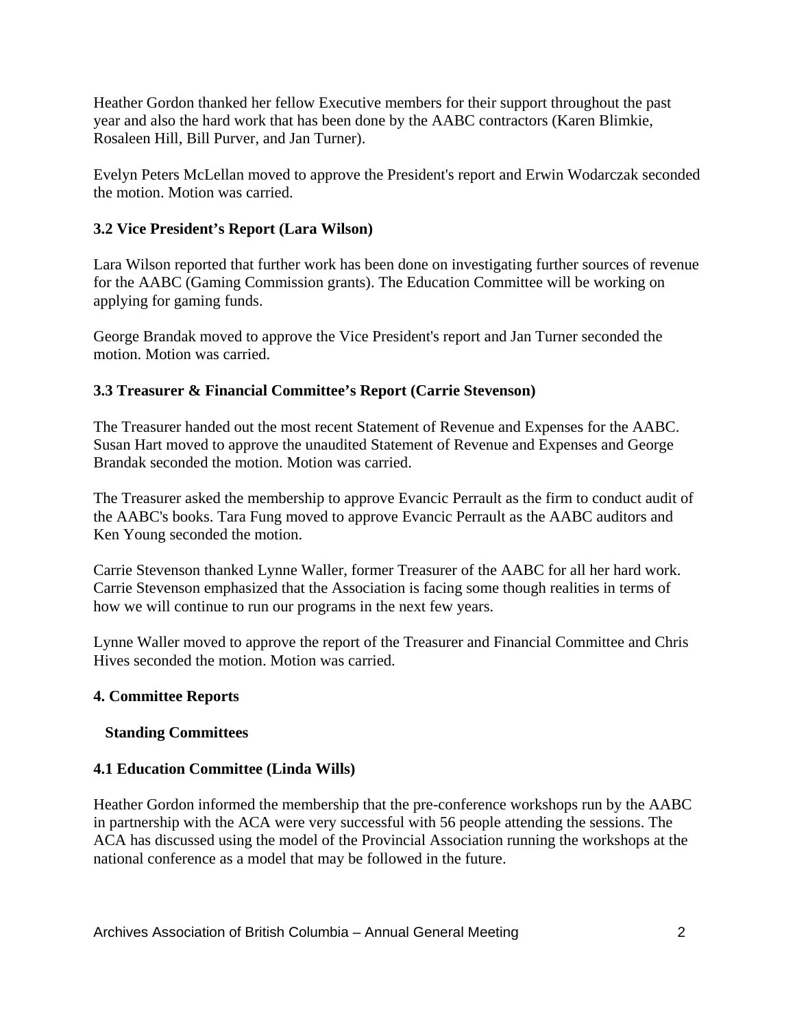Heather Gordon thanked her fellow Executive members for their support throughout the past year and also the hard work that has been done by the AABC contractors (Karen Blimkie, Rosaleen Hill, Bill Purver, and Jan Turner).

Evelyn Peters McLellan moved to approve the President's report and Erwin Wodarczak seconded the motion. Motion was carried.

**3.2 Vice President's Report (Lara Wilson)**

Lara Wilson reported that further work has been done on investigating further sources of revenue for the AABC (Gaming Commission grants). The Education Committee will be working on applying for gaming funds.

George Brandak moved to approve the Vice President's report and Jan Turner seconded the motion. Motion was carried.

**3.3 Treasurer & Financial Committee's Report (Carrie Stevenson)**

The Treasurer handed out the most recent Statement of Revenue and Expenses for the AABC. Susan Hart moved to approve the unaudited Statement of Revenue and Expenses and George Brandak seconded the motion. Motion was carried.

The Treasurer asked the membership to approve Evancic Perrault as the firm to conduct audit of the AABC's books. Tara Fung moved to approve Evancic Perrault as the AABC auditors and Ken Young seconded the motion.

Carrie Stevenson thanked Lynne Waller, former Treasurer of the AABC for all her hard work. Carrie Stevenson emphasized that the Association is facing some though realities in terms of how we will continue to run our programs in the next few years.

Lynne Waller moved to approve the report of the Treasurer and Financial Committee and Chris Hives seconded the motion. Motion was carried.

**4. Committee Reports**

**Standing Committees**

**4.1 Education Committee (Linda Wills)**

Heather Gordon informed the membership that the pre-conference workshops run by the AABC in partnership with the ACA were very successful with 56 people attending the sessions. The ACA has discussed using the model of the Provincial Association running the workshops at the national conference as a model that may be followed in the future.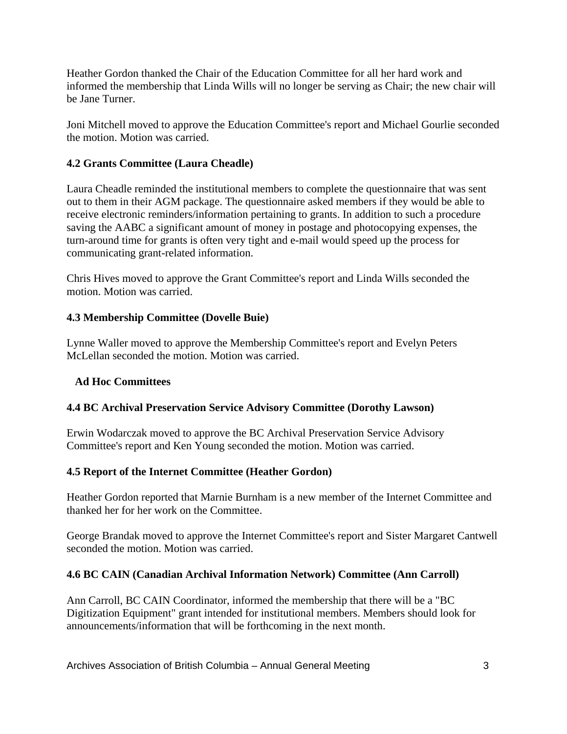Heather Gordon thanked the Chair of the Education Committee for all her hard work and informed the membership that Linda Wills will no longer be serving as Chair; the new chair will be Jane Turner.

Joni Mitchell moved to approve the Education Committee's report and Michael Gourlie seconded the motion. Motion was carried.

### 4.2 Grants Committee (Laura Cheadle)

Laura Cheadle reminded the institutional members to complete the questionnaire that was sent out to them in their AGM package. The questionnaire asked members if they would be able to receive electronic reminders/information pertaining to grants. In addition to such a procedure saving the AABC a significant amount of money in postage and photocopying expenses, the turn-around time for grants is often very tight and e-mail would speed up the process for communicating grant-related information.

Chris Hives moved to approve the Grant Committee's report and Linda Wills seconded the motion. Motion was carried.

### 4.3 Membership Committee (Dovelle Buie)

Lynne Waller moved to approve the Membership Committee's report and Evelyn Peters McLellan seconded the motion. Motion was carried.

### Ad Hoc Committees

### 4.4 BC Archival Preservation Service Advisory Committee (Dorothy Lawson)

Erwin Wodarczak moved to approve the BC Archival Preservation Service Advisory Committee's report and Ken Young seconded the motion. Motion was carried.

### 4.5 Report of the Internet Committee (Heather Gordon)

Heather Gordon reported that Marnie Burnham is a new member of the Internet Committee and thanked her for her work on the Committee.

George Brandak moved to approve the Internet Committee's report and Sister Margaret Cantwell seconded the motion. Motion was carried.

### 4.6 BC CAIN (Canadian Archival Information Network) Committee (Ann Carroll)

Ann Carroll, BC CAIN Coordinator, informed the membership that there will be a "BC Digitization Equipment" grant intended for institutional members. Members should look for announcements/information that will be forthcoming in the next month.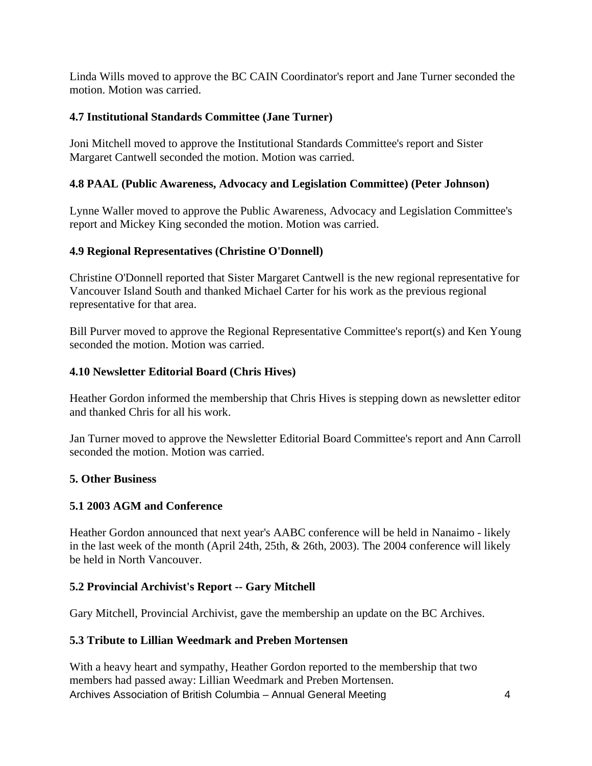Linda Wills moved to approve the BC CAIN Coordinator's report and Jane Turner seconded the motion. Motion was carried.

**4.7 Institutional Standards Committee (Jane Turner)**

Joni Mitchell moved to approve the Institutional Standards Committee's report and Sister Margaret Cantwell seconded the motion. Motion was carried.

**4.8 PAAL (Public Awareness, Advocacy and Legislation Committee) (Peter Johnson)**

Lynne Waller moved to approve the Public Awareness, Advocacy and Legislation Committee's report and Mickey King seconded the motion. Motion was carried.

**4.9 Regional Representatives (Christine O'Donnell)**

Christine O'Donnell reported that Sister Margaret Cantwell is the new regional representative for Vancouver Island South and thanked Michael Carter for his work as the previous regional representative for that area.

Bill Purver moved to approve the Regional Representative Committee's report(s) and Ken Young seconded the motion. Motion was carried.

**4.10 Newsletter Editorial Board (Chris Hives)**

Heather Gordon informed the membership that Chris Hives is stepping down as newsletter editor and thanked Chris for all his work.

Jan Turner moved to approve the Newsletter Editorial Board Committee's report and Ann Carroll seconded the motion. Motion was carried.

**5. Other Business**

**5.1 2003 AGM and Conference**

Heather Gordon announced that next year's AABC conference will be held in Nanaimo - likely in the last week of the month (April 24th, 25th, & 26th, 2003). The 2004 conference will likely be held in North Vancouver.

**5.2 Provincial Archivist's Report -- Gary Mitchell**

Gary Mitchell, Provincial Archivist, gave the membership an update on the BC Archives.

**5.3 Tribute to Lillian Weedmark and Preben Mortensen**

With a heavy heart and sympathy, Heather Gordon reported to the membership that two members had passed away: Lillian Weedmark and Preben Mortensen.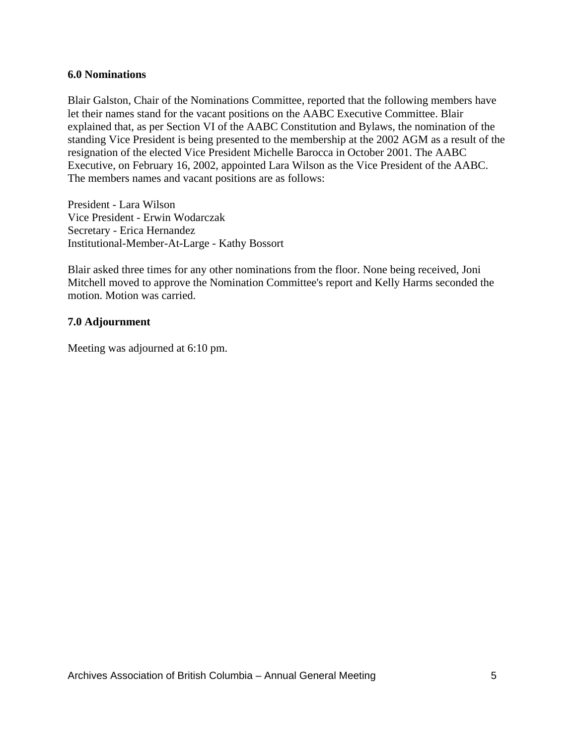**6.0 Nominations**

Blair Galston, Chair of the Nominations Committee, reported that the following members have let their names stand for the vacant positions on the AABC Executive Committee. Blair explained that, as per Section VI of the AABC Constitution and Bylaws, the nomination of the standing Vice President is being presented to the membership at the 2002 AGM as a result of the resignation of the elected Vice President Michelle Barocca in October 2001. The AABC Executive, on February 16, 2002, appointed Lara Wilson as the Vice President of the AABC. The members names and vacant positions are as follows:

President - Lara Wilson
Vice President - Erwin Wodarczak
Secretary - Erica Hernandez
Institutional-Member-At-Large - Kathy Bossort

Blair asked three times for any other nominations from the floor. None being received, Joni Mitchell moved to approve the Nomination Committee's report and Kelly Harms seconded the motion. Motion was carried.

**7.0 Adjournment**

Meeting was adjourned at 6:10 pm.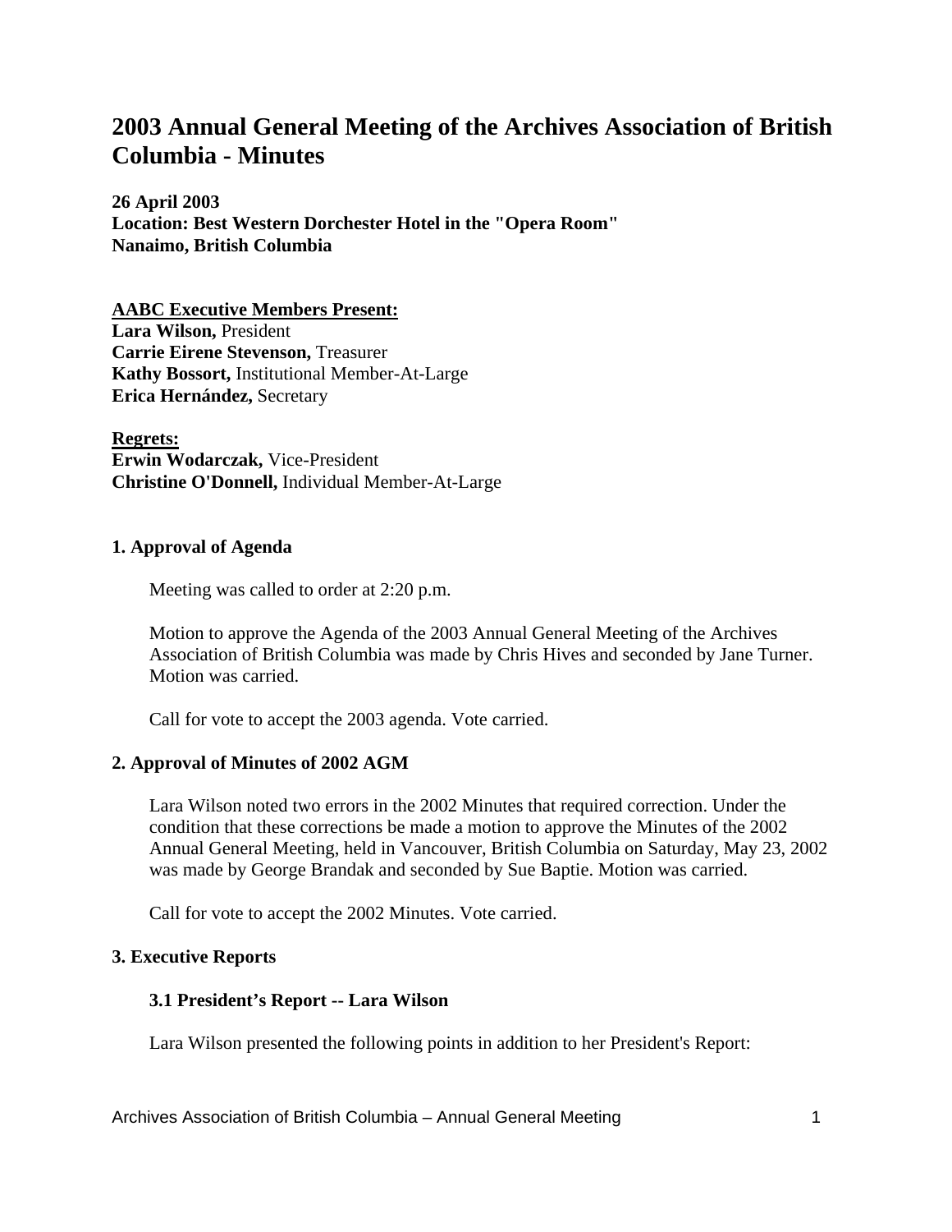# 2003 Annual General Meeting of the Archives Association of British Columbia - Minutes

**26 April 2003**
**Location: Best Western Dorchester Hotel in the "Opera Room"**
**Nanaimo, British Columbia**

**AABC Executive Members Present:**
**Lara Wilson,** President
**Carrie Eirene Stevenson,** Treasurer
**Kathy Bossort,** Institutional Member-At-Large
**Erica Hernández,** Secretary

**Regrets:**
**Erwin Wodarczak,** Vice-President
**Christine O'Donnell,** Individual Member-At-Large

### 1. Approval of Agenda

Meeting was called to order at 2:20 p.m.

Motion to approve the Agenda of the 2003 Annual General Meeting of the Archives Association of British Columbia was made by Chris Hives and seconded by Jane Turner. Motion was carried.

Call for vote to accept the 2003 agenda. Vote carried.

### 2. Approval of Minutes of 2002 AGM

Lara Wilson noted two errors in the 2002 Minutes that required correction. Under the condition that these corrections be made a motion to approve the Minutes of the 2002 Annual General Meeting, held in Vancouver, British Columbia on Saturday, May 23, 2002 was made by George Brandak and seconded by Sue Baptie. Motion was carried.

Call for vote to accept the 2002 Minutes. Vote carried.

### 3. Executive Reports

#### 3.1 President's Report -- Lara Wilson

Lara Wilson presented the following points in addition to her President's Report: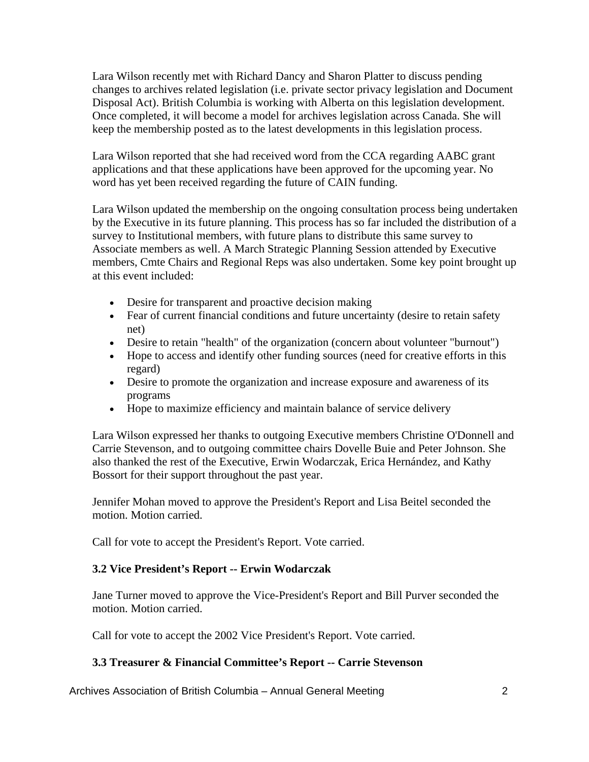Lara Wilson recently met with Richard Dancy and Sharon Platter to discuss pending changes to archives related legislation (i.e. private sector privacy legislation and Document Disposal Act). British Columbia is working with Alberta on this legislation development. Once completed, it will become a model for archives legislation across Canada. She will keep the membership posted as to the latest developments in this legislation process.

Lara Wilson reported that she had received word from the CCA regarding AABC grant applications and that these applications have been approved for the upcoming year. No word has yet been received regarding the future of CAIN funding.

Lara Wilson updated the membership on the ongoing consultation process being undertaken by the Executive in its future planning. This process has so far included the distribution of a survey to Institutional members, with future plans to distribute this same survey to Associate members as well. A March Strategic Planning Session attended by Executive members, Cmte Chairs and Regional Reps was also undertaken. Some key point brought up at this event included:

- Desire for transparent and proactive decision making
- Fear of current financial conditions and future uncertainty (desire to retain safety net)
- Desire to retain "health" of the organization (concern about volunteer "burnout")
- Hope to access and identify other funding sources (need for creative efforts in this regard)
- Desire to promote the organization and increase exposure and awareness of its programs
- Hope to maximize efficiency and maintain balance of service delivery

Lara Wilson expressed her thanks to outgoing Executive members Christine O'Donnell and Carrie Stevenson, and to outgoing committee chairs Dovelle Buie and Peter Johnson. She also thanked the rest of the Executive, Erwin Wodarczak, Erica Hernández, and Kathy Bossort for their support throughout the past year.

Jennifer Mohan moved to approve the President's Report and Lisa Beitel seconded the motion. Motion carried.

Call for vote to accept the President's Report. Vote carried.

### 3.2 Vice President's Report -- Erwin Wodarczak

Jane Turner moved to approve the Vice-President's Report and Bill Purver seconded the motion. Motion carried.

Call for vote to accept the 2002 Vice President's Report. Vote carried.

### 3.3 Treasurer & Financial Committee's Report -- Carrie Stevenson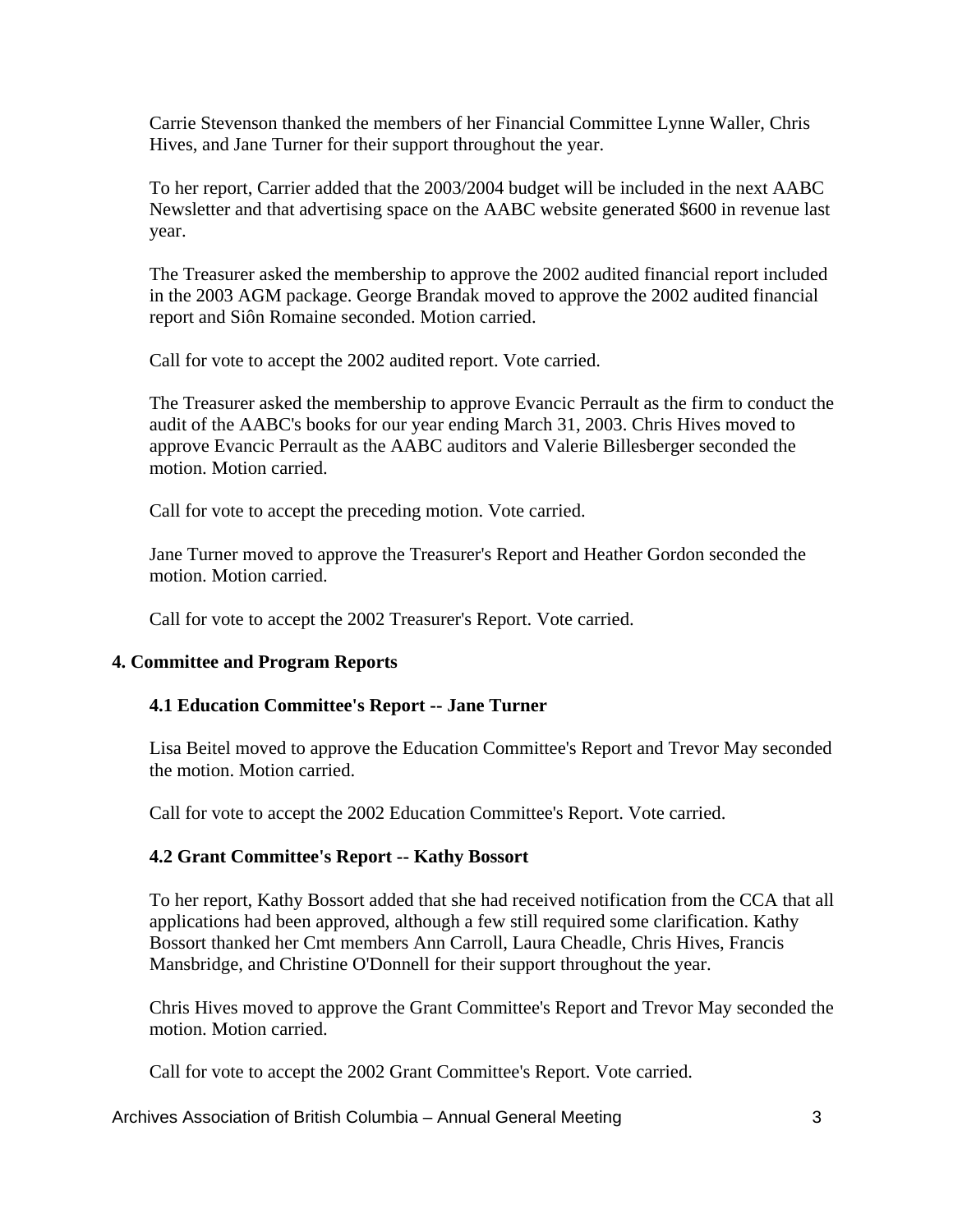Carrie Stevenson thanked the members of her Financial Committee Lynne Waller, Chris Hives, and Jane Turner for their support throughout the year.

To her report, Carrier added that the 2003/2004 budget will be included in the next AABC Newsletter and that advertising space on the AABC website generated $600 in revenue last year.

The Treasurer asked the membership to approve the 2002 audited financial report included in the 2003 AGM package. George Brandak moved to approve the 2002 audited financial report and Siôn Romaine seconded. Motion carried.

Call for vote to accept the 2002 audited report. Vote carried.

The Treasurer asked the membership to approve Evancic Perrault as the firm to conduct the audit of the AABC's books for our year ending March 31, 2003. Chris Hives moved to approve Evancic Perrault as the AABC auditors and Valerie Billesberger seconded the motion. Motion carried.

Call for vote to accept the preceding motion. Vote carried.

Jane Turner moved to approve the Treasurer's Report and Heather Gordon seconded the motion. Motion carried.

Call for vote to accept the 2002 Treasurer's Report. Vote carried.

## 4. Committee and Program Reports

### 4.1 Education Committee's Report -- Jane Turner

Lisa Beitel moved to approve the Education Committee's Report and Trevor May seconded the motion. Motion carried.

Call for vote to accept the 2002 Education Committee's Report. Vote carried.

### 4.2 Grant Committee's Report -- Kathy Bossort

To her report, Kathy Bossort added that she had received notification from the CCA that all applications had been approved, although a few still required some clarification. Kathy Bossort thanked her Cmt members Ann Carroll, Laura Cheadle, Chris Hives, Francis Mansbridge, and Christine O'Donnell for their support throughout the year.

Chris Hives moved to approve the Grant Committee's Report and Trevor May seconded the motion. Motion carried.

Call for vote to accept the 2002 Grant Committee's Report. Vote carried.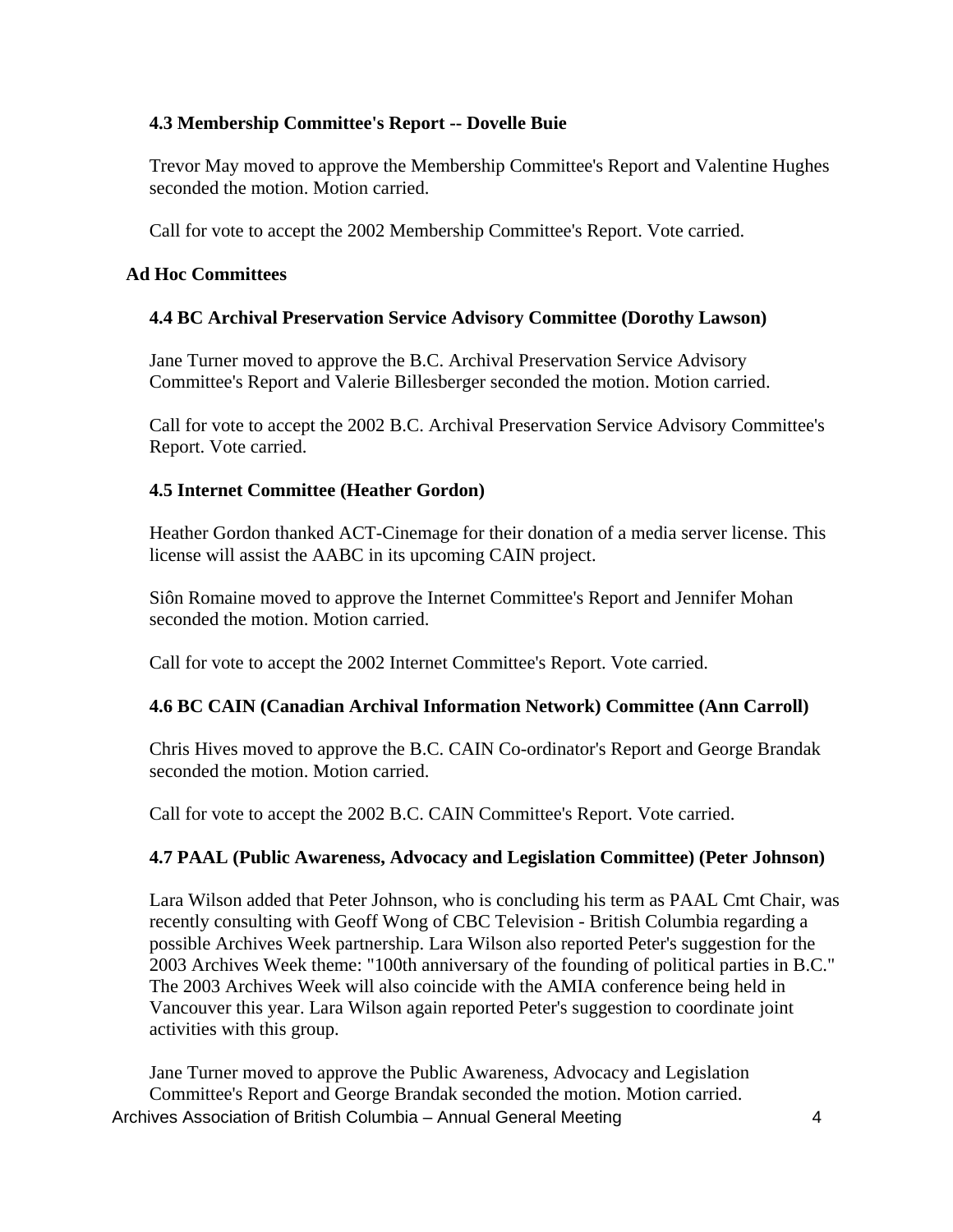### 4.3 Membership Committee's Report -- Dovelle Buie

Trevor May moved to approve the Membership Committee's Report and Valentine Hughes seconded the motion. Motion carried.

Call for vote to accept the 2002 Membership Committee's Report. Vote carried.

## Ad Hoc Committees

### 4.4 BC Archival Preservation Service Advisory Committee (Dorothy Lawson)

Jane Turner moved to approve the B.C. Archival Preservation Service Advisory Committee's Report and Valerie Billesberger seconded the motion. Motion carried.

Call for vote to accept the 2002 B.C. Archival Preservation Service Advisory Committee's Report. Vote carried.

### 4.5 Internet Committee (Heather Gordon)

Heather Gordon thanked ACT-Cinemage for their donation of a media server license. This license will assist the AABC in its upcoming CAIN project.

Siôn Romaine moved to approve the Internet Committee's Report and Jennifer Mohan seconded the motion. Motion carried.

Call for vote to accept the 2002 Internet Committee's Report. Vote carried.

### 4.6 BC CAIN (Canadian Archival Information Network) Committee (Ann Carroll)

Chris Hives moved to approve the B.C. CAIN Co-ordinator's Report and George Brandak seconded the motion. Motion carried.

Call for vote to accept the 2002 B.C. CAIN Committee's Report. Vote carried.

### 4.7 PAAL (Public Awareness, Advocacy and Legislation Committee) (Peter Johnson)

Lara Wilson added that Peter Johnson, who is concluding his term as PAAL Cmt Chair, was recently consulting with Geoff Wong of CBC Television - British Columbia regarding a possible Archives Week partnership. Lara Wilson also reported Peter's suggestion for the 2003 Archives Week theme: "100th anniversary of the founding of political parties in B.C." The 2003 Archives Week will also coincide with the AMIA conference being held in Vancouver this year. Lara Wilson again reported Peter's suggestion to coordinate joint activities with this group.

Jane Turner moved to approve the Public Awareness, Advocacy and Legislation Committee's Report and George Brandak seconded the motion. Motion carried.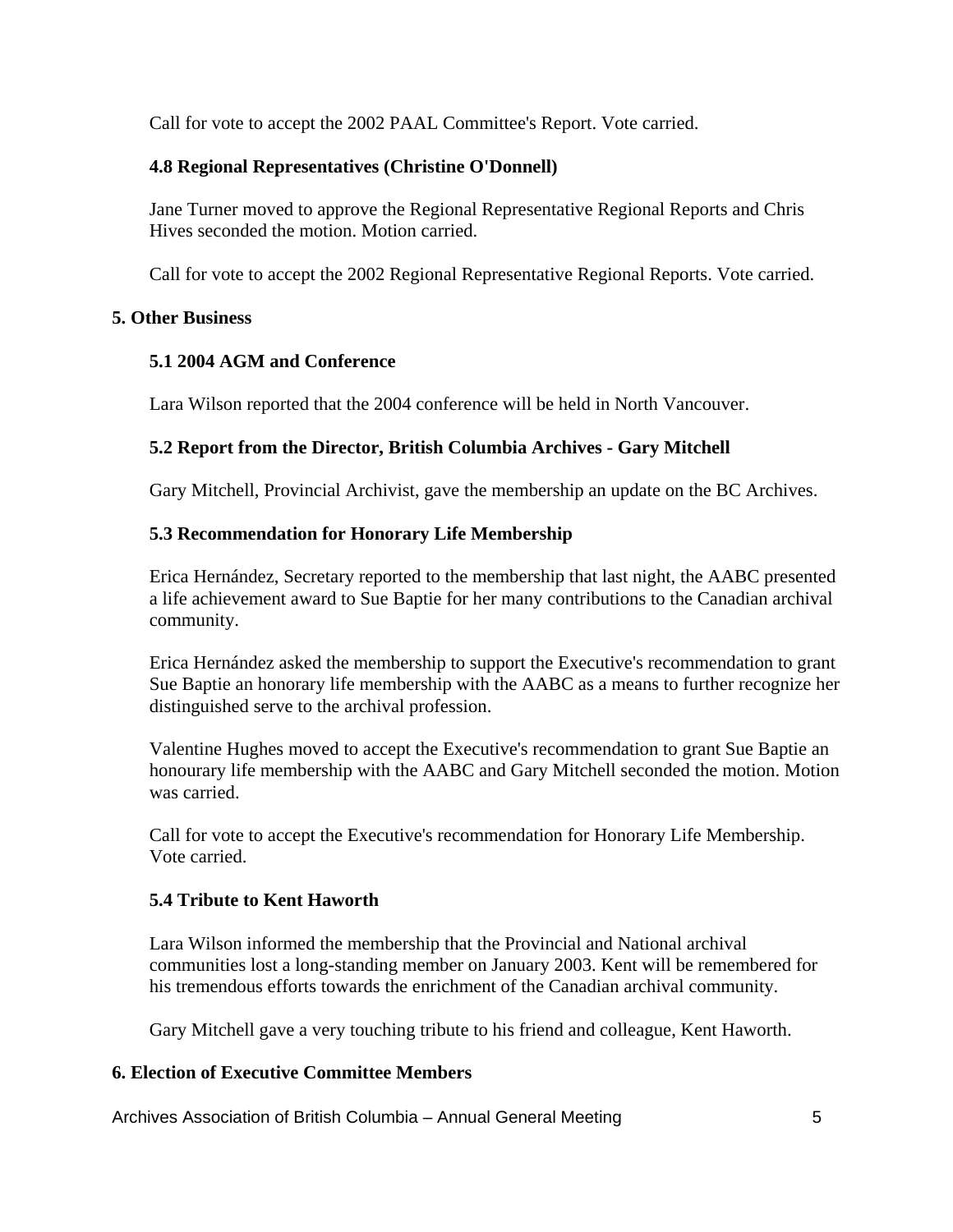Call for vote to accept the 2002 PAAL Committee's Report. Vote carried.

### 4.8 Regional Representatives (Christine O'Donnell)

Jane Turner moved to approve the Regional Representative Regional Reports and Chris Hives seconded the motion. Motion carried.

Call for vote to accept the 2002 Regional Representative Regional Reports. Vote carried.

## 5. Other Business

### 5.1 2004 AGM and Conference

Lara Wilson reported that the 2004 conference will be held in North Vancouver.

### 5.2 Report from the Director, British Columbia Archives - Gary Mitchell

Gary Mitchell, Provincial Archivist, gave the membership an update on the BC Archives.

### 5.3 Recommendation for Honorary Life Membership

Erica Hernández, Secretary reported to the membership that last night, the AABC presented a life achievement award to Sue Baptie for her many contributions to the Canadian archival community.

Erica Hernández asked the membership to support the Executive's recommendation to grant Sue Baptie an honorary life membership with the AABC as a means to further recognize her distinguished serve to the archival profession.

Valentine Hughes moved to accept the Executive's recommendation to grant Sue Baptie an honourary life membership with the AABC and Gary Mitchell seconded the motion. Motion was carried.

Call for vote to accept the Executive's recommendation for Honorary Life Membership. Vote carried.

### 5.4 Tribute to Kent Haworth

Lara Wilson informed the membership that the Provincial and National archival communities lost a long-standing member on January 2003. Kent will be remembered for his tremendous efforts towards the enrichment of the Canadian archival community.

Gary Mitchell gave a very touching tribute to his friend and colleague, Kent Haworth.

## 6. Election of Executive Committee Members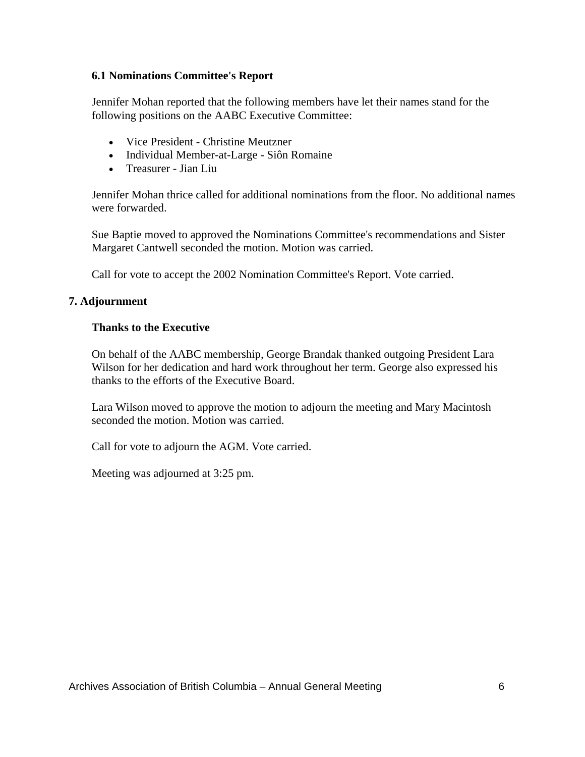### 6.1 Nominations Committee's Report

Jennifer Mohan reported that the following members have let their names stand for the following positions on the AABC Executive Committee:

- Vice President - Christine Meutzner
- Individual Member-at-Large - Siôn Romaine
- Treasurer - Jian Liu

Jennifer Mohan thrice called for additional nominations from the floor. No additional names were forwarded.

Sue Baptie moved to approved the Nominations Committee's recommendations and Sister Margaret Cantwell seconded the motion. Motion was carried.

Call for vote to accept the 2002 Nomination Committee's Report. Vote carried.

## 7. Adjournment

### Thanks to the Executive

On behalf of the AABC membership, George Brandak thanked outgoing President Lara Wilson for her dedication and hard work throughout her term. George also expressed his thanks to the efforts of the Executive Board.

Lara Wilson moved to approve the motion to adjourn the meeting and Mary Macintosh seconded the motion. Motion was carried.

Call for vote to adjourn the AGM. Vote carried.

Meeting was adjourned at 3:25 pm.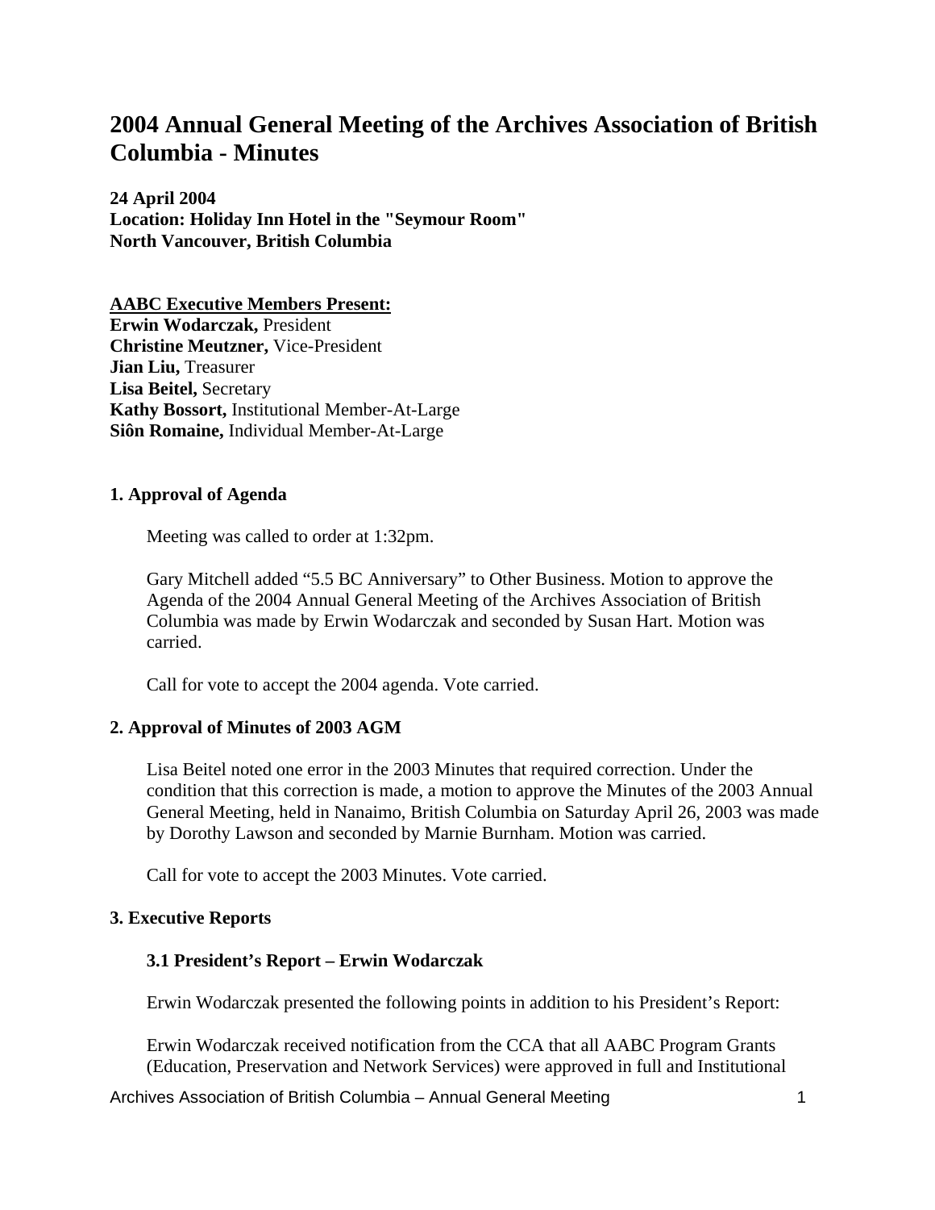# 2004 Annual General Meeting of the Archives Association of British Columbia - Minutes

**24 April 2004**
**Location: Holiday Inn Hotel in the "Seymour Room"**
**North Vancouver, British Columbia**

**AABC Executive Members Present:**
**Erwin Wodarczak,** President
**Christine Meutzner,** Vice-President
**Jian Liu,** Treasurer
**Lisa Beitel,** Secretary
**Kathy Bossort,** Institutional Member-At-Large
**Siôn Romaine,** Individual Member-At-Large

### 1. Approval of Agenda

Meeting was called to order at 1:32pm.

Gary Mitchell added "5.5 BC Anniversary" to Other Business. Motion to approve the Agenda of the 2004 Annual General Meeting of the Archives Association of British Columbia was made by Erwin Wodarczak and seconded by Susan Hart. Motion was carried.

Call for vote to accept the 2004 agenda. Vote carried.

### 2. Approval of Minutes of 2003 AGM

Lisa Beitel noted one error in the 2003 Minutes that required correction. Under the condition that this correction is made, a motion to approve the Minutes of the 2003 Annual General Meeting, held in Nanaimo, British Columbia on Saturday April 26, 2003 was made by Dorothy Lawson and seconded by Marnie Burnham. Motion was carried.

Call for vote to accept the 2003 Minutes. Vote carried.

### 3. Executive Reports

#### 3.1 President's Report – Erwin Wodarczak

Erwin Wodarczak presented the following points in addition to his President's Report:

Erwin Wodarczak received notification from the CCA that all AABC Program Grants (Education, Preservation and Network Services) were approved in full and Institutional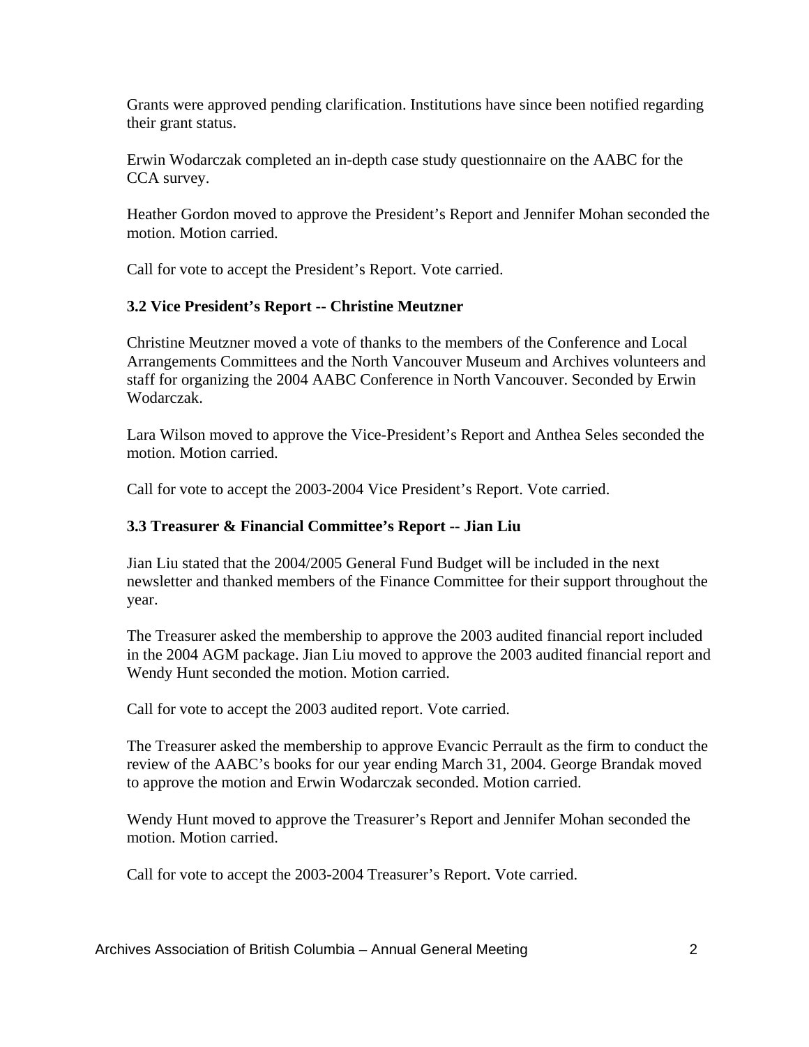Grants were approved pending clarification. Institutions have since been notified regarding their grant status.

Erwin Wodarczak completed an in-depth case study questionnaire on the AABC for the CCA survey.

Heather Gordon moved to approve the President's Report and Jennifer Mohan seconded the motion. Motion carried.

Call for vote to accept the President's Report. Vote carried.

### 3.2 Vice President's Report -- Christine Meutzner

Christine Meutzner moved a vote of thanks to the members of the Conference and Local Arrangements Committees and the North Vancouver Museum and Archives volunteers and staff for organizing the 2004 AABC Conference in North Vancouver. Seconded by Erwin Wodarczak.

Lara Wilson moved to approve the Vice-President's Report and Anthea Seles seconded the motion. Motion carried.

Call for vote to accept the 2003-2004 Vice President's Report. Vote carried.

### 3.3 Treasurer & Financial Committee's Report -- Jian Liu

Jian Liu stated that the 2004/2005 General Fund Budget will be included in the next newsletter and thanked members of the Finance Committee for their support throughout the year.

The Treasurer asked the membership to approve the 2003 audited financial report included in the 2004 AGM package. Jian Liu moved to approve the 2003 audited financial report and Wendy Hunt seconded the motion. Motion carried.

Call for vote to accept the 2003 audited report. Vote carried.

The Treasurer asked the membership to approve Evancic Perrault as the firm to conduct the review of the AABC's books for our year ending March 31, 2004. George Brandak moved to approve the motion and Erwin Wodarczak seconded. Motion carried.

Wendy Hunt moved to approve the Treasurer's Report and Jennifer Mohan seconded the motion. Motion carried.

Call for vote to accept the 2003-2004 Treasurer's Report. Vote carried.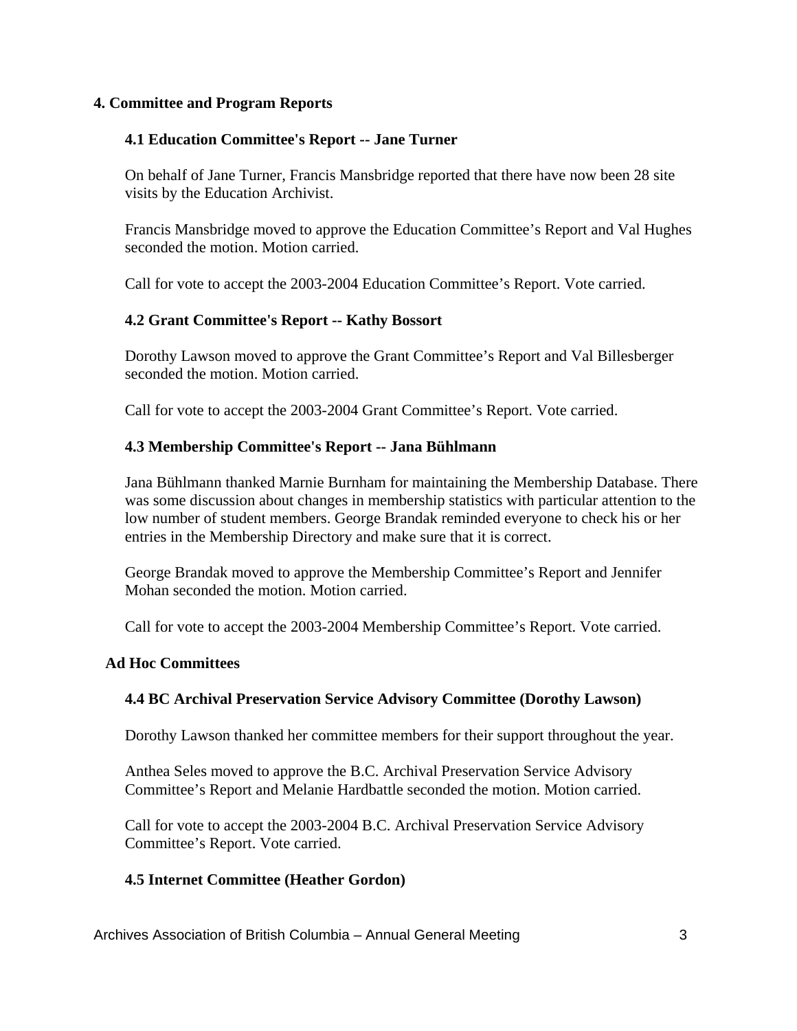## 4. Committee and Program Reports

### 4.1 Education Committee's Report -- Jane Turner

On behalf of Jane Turner, Francis Mansbridge reported that there have now been 28 site visits by the Education Archivist.

Francis Mansbridge moved to approve the Education Committee's Report and Val Hughes seconded the motion. Motion carried.

Call for vote to accept the 2003-2004 Education Committee's Report. Vote carried.

### 4.2 Grant Committee's Report -- Kathy Bossort

Dorothy Lawson moved to approve the Grant Committee's Report and Val Billesberger seconded the motion. Motion carried.

Call for vote to accept the 2003-2004 Grant Committee's Report. Vote carried.

### 4.3 Membership Committee's Report -- Jana Bühlmann

Jana Bühlmann thanked Marnie Burnham for maintaining the Membership Database. There was some discussion about changes in membership statistics with particular attention to the low number of student members. George Brandak reminded everyone to check his or her entries in the Membership Directory and make sure that it is correct.

George Brandak moved to approve the Membership Committee's Report and Jennifer Mohan seconded the motion. Motion carried.

Call for vote to accept the 2003-2004 Membership Committee's Report. Vote carried.

### Ad Hoc Committees

### 4.4 BC Archival Preservation Service Advisory Committee (Dorothy Lawson)

Dorothy Lawson thanked her committee members for their support throughout the year.

Anthea Seles moved to approve the B.C. Archival Preservation Service Advisory Committee's Report and Melanie Hardbattle seconded the motion. Motion carried.

Call for vote to accept the 2003-2004 B.C. Archival Preservation Service Advisory Committee's Report. Vote carried.

### 4.5 Internet Committee (Heather Gordon)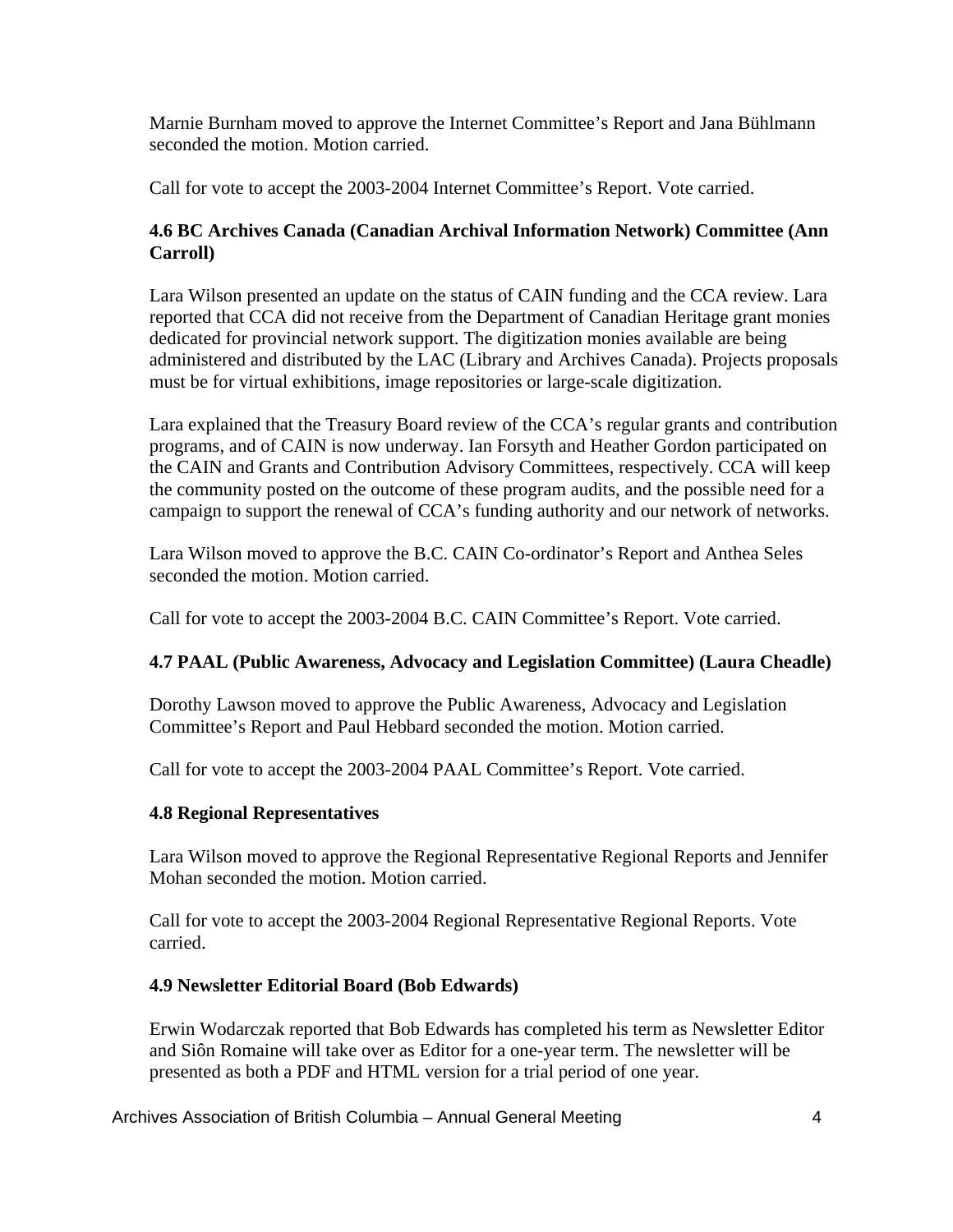Marnie Burnham moved to approve the Internet Committee's Report and Jana Bühlmann seconded the motion. Motion carried.

Call for vote to accept the 2003-2004 Internet Committee's Report. Vote carried.

### 4.6 BC Archives Canada (Canadian Archival Information Network) Committee (Ann Carroll)

Lara Wilson presented an update on the status of CAIN funding and the CCA review. Lara reported that CCA did not receive from the Department of Canadian Heritage grant monies dedicated for provincial network support. The digitization monies available are being administered and distributed by the LAC (Library and Archives Canada). Projects proposals must be for virtual exhibitions, image repositories or large-scale digitization.

Lara explained that the Treasury Board review of the CCA's regular grants and contribution programs, and of CAIN is now underway. Ian Forsyth and Heather Gordon participated on the CAIN and Grants and Contribution Advisory Committees, respectively. CCA will keep the community posted on the outcome of these program audits, and the possible need for a campaign to support the renewal of CCA's funding authority and our network of networks.

Lara Wilson moved to approve the B.C. CAIN Co-ordinator's Report and Anthea Seles seconded the motion. Motion carried.

Call for vote to accept the 2003-2004 B.C. CAIN Committee's Report. Vote carried.

### 4.7 PAAL (Public Awareness, Advocacy and Legislation Committee) (Laura Cheadle)

Dorothy Lawson moved to approve the Public Awareness, Advocacy and Legislation Committee's Report and Paul Hebbard seconded the motion. Motion carried.

Call for vote to accept the 2003-2004 PAAL Committee's Report. Vote carried.

### 4.8 Regional Representatives

Lara Wilson moved to approve the Regional Representative Regional Reports and Jennifer Mohan seconded the motion. Motion carried.

Call for vote to accept the 2003-2004 Regional Representative Regional Reports. Vote carried.

### 4.9 Newsletter Editorial Board (Bob Edwards)

Erwin Wodarczak reported that Bob Edwards has completed his term as Newsletter Editor and Siôn Romaine will take over as Editor for a one-year term. The newsletter will be presented as both a PDF and HTML version for a trial period of one year.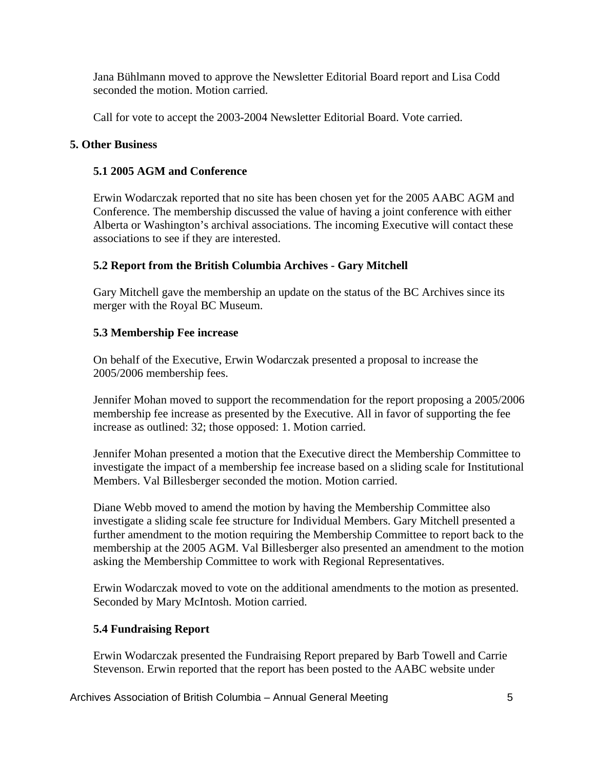Jana Bühlmann moved to approve the Newsletter Editorial Board report and Lisa Codd seconded the motion. Motion carried.

Call for vote to accept the 2003-2004 Newsletter Editorial Board. Vote carried.

## 5. Other Business

### 5.1 2005 AGM and Conference

Erwin Wodarczak reported that no site has been chosen yet for the 2005 AABC AGM and Conference. The membership discussed the value of having a joint conference with either Alberta or Washington's archival associations. The incoming Executive will contact these associations to see if they are interested.

### 5.2 Report from the British Columbia Archives - Gary Mitchell

Gary Mitchell gave the membership an update on the status of the BC Archives since its merger with the Royal BC Museum.

### 5.3 Membership Fee increase

On behalf of the Executive, Erwin Wodarczak presented a proposal to increase the 2005/2006 membership fees.

Jennifer Mohan moved to support the recommendation for the report proposing a 2005/2006 membership fee increase as presented by the Executive. All in favor of supporting the fee increase as outlined: 32; those opposed: 1. Motion carried.

Jennifer Mohan presented a motion that the Executive direct the Membership Committee to investigate the impact of a membership fee increase based on a sliding scale for Institutional Members. Val Billesberger seconded the motion. Motion carried.

Diane Webb moved to amend the motion by having the Membership Committee also investigate a sliding scale fee structure for Individual Members. Gary Mitchell presented a further amendment to the motion requiring the Membership Committee to report back to the membership at the 2005 AGM. Val Billesberger also presented an amendment to the motion asking the Membership Committee to work with Regional Representatives.

Erwin Wodarczak moved to vote on the additional amendments to the motion as presented. Seconded by Mary McIntosh. Motion carried.

### 5.4 Fundraising Report

Erwin Wodarczak presented the Fundraising Report prepared by Barb Towell and Carrie Stevenson. Erwin reported that the report has been posted to the AABC website under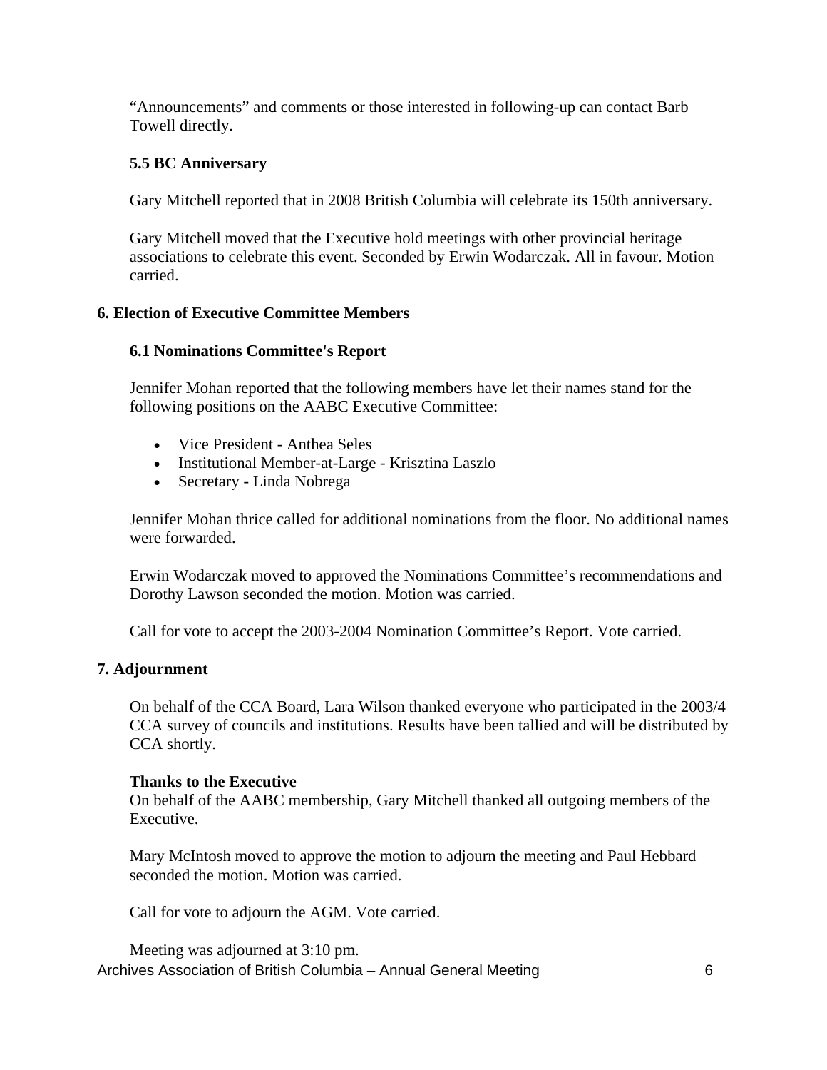"Announcements" and comments or those interested in following-up can contact Barb Towell directly.

### 5.5 BC Anniversary

Gary Mitchell reported that in 2008 British Columbia will celebrate its 150th anniversary.

Gary Mitchell moved that the Executive hold meetings with other provincial heritage associations to celebrate this event. Seconded by Erwin Wodarczak. All in favour. Motion carried.

## 6. Election of Executive Committee Members

### 6.1 Nominations Committee's Report

Jennifer Mohan reported that the following members have let their names stand for the following positions on the AABC Executive Committee:

- Vice President - Anthea Seles
- Institutional Member-at-Large - Krisztina Laszlo
- Secretary - Linda Nobrega

Jennifer Mohan thrice called for additional nominations from the floor. No additional names were forwarded.

Erwin Wodarczak moved to approved the Nominations Committee's recommendations and Dorothy Lawson seconded the motion. Motion was carried.

Call for vote to accept the 2003-2004 Nomination Committee's Report. Vote carried.

## 7. Adjournment

On behalf of the CCA Board, Lara Wilson thanked everyone who participated in the 2003/4 CCA survey of councils and institutions. Results have been tallied and will be distributed by CCA shortly.

**Thanks to the Executive**
On behalf of the AABC membership, Gary Mitchell thanked all outgoing members of the Executive.

Mary McIntosh moved to approve the motion to adjourn the meeting and Paul Hebbard seconded the motion. Motion was carried.

Call for vote to adjourn the AGM. Vote carried.

Meeting was adjourned at 3:10 pm.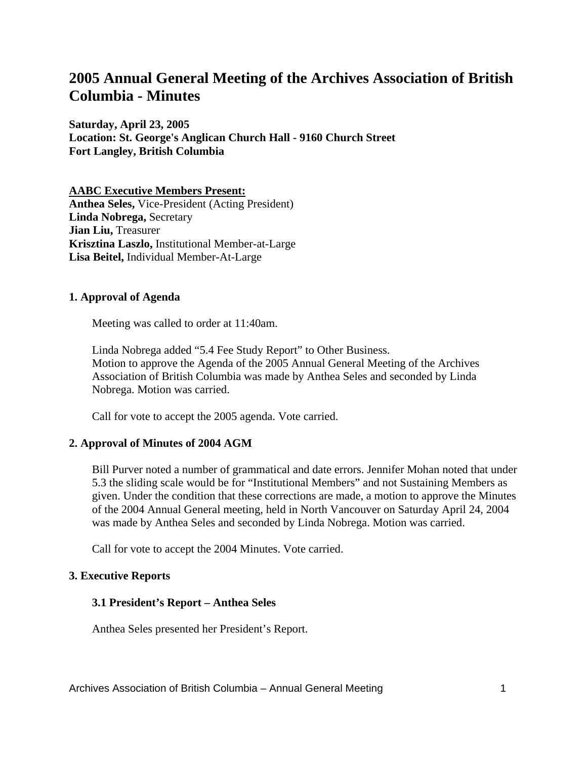# 2005 Annual General Meeting of the Archives Association of British Columbia - Minutes

**Saturday, April 23, 2005**
**Location: St. George's Anglican Church Hall - 9160 Church Street**
**Fort Langley, British Columbia**

**AABC Executive Members Present:**
**Anthea Seles,** Vice-President (Acting President)
**Linda Nobrega,** Secretary
**Jian Liu,** Treasurer
**Krisztina Laszlo,** Institutional Member-at-Large
**Lisa Beitel,** Individual Member-At-Large

### 1. Approval of Agenda

Meeting was called to order at 11:40am.

Linda Nobrega added "5.4 Fee Study Report" to Other Business.
Motion to approve the Agenda of the 2005 Annual General Meeting of the Archives Association of British Columbia was made by Anthea Seles and seconded by Linda Nobrega. Motion was carried.

Call for vote to accept the 2005 agenda. Vote carried.

### 2. Approval of Minutes of 2004 AGM

Bill Purver noted a number of grammatical and date errors. Jennifer Mohan noted that under 5.3 the sliding scale would be for "Institutional Members" and not Sustaining Members as given. Under the condition that these corrections are made, a motion to approve the Minutes of the 2004 Annual General meeting, held in North Vancouver on Saturday April 24, 2004 was made by Anthea Seles and seconded by Linda Nobrega. Motion was carried.

Call for vote to accept the 2004 Minutes. Vote carried.

### 3. Executive Reports

#### 3.1 President's Report – Anthea Seles

Anthea Seles presented her President's Report.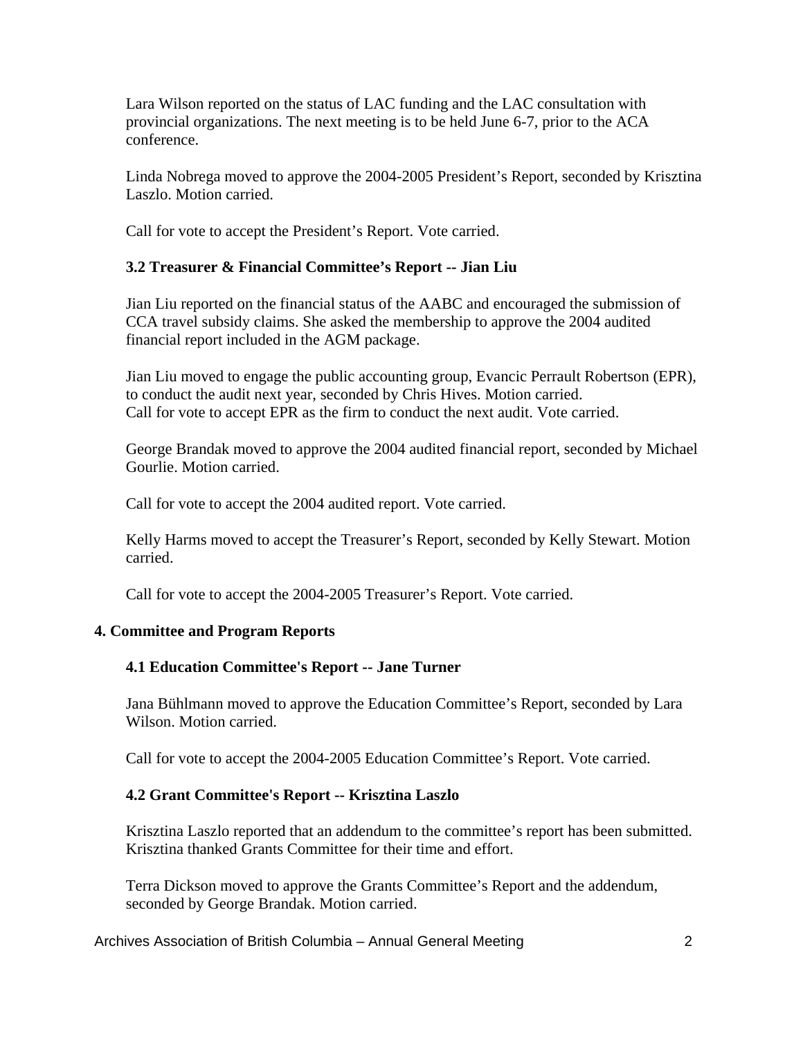Lara Wilson reported on the status of LAC funding and the LAC consultation with provincial organizations. The next meeting is to be held June 6-7, prior to the ACA conference.

Linda Nobrega moved to approve the 2004-2005 President's Report, seconded by Krisztina Laszlo. Motion carried.

Call for vote to accept the President's Report. Vote carried.

### 3.2 Treasurer & Financial Committee's Report -- Jian Liu

Jian Liu reported on the financial status of the AABC and encouraged the submission of CCA travel subsidy claims. She asked the membership to approve the 2004 audited financial report included in the AGM package.

Jian Liu moved to engage the public accounting group, Evancic Perrault Robertson (EPR), to conduct the audit next year, seconded by Chris Hives. Motion carried.
Call for vote to accept EPR as the firm to conduct the next audit. Vote carried.

George Brandak moved to approve the 2004 audited financial report, seconded by Michael Gourlie. Motion carried.

Call for vote to accept the 2004 audited report. Vote carried.

Kelly Harms moved to accept the Treasurer's Report, seconded by Kelly Stewart. Motion carried.

Call for vote to accept the 2004-2005 Treasurer's Report. Vote carried.

## 4. Committee and Program Reports

### 4.1 Education Committee's Report -- Jane Turner

Jana Bühlmann moved to approve the Education Committee's Report, seconded by Lara Wilson. Motion carried.

Call for vote to accept the 2004-2005 Education Committee's Report. Vote carried.

### 4.2 Grant Committee's Report -- Krisztina Laszlo

Krisztina Laszlo reported that an addendum to the committee's report has been submitted. Krisztina thanked Grants Committee for their time and effort.

Terra Dickson moved to approve the Grants Committee's Report and the addendum, seconded by George Brandak. Motion carried.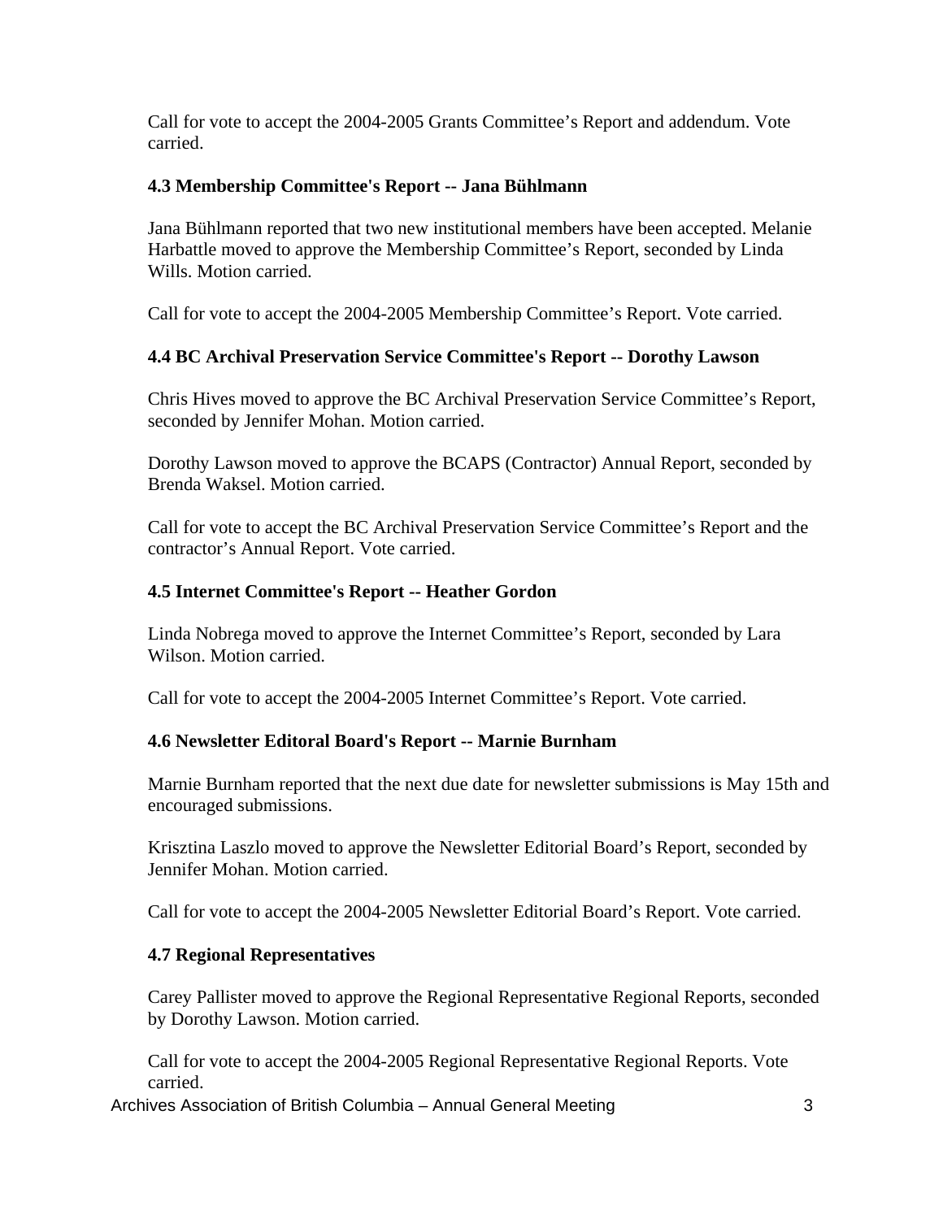Call for vote to accept the 2004-2005 Grants Committee's Report and addendum. Vote carried.

**4.3 Membership Committee's Report -- Jana Bühlmann**

Jana Bühlmann reported that two new institutional members have been accepted. Melanie Harbattle moved to approve the Membership Committee's Report, seconded by Linda Wills. Motion carried.

Call for vote to accept the 2004-2005 Membership Committee's Report. Vote carried.

**4.4 BC Archival Preservation Service Committee's Report -- Dorothy Lawson**

Chris Hives moved to approve the BC Archival Preservation Service Committee's Report, seconded by Jennifer Mohan. Motion carried.

Dorothy Lawson moved to approve the BCAPS (Contractor) Annual Report, seconded by Brenda Waksel. Motion carried.

Call for vote to accept the BC Archival Preservation Service Committee's Report and the contractor's Annual Report. Vote carried.

**4.5 Internet Committee's Report -- Heather Gordon**

Linda Nobrega moved to approve the Internet Committee's Report, seconded by Lara Wilson. Motion carried.

Call for vote to accept the 2004-2005 Internet Committee's Report. Vote carried.

**4.6 Newsletter Editoral Board's Report -- Marnie Burnham**

Marnie Burnham reported that the next due date for newsletter submissions is May 15th and encouraged submissions.

Krisztina Laszlo moved to approve the Newsletter Editorial Board's Report, seconded by Jennifer Mohan. Motion carried.

Call for vote to accept the 2004-2005 Newsletter Editorial Board's Report. Vote carried.

**4.7 Regional Representatives**

Carey Pallister moved to approve the Regional Representative Regional Reports, seconded by Dorothy Lawson. Motion carried.

Call for vote to accept the 2004-2005 Regional Representative Regional Reports. Vote carried.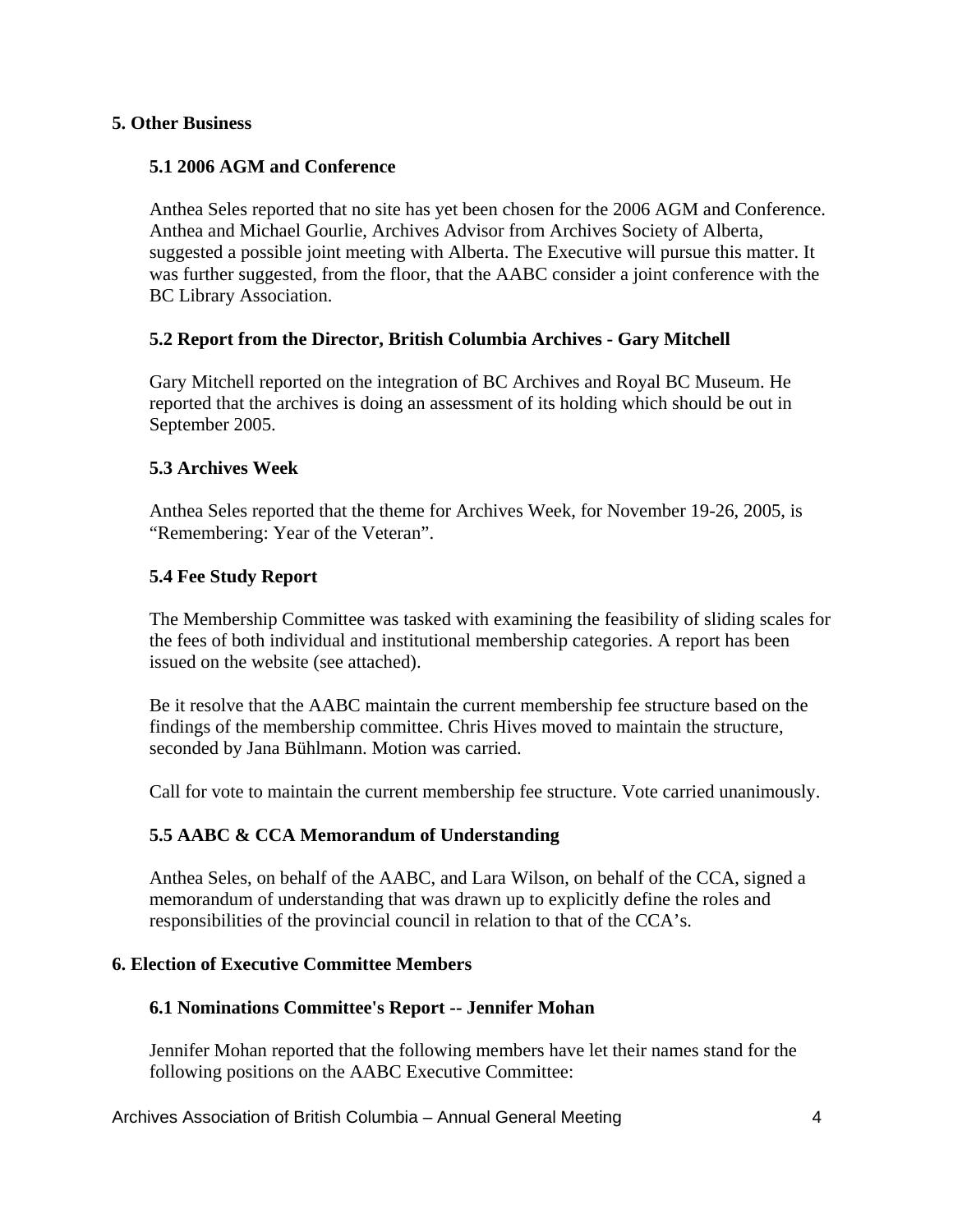## 5. Other Business

### 5.1 2006 AGM and Conference

Anthea Seles reported that no site has yet been chosen for the 2006 AGM and Conference. Anthea and Michael Gourlie, Archives Advisor from Archives Society of Alberta, suggested a possible joint meeting with Alberta. The Executive will pursue this matter. It was further suggested, from the floor, that the AABC consider a joint conference with the BC Library Association.

### 5.2 Report from the Director, British Columbia Archives - Gary Mitchell

Gary Mitchell reported on the integration of BC Archives and Royal BC Museum. He reported that the archives is doing an assessment of its holding which should be out in September 2005.

### 5.3 Archives Week

Anthea Seles reported that the theme for Archives Week, for November 19-26, 2005, is "Remembering: Year of the Veteran".

### 5.4 Fee Study Report

The Membership Committee was tasked with examining the feasibility of sliding scales for the fees of both individual and institutional membership categories. A report has been issued on the website (see attached).

Be it resolve that the AABC maintain the current membership fee structure based on the findings of the membership committee. Chris Hives moved to maintain the structure, seconded by Jana Bühlmann. Motion was carried.

Call for vote to maintain the current membership fee structure. Vote carried unanimously.

### 5.5 AABC & CCA Memorandum of Understanding

Anthea Seles, on behalf of the AABC, and Lara Wilson, on behalf of the CCA, signed a memorandum of understanding that was drawn up to explicitly define the roles and responsibilities of the provincial council in relation to that of the CCA's.

## 6. Election of Executive Committee Members

### 6.1 Nominations Committee's Report -- Jennifer Mohan

Jennifer Mohan reported that the following members have let their names stand for the following positions on the AABC Executive Committee: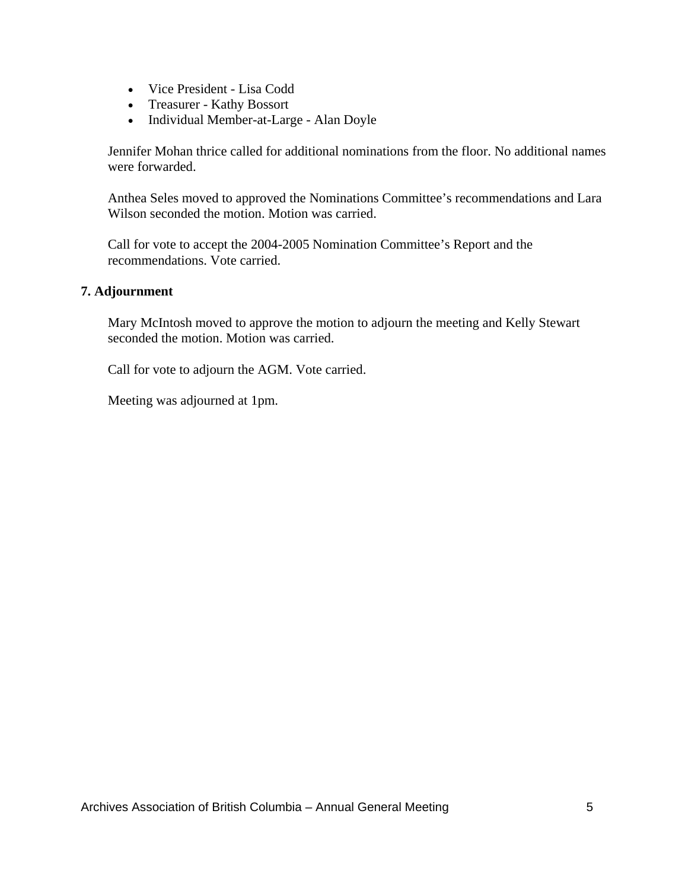- Vice President - Lisa Codd
- Treasurer - Kathy Bossort
- Individual Member-at-Large - Alan Doyle

Jennifer Mohan thrice called for additional nominations from the floor. No additional names were forwarded.

Anthea Seles moved to approved the Nominations Committee's recommendations and Lara Wilson seconded the motion. Motion was carried.

Call for vote to accept the 2004-2005 Nomination Committee's Report and the recommendations. Vote carried.

**7. Adjournment**

Mary McIntosh moved to approve the motion to adjourn the meeting and Kelly Stewart seconded the motion. Motion was carried.

Call for vote to adjourn the AGM. Vote carried.

Meeting was adjourned at 1pm.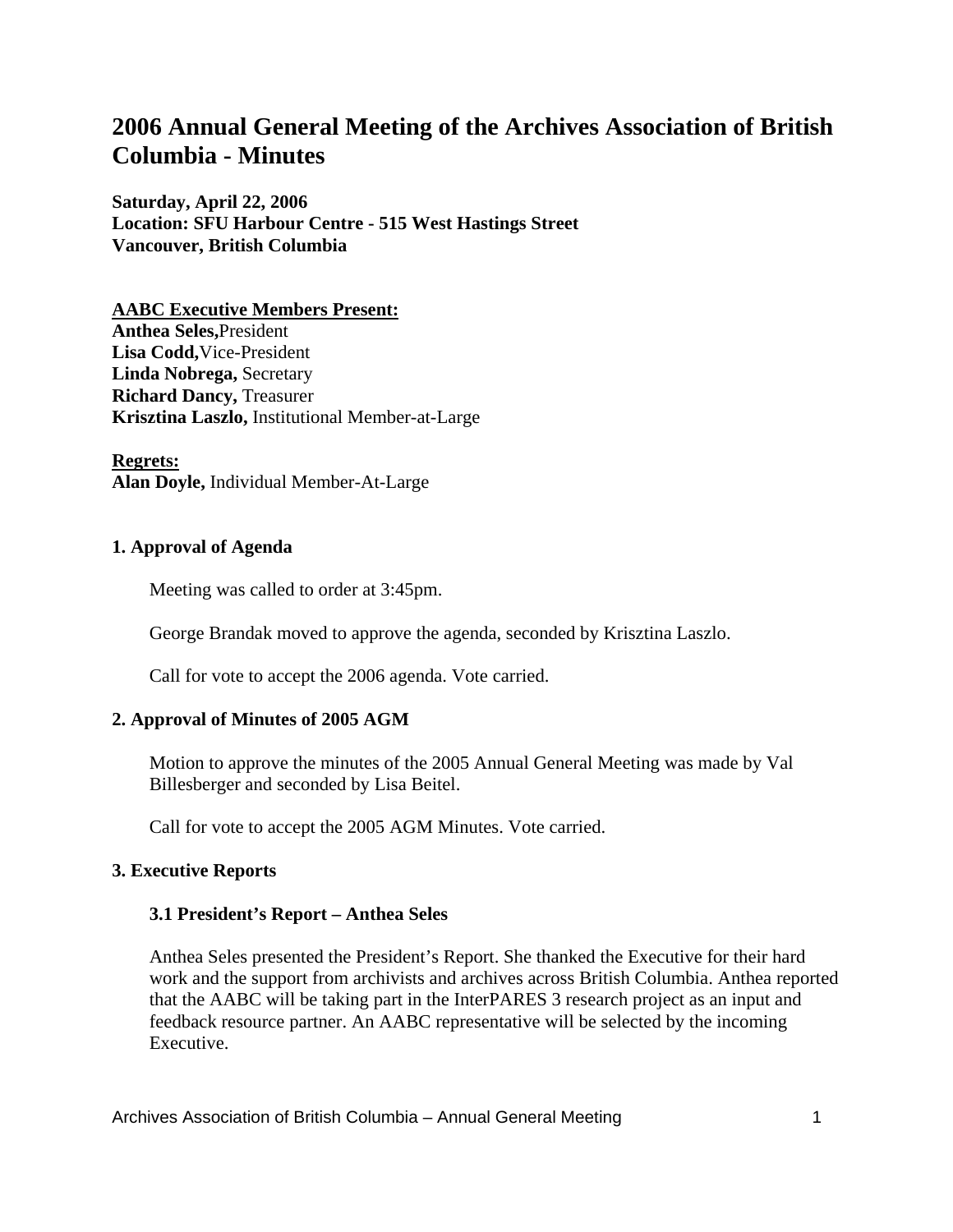# 2006 Annual General Meeting of the Archives Association of British Columbia - Minutes

**Saturday, April 22, 2006**
**Location: SFU Harbour Centre - 515 West Hastings Street**
**Vancouver, British Columbia**

**AABC Executive Members Present:**
**Anthea Seles,** President
**Lisa Codd,** Vice-President
**Linda Nobrega,** Secretary
**Richard Dancy,** Treasurer
**Krisztina Laszlo,** Institutional Member-at-Large

**Regrets:**
**Alan Doyle,** Individual Member-At-Large

### 1. Approval of Agenda

Meeting was called to order at 3:45pm.

George Brandak moved to approve the agenda, seconded by Krisztina Laszlo.

Call for vote to accept the 2006 agenda. Vote carried.

### 2. Approval of Minutes of 2005 AGM

Motion to approve the minutes of the 2005 Annual General Meeting was made by Val Billesberger and seconded by Lisa Beitel.

Call for vote to accept the 2005 AGM Minutes. Vote carried.

### 3. Executive Reports

#### 3.1 President's Report – Anthea Seles

Anthea Seles presented the President's Report. She thanked the Executive for their hard work and the support from archivists and archives across British Columbia. Anthea reported that the AABC will be taking part in the InterPARES 3 research project as an input and feedback resource partner. An AABC representative will be selected by the incoming Executive.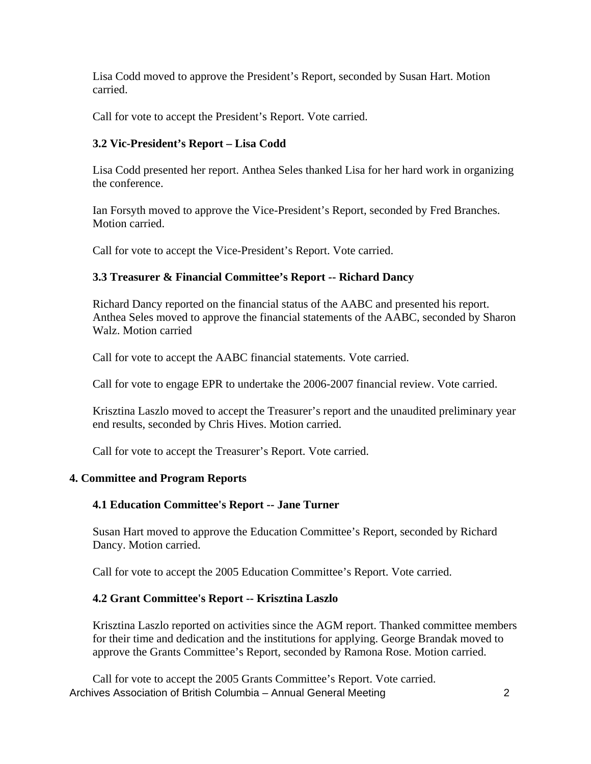Lisa Codd moved to approve the President's Report, seconded by Susan Hart. Motion carried.

Call for vote to accept the President's Report. Vote carried.

### 3.2 Vic-President's Report – Lisa Codd

Lisa Codd presented her report. Anthea Seles thanked Lisa for her hard work in organizing the conference.

Ian Forsyth moved to approve the Vice-President's Report, seconded by Fred Branches. Motion carried.

Call for vote to accept the Vice-President's Report. Vote carried.

### 3.3 Treasurer & Financial Committee's Report -- Richard Dancy

Richard Dancy reported on the financial status of the AABC and presented his report. Anthea Seles moved to approve the financial statements of the AABC, seconded by Sharon Walz. Motion carried

Call for vote to accept the AABC financial statements. Vote carried.

Call for vote to engage EPR to undertake the 2006-2007 financial review. Vote carried.

Krisztina Laszlo moved to accept the Treasurer's report and the unaudited preliminary year end results, seconded by Chris Hives. Motion carried.

Call for vote to accept the Treasurer's Report. Vote carried.

## 4. Committee and Program Reports

### 4.1 Education Committee's Report -- Jane Turner

Susan Hart moved to approve the Education Committee's Report, seconded by Richard Dancy. Motion carried.

Call for vote to accept the 2005 Education Committee's Report. Vote carried.

### 4.2 Grant Committee's Report -- Krisztina Laszlo

Krisztina Laszlo reported on activities since the AGM report. Thanked committee members for their time and dedication and the institutions for applying. George Brandak moved to approve the Grants Committee's Report, seconded by Ramona Rose. Motion carried.

Call for vote to accept the 2005 Grants Committee's Report. Vote carried.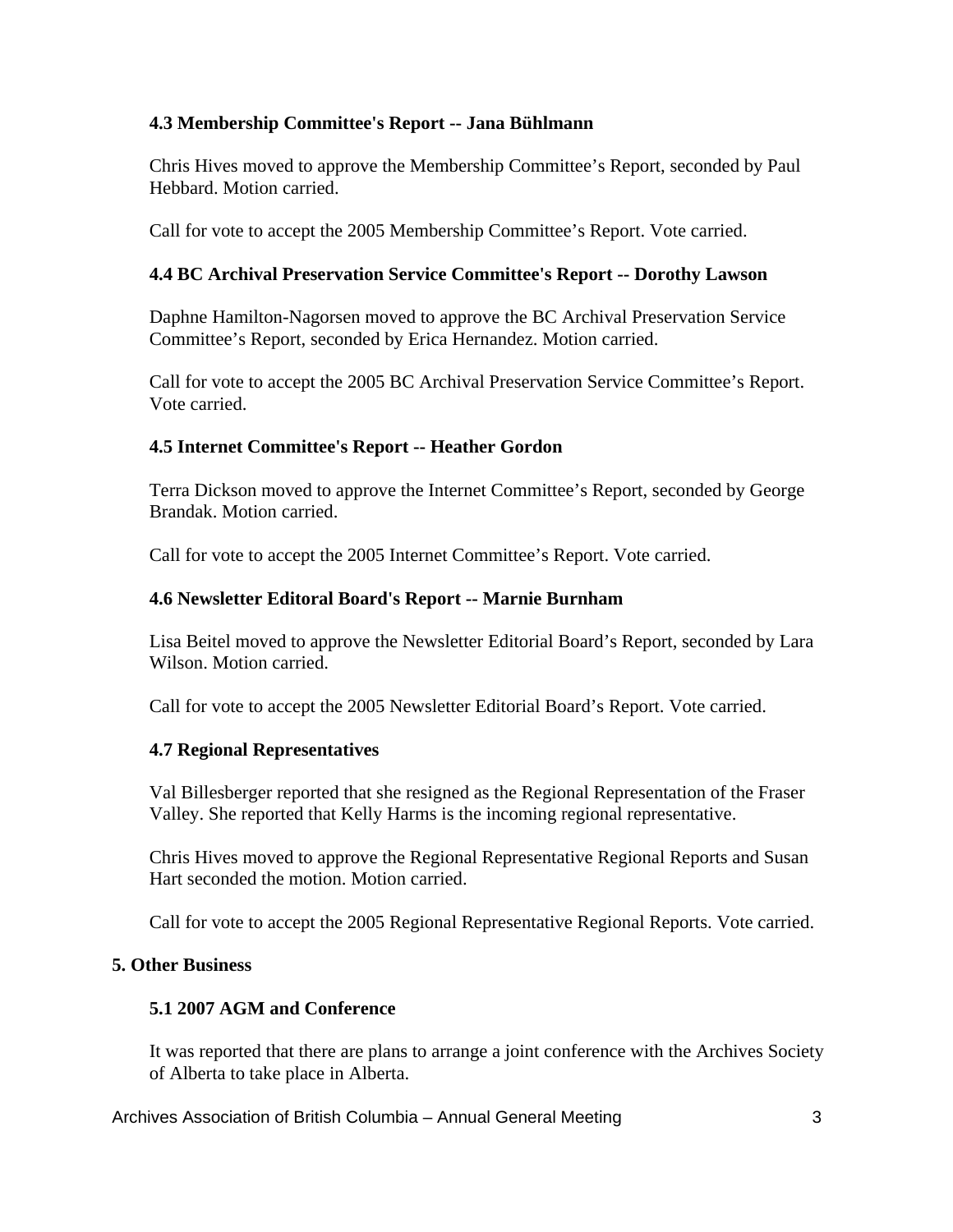### 4.3 Membership Committee's Report -- Jana Bühlmann

Chris Hives moved to approve the Membership Committee's Report, seconded by Paul Hebbard. Motion carried.

Call for vote to accept the 2005 Membership Committee's Report. Vote carried.

### 4.4 BC Archival Preservation Service Committee's Report -- Dorothy Lawson

Daphne Hamilton-Nagorsen moved to approve the BC Archival Preservation Service Committee's Report, seconded by Erica Hernandez. Motion carried.

Call for vote to accept the 2005 BC Archival Preservation Service Committee's Report. Vote carried.

### 4.5 Internet Committee's Report -- Heather Gordon

Terra Dickson moved to approve the Internet Committee's Report, seconded by George Brandak. Motion carried.

Call for vote to accept the 2005 Internet Committee's Report. Vote carried.

### 4.6 Newsletter Editoral Board's Report -- Marnie Burnham

Lisa Beitel moved to approve the Newsletter Editorial Board's Report, seconded by Lara Wilson. Motion carried.

Call for vote to accept the 2005 Newsletter Editorial Board's Report. Vote carried.

### 4.7 Regional Representatives

Val Billesberger reported that she resigned as the Regional Representation of the Fraser Valley. She reported that Kelly Harms is the incoming regional representative.

Chris Hives moved to approve the Regional Representative Regional Reports and Susan Hart seconded the motion. Motion carried.

Call for vote to accept the 2005 Regional Representative Regional Reports. Vote carried.

## 5. Other Business

### 5.1 2007 AGM and Conference

It was reported that there are plans to arrange a joint conference with the Archives Society of Alberta to take place in Alberta.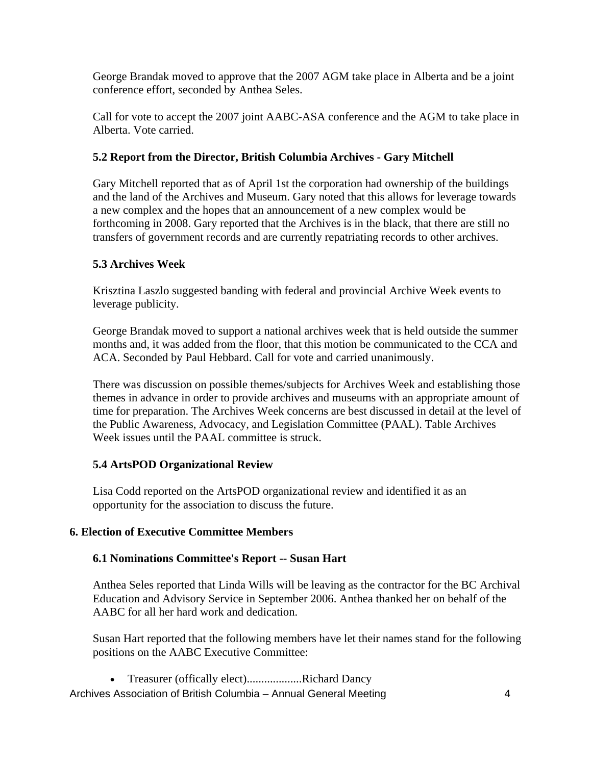George Brandak moved to approve that the 2007 AGM take place in Alberta and be a joint conference effort, seconded by Anthea Seles.

Call for vote to accept the 2007 joint AABC-ASA conference and the AGM to take place in Alberta. Vote carried.

### 5.2 Report from the Director, British Columbia Archives - Gary Mitchell

Gary Mitchell reported that as of April 1st the corporation had ownership of the buildings and the land of the Archives and Museum. Gary noted that this allows for leverage towards a new complex and the hopes that an announcement of a new complex would be forthcoming in 2008. Gary reported that the Archives is in the black, that there are still no transfers of government records and are currently repatriating records to other archives.

### 5.3 Archives Week

Krisztina Laszlo suggested banding with federal and provincial Archive Week events to leverage publicity.

George Brandak moved to support a national archives week that is held outside the summer months and, it was added from the floor, that this motion be communicated to the CCA and ACA. Seconded by Paul Hebbard. Call for vote and carried unanimously.

There was discussion on possible themes/subjects for Archives Week and establishing those themes in advance in order to provide archives and museums with an appropriate amount of time for preparation. The Archives Week concerns are best discussed in detail at the level of the Public Awareness, Advocacy, and Legislation Committee (PAAL). Table Archives Week issues until the PAAL committee is struck.

### 5.4 ArtsPOD Organizational Review

Lisa Codd reported on the ArtsPOD organizational review and identified it as an opportunity for the association to discuss the future.

## 6. Election of Executive Committee Members

### 6.1 Nominations Committee's Report -- Susan Hart

Anthea Seles reported that Linda Wills will be leaving as the contractor for the BC Archival Education and Advisory Service in September 2006. Anthea thanked her on behalf of the AABC for all her hard work and dedication.

Susan Hart reported that the following members have let their names stand for the following positions on the AABC Executive Committee:

- Treasurer (offically elect)...................Richard Dancy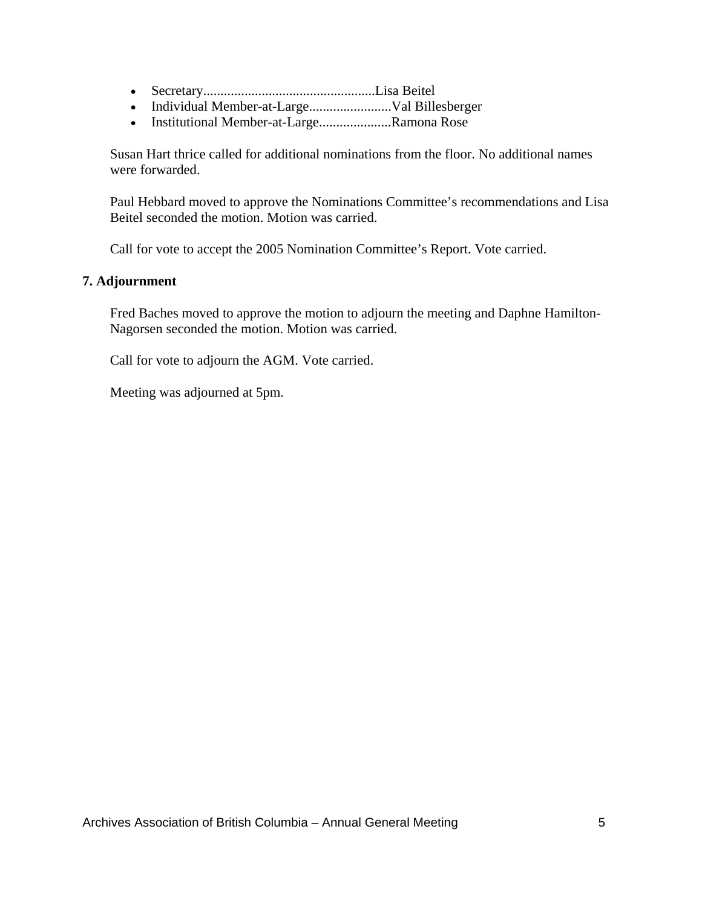- Secretary..................................................Lisa Beitel
- Individual Member-at-Large........................Val Billesberger
- Institutional Member-at-Large.....................Ramona Rose

Susan Hart thrice called for additional nominations from the floor. No additional names were forwarded.

Paul Hebbard moved to approve the Nominations Committee's recommendations and Lisa Beitel seconded the motion. Motion was carried.

Call for vote to accept the 2005 Nomination Committee's Report. Vote carried.

### 7. Adjournment

Fred Baches moved to approve the motion to adjourn the meeting and Daphne Hamilton-Nagorsen seconded the motion. Motion was carried.

Call for vote to adjourn the AGM. Vote carried.

Meeting was adjourned at 5pm.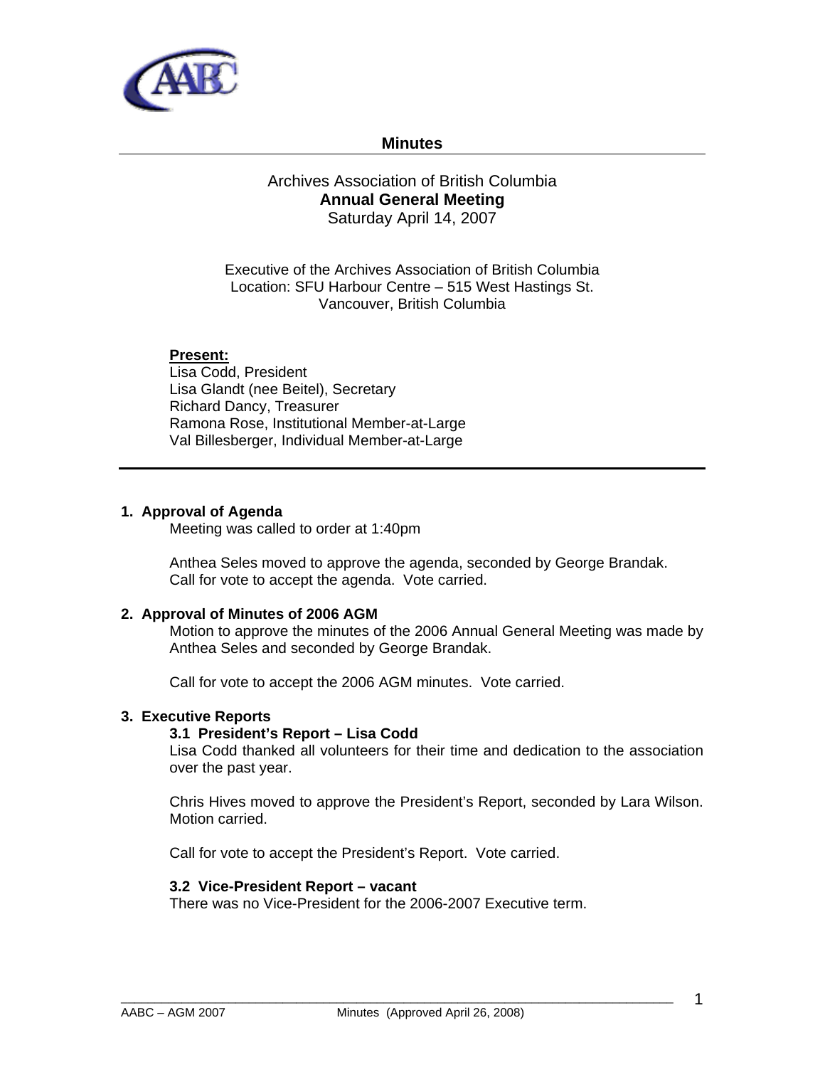**Minutes**

Archives Association of British Columbia
**Annual General Meeting**
Saturday April 14, 2007

Executive of the Archives Association of British Columbia
Location: SFU Harbour Centre – 515 West Hastings St.
Vancouver, British Columbia

**Present:**
Lisa Codd, President
Lisa Glandt (nee Beitel), Secretary
Richard Dancy, Treasurer
Ramona Rose, Institutional Member-at-Large
Val Billesberger, Individual Member-at-Large

---

**1. Approval of Agenda**

Meeting was called to order at 1:40pm

Anthea Seles moved to approve the agenda, seconded by George Brandak.
Call for vote to accept the agenda. Vote carried.

**2. Approval of Minutes of 2006 AGM**

Motion to approve the minutes of the 2006 Annual General Meeting was made by Anthea Seles and seconded by George Brandak.

Call for vote to accept the 2006 AGM minutes. Vote carried.

**3. Executive Reports**

**3.1 President's Report – Lisa Codd**

Lisa Codd thanked all volunteers for their time and dedication to the association over the past year.

Chris Hives moved to approve the President's Report, seconded by Lara Wilson. Motion carried.

Call for vote to accept the President's Report. Vote carried.

**3.2 Vice-President Report – vacant**

There was no Vice-President for the 2006-2007 Executive term.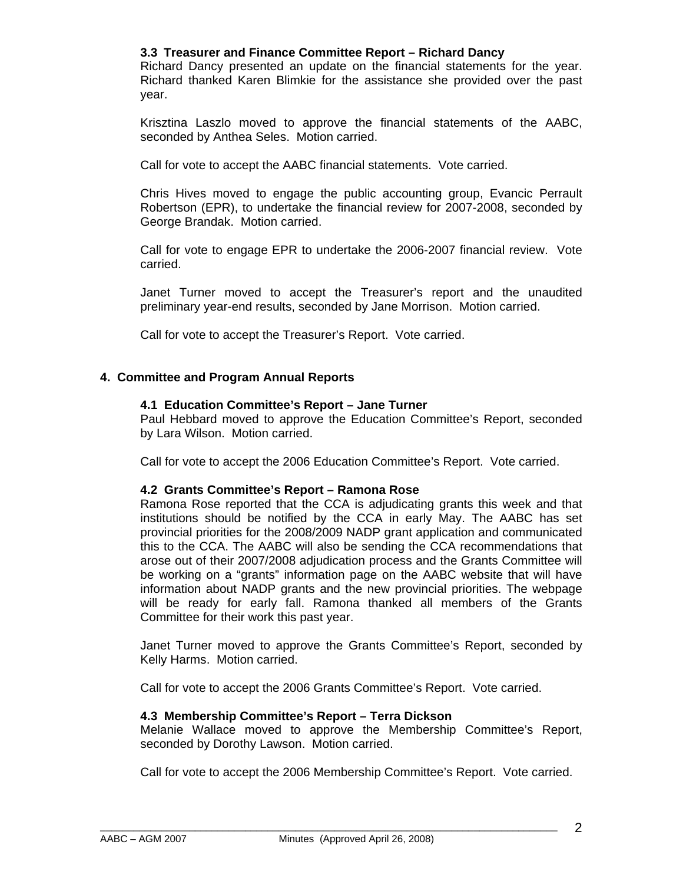### 3.3 Treasurer and Finance Committee Report – Richard Dancy

Richard Dancy presented an update on the financial statements for the year. Richard thanked Karen Blimkie for the assistance she provided over the past year.

Krisztina Laszlo moved to approve the financial statements of the AABC, seconded by Anthea Seles. Motion carried.

Call for vote to accept the AABC financial statements. Vote carried.

Chris Hives moved to engage the public accounting group, Evancic Perrault Robertson (EPR), to undertake the financial review for 2007-2008, seconded by George Brandak. Motion carried.

Call for vote to engage EPR to undertake the 2006-2007 financial review. Vote carried.

Janet Turner moved to accept the Treasurer's report and the unaudited preliminary year-end results, seconded by Jane Morrison. Motion carried.

Call for vote to accept the Treasurer's Report. Vote carried.

## 4. Committee and Program Annual Reports

### 4.1 Education Committee's Report – Jane Turner

Paul Hebbard moved to approve the Education Committee's Report, seconded by Lara Wilson. Motion carried.

Call for vote to accept the 2006 Education Committee's Report. Vote carried.

### 4.2 Grants Committee's Report – Ramona Rose

Ramona Rose reported that the CCA is adjudicating grants this week and that institutions should be notified by the CCA in early May. The AABC has set provincial priorities for the 2008/2009 NADP grant application and communicated this to the CCA. The AABC will also be sending the CCA recommendations that arose out of their 2007/2008 adjudication process and the Grants Committee will be working on a "grants" information page on the AABC website that will have information about NADP grants and the new provincial priorities. The webpage will be ready for early fall. Ramona thanked all members of the Grants Committee for their work this past year.

Janet Turner moved to approve the Grants Committee's Report, seconded by Kelly Harms. Motion carried.

Call for vote to accept the 2006 Grants Committee's Report. Vote carried.

### 4.3 Membership Committee's Report – Terra Dickson

Melanie Wallace moved to approve the Membership Committee's Report, seconded by Dorothy Lawson. Motion carried.

Call for vote to accept the 2006 Membership Committee's Report. Vote carried.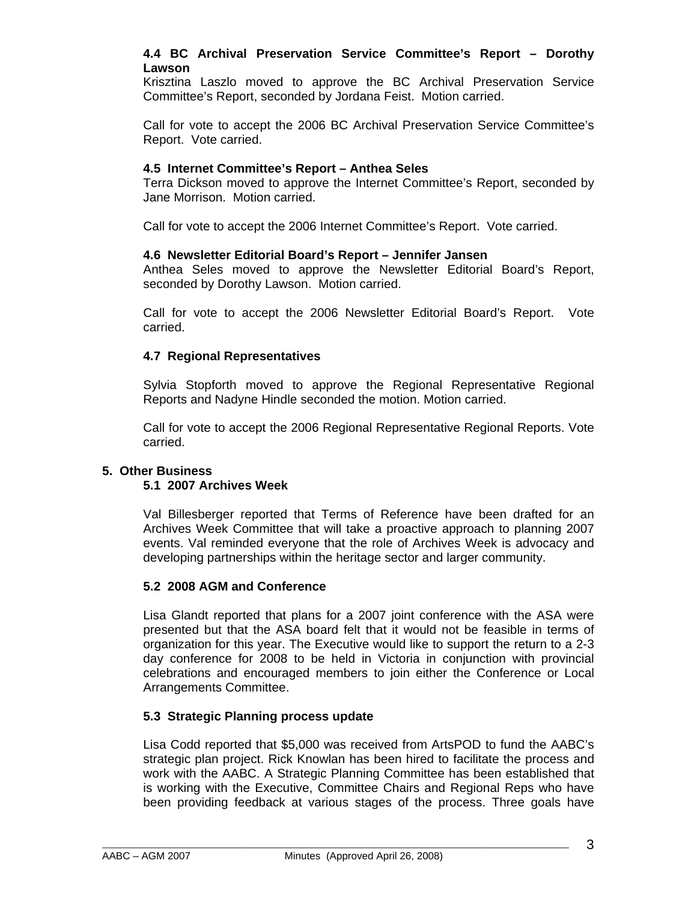#### 4.4 BC Archival Preservation Service Committee's Report – Dorothy Lawson

Krisztina Laszlo moved to approve the BC Archival Preservation Service Committee's Report, seconded by Jordana Feist. Motion carried.

Call for vote to accept the 2006 BC Archival Preservation Service Committee's Report. Vote carried.

#### 4.5 Internet Committee's Report – Anthea Seles

Terra Dickson moved to approve the Internet Committee's Report, seconded by Jane Morrison. Motion carried.

Call for vote to accept the 2006 Internet Committee's Report. Vote carried.

#### 4.6 Newsletter Editorial Board's Report – Jennifer Jansen

Anthea Seles moved to approve the Newsletter Editorial Board's Report, seconded by Dorothy Lawson. Motion carried.

Call for vote to accept the 2006 Newsletter Editorial Board's Report. Vote carried.

#### 4.7 Regional Representatives

Sylvia Stopforth moved to approve the Regional Representative Regional Reports and Nadyne Hindle seconded the motion. Motion carried.

Call for vote to accept the 2006 Regional Representative Regional Reports. Vote carried.

### 5. Other Business

#### 5.1 2007 Archives Week

Val Billesberger reported that Terms of Reference have been drafted for an Archives Week Committee that will take a proactive approach to planning 2007 events. Val reminded everyone that the role of Archives Week is advocacy and developing partnerships within the heritage sector and larger community.

#### 5.2 2008 AGM and Conference

Lisa Glandt reported that plans for a 2007 joint conference with the ASA were presented but that the ASA board felt that it would not be feasible in terms of organization for this year. The Executive would like to support the return to a 2-3 day conference for 2008 to be held in Victoria in conjunction with provincial celebrations and encouraged members to join either the Conference or Local Arrangements Committee.

#### 5.3 Strategic Planning process update

Lisa Codd reported that $5,000 was received from ArtsPOD to fund the AABC's strategic plan project. Rick Knowlan has been hired to facilitate the process and work with the AABC. A Strategic Planning Committee has been established that is working with the Executive, Committee Chairs and Regional Reps who have been providing feedback at various stages of the process. Three goals have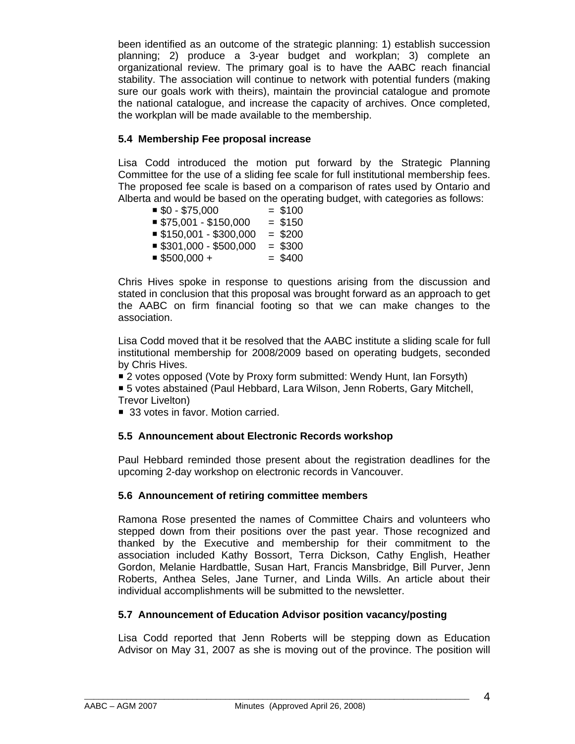been identified as an outcome of the strategic planning: 1) establish succession planning; 2) produce a 3-year budget and workplan; 3) complete an organizational review. The primary goal is to have the AABC reach financial stability. The association will continue to network with potential funders (making sure our goals work with theirs), maintain the provincial catalogue and promote the national catalogue, and increase the capacity of archives. Once completed, the workplan will be made available to the membership.

### 5.4 Membership Fee proposal increase

Lisa Codd introduced the motion put forward by the Strategic Planning Committee for the use of a sliding fee scale for full institutional membership fees. The proposed fee scale is based on a comparison of rates used by Ontario and Alberta and would be based on the operating budget, with categories as follows:

- $0 - $75,000 = $100
- $75,001 - $150,000 = $150
- $150,001 - $300,000 = $200
- $301,000 - $500,000 = $300
- $500,000 + = $400

Chris Hives spoke in response to questions arising from the discussion and stated in conclusion that this proposal was brought forward as an approach to get the AABC on firm financial footing so that we can make changes to the association.

Lisa Codd moved that it be resolved that the AABC institute a sliding scale for full institutional membership for 2008/2009 based on operating budgets, seconded by Chris Hives.

- 2 votes opposed (Vote by Proxy form submitted: Wendy Hunt, Ian Forsyth)
- 5 votes abstained (Paul Hebbard, Lara Wilson, Jenn Roberts, Gary Mitchell, Trevor Livelton)
- 33 votes in favor. Motion carried.

### 5.5 Announcement about Electronic Records workshop

Paul Hebbard reminded those present about the registration deadlines for the upcoming 2-day workshop on electronic records in Vancouver.

### 5.6 Announcement of retiring committee members

Ramona Rose presented the names of Committee Chairs and volunteers who stepped down from their positions over the past year. Those recognized and thanked by the Executive and membership for their commitment to the association included Kathy Bossort, Terra Dickson, Cathy English, Heather Gordon, Melanie Hardbattle, Susan Hart, Francis Mansbridge, Bill Purver, Jenn Roberts, Anthea Seles, Jane Turner, and Linda Wills. An article about their individual accomplishments will be submitted to the newsletter.

### 5.7 Announcement of Education Advisor position vacancy/posting

Lisa Codd reported that Jenn Roberts will be stepping down as Education Advisor on May 31, 2007 as she is moving out of the province. The position will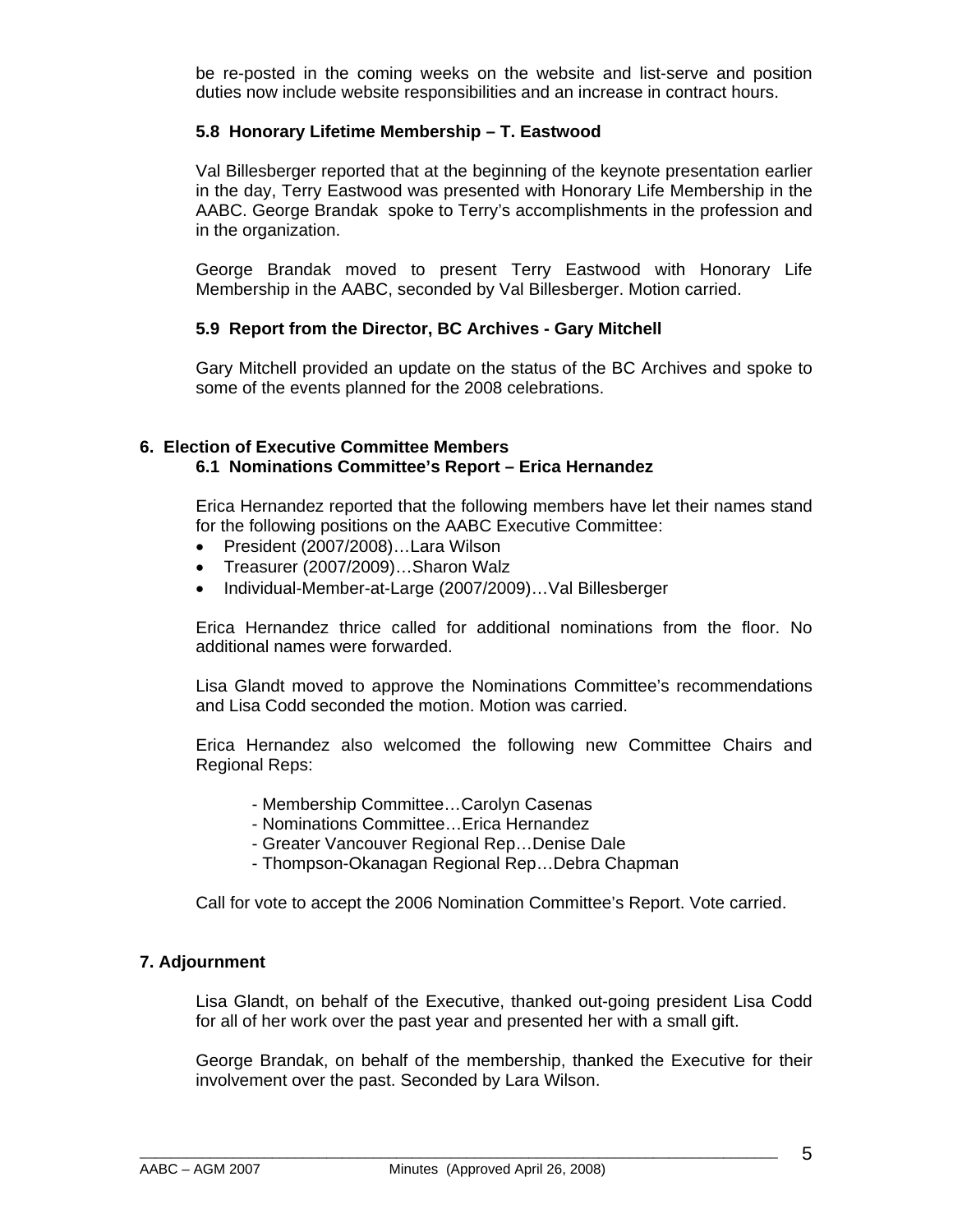be re-posted in the coming weeks on the website and list-serve and position duties now include website responsibilities and an increase in contract hours.

### 5.8 Honorary Lifetime Membership – T. Eastwood

Val Billesberger reported that at the beginning of the keynote presentation earlier in the day, Terry Eastwood was presented with Honorary Life Membership in the AABC. George Brandak spoke to Terry's accomplishments in the profession and in the organization.

George Brandak moved to present Terry Eastwood with Honorary Life Membership in the AABC, seconded by Val Billesberger. Motion carried.

### 5.9 Report from the Director, BC Archives - Gary Mitchell

Gary Mitchell provided an update on the status of the BC Archives and spoke to some of the events planned for the 2008 celebrations.

## 6. Election of Executive Committee Members

### 6.1 Nominations Committee's Report – Erica Hernandez

Erica Hernandez reported that the following members have let their names stand for the following positions on the AABC Executive Committee:

- President (2007/2008)…Lara Wilson
- Treasurer (2007/2009)…Sharon Walz
- Individual-Member-at-Large (2007/2009)…Val Billesberger

Erica Hernandez thrice called for additional nominations from the floor. No additional names were forwarded.

Lisa Glandt moved to approve the Nominations Committee's recommendations and Lisa Codd seconded the motion. Motion was carried.

Erica Hernandez also welcomed the following new Committee Chairs and Regional Reps:

- Membership Committee…Carolyn Casenas
- Nominations Committee…Erica Hernandez
- Greater Vancouver Regional Rep…Denise Dale
- Thompson-Okanagan Regional Rep…Debra Chapman

Call for vote to accept the 2006 Nomination Committee's Report. Vote carried.

## 7. Adjournment

Lisa Glandt, on behalf of the Executive, thanked out-going president Lisa Codd for all of her work over the past year and presented her with a small gift.

George Brandak, on behalf of the membership, thanked the Executive for their involvement over the past. Seconded by Lara Wilson.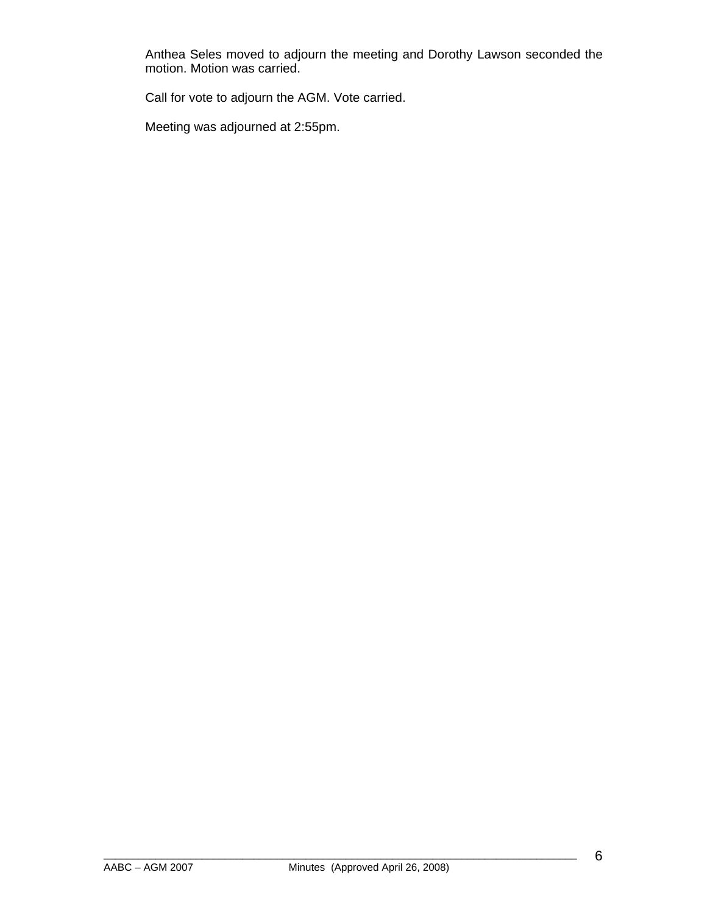Anthea Seles moved to adjourn the meeting and Dorothy Lawson seconded the motion. Motion was carried.

Call for vote to adjourn the AGM. Vote carried.

Meeting was adjourned at 2:55pm.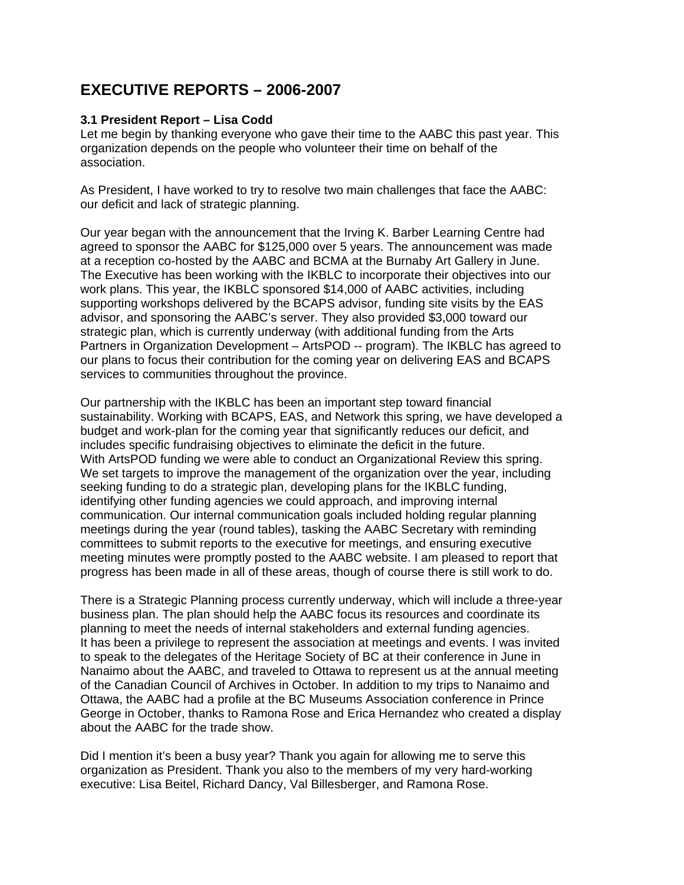# EXECUTIVE REPORTS – 2006-2007

### 3.1 President Report – Lisa Codd

Let me begin by thanking everyone who gave their time to the AABC this past year. This organization depends on the people who volunteer their time on behalf of the association.

As President, I have worked to try to resolve two main challenges that face the AABC: our deficit and lack of strategic planning.

Our year began with the announcement that the Irving K. Barber Learning Centre had agreed to sponsor the AABC for $125,000 over 5 years. The announcement was made at a reception co-hosted by the AABC and BCMA at the Burnaby Art Gallery in June. The Executive has been working with the IKBLC to incorporate their objectives into our work plans. This year, the IKBLC sponsored $14,000 of AABC activities, including supporting workshops delivered by the BCAPS advisor, funding site visits by the EAS advisor, and sponsoring the AABC's server. They also provided $3,000 toward our strategic plan, which is currently underway (with additional funding from the Arts Partners in Organization Development – ArtsPOD -- program). The IKBLC has agreed to our plans to focus their contribution for the coming year on delivering EAS and BCAPS services to communities throughout the province.

Our partnership with the IKBLC has been an important step toward financial sustainability. Working with BCAPS, EAS, and Network this spring, we have developed a budget and work-plan for the coming year that significantly reduces our deficit, and includes specific fundraising objectives to eliminate the deficit in the future.
With ArtsPOD funding we were able to conduct an Organizational Review this spring. We set targets to improve the management of the organization over the year, including seeking funding to do a strategic plan, developing plans for the IKBLC funding, identifying other funding agencies we could approach, and improving internal communication. Our internal communication goals included holding regular planning meetings during the year (round tables), tasking the AABC Secretary with reminding committees to submit reports to the executive for meetings, and ensuring executive meeting minutes were promptly posted to the AABC website. I am pleased to report that progress has been made in all of these areas, though of course there is still work to do.

There is a Strategic Planning process currently underway, which will include a three-year business plan. The plan should help the AABC focus its resources and coordinate its planning to meet the needs of internal stakeholders and external funding agencies.
It has been a privilege to represent the association at meetings and events. I was invited to speak to the delegates of the Heritage Society of BC at their conference in June in Nanaimo about the AABC, and traveled to Ottawa to represent us at the annual meeting of the Canadian Council of Archives in October. In addition to my trips to Nanaimo and Ottawa, the AABC had a profile at the BC Museums Association conference in Prince George in October, thanks to Ramona Rose and Erica Hernandez who created a display about the AABC for the trade show.

Did I mention it's been a busy year? Thank you again for allowing me to serve this organization as President. Thank you also to the members of my very hard-working executive: Lisa Beitel, Richard Dancy, Val Billesberger, and Ramona Rose.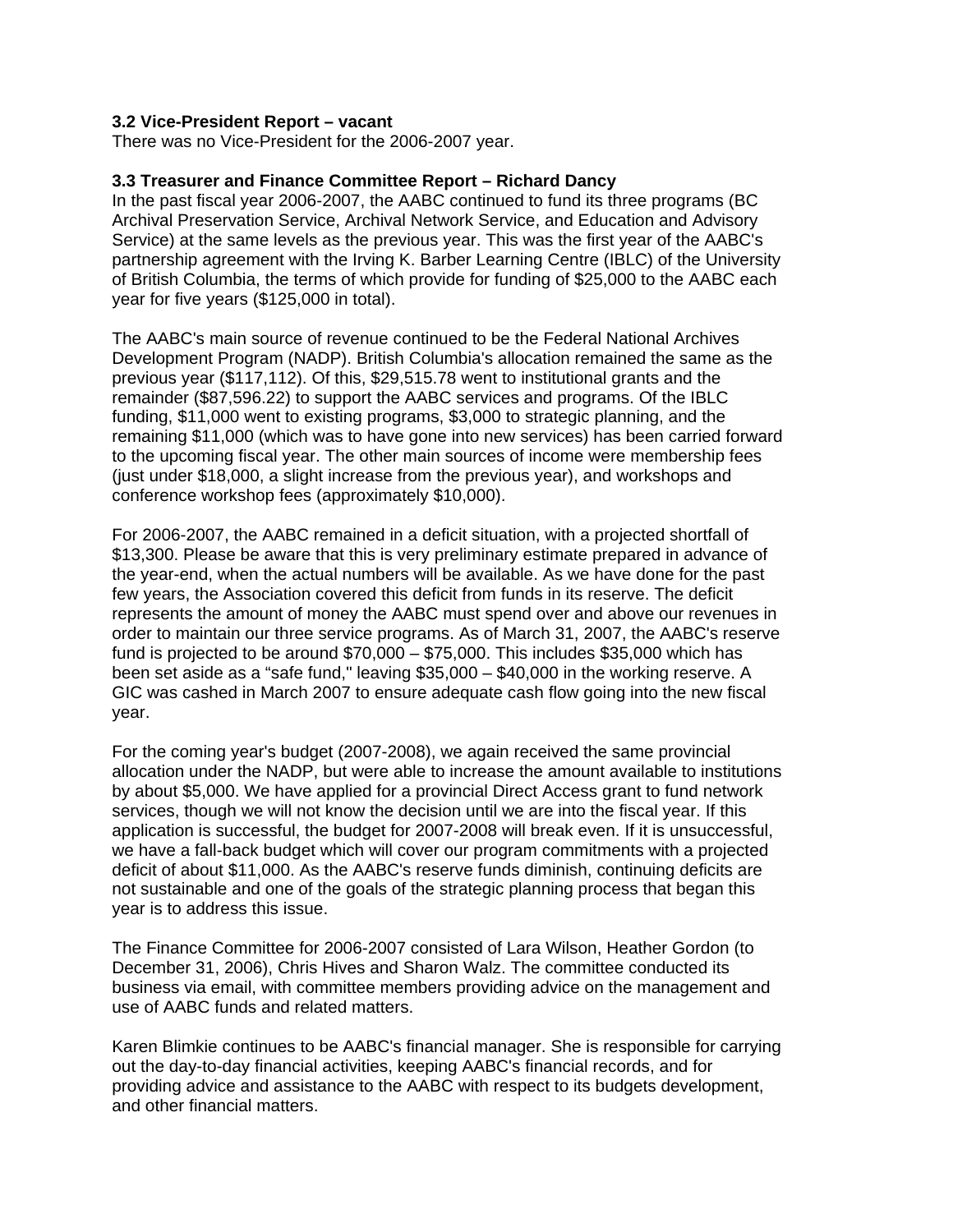### 3.2 Vice-President Report – vacant

There was no Vice-President for the 2006-2007 year.

### 3.3 Treasurer and Finance Committee Report – Richard Dancy

In the past fiscal year 2006-2007, the AABC continued to fund its three programs (BC Archival Preservation Service, Archival Network Service, and Education and Advisory Service) at the same levels as the previous year. This was the first year of the AABC's partnership agreement with the Irving K. Barber Learning Centre (IBLC) of the University of British Columbia, the terms of which provide for funding of $25,000 to the AABC each year for five years ($125,000 in total).

The AABC's main source of revenue continued to be the Federal National Archives Development Program (NADP). British Columbia's allocation remained the same as the previous year ($117,112). Of this, $29,515.78 went to institutional grants and the remainder ($87,596.22) to support the AABC services and programs. Of the IBLC funding, $11,000 went to existing programs, $3,000 to strategic planning, and the remaining $11,000 (which was to have gone into new services) has been carried forward to the upcoming fiscal year. The other main sources of income were membership fees (just under $18,000, a slight increase from the previous year), and workshops and conference workshop fees (approximately $10,000).

For 2006-2007, the AABC remained in a deficit situation, with a projected shortfall of $13,300. Please be aware that this is very preliminary estimate prepared in advance of the year-end, when the actual numbers will be available. As we have done for the past few years, the Association covered this deficit from funds in its reserve. The deficit represents the amount of money the AABC must spend over and above our revenues in order to maintain our three service programs. As of March 31, 2007, the AABC's reserve fund is projected to be around $70,000 – $75,000. This includes $35,000 which has been set aside as a "safe fund," leaving $35,000 – $40,000 in the working reserve. A GIC was cashed in March 2007 to ensure adequate cash flow going into the new fiscal year.

For the coming year's budget (2007-2008), we again received the same provincial allocation under the NADP, but were able to increase the amount available to institutions by about $5,000. We have applied for a provincial Direct Access grant to fund network services, though we will not know the decision until we are into the fiscal year. If this application is successful, the budget for 2007-2008 will break even. If it is unsuccessful, we have a fall-back budget which will cover our program commitments with a projected deficit of about $11,000. As the AABC's reserve funds diminish, continuing deficits are not sustainable and one of the goals of the strategic planning process that began this year is to address this issue.

The Finance Committee for 2006-2007 consisted of Lara Wilson, Heather Gordon (to December 31, 2006), Chris Hives and Sharon Walz. The committee conducted its business via email, with committee members providing advice on the management and use of AABC funds and related matters.

Karen Blimkie continues to be AABC's financial manager. She is responsible for carrying out the day-to-day financial activities, keeping AABC's financial records, and for providing advice and assistance to the AABC with respect to its budgets development, and other financial matters.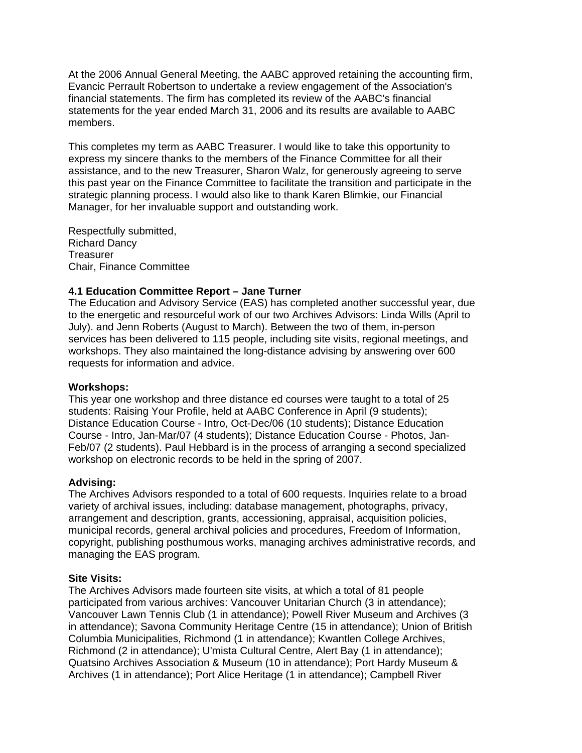At the 2006 Annual General Meeting, the AABC approved retaining the accounting firm, Evancic Perrault Robertson to undertake a review engagement of the Association's financial statements. The firm has completed its review of the AABC's financial statements for the year ended March 31, 2006 and its results are available to AABC members.

This completes my term as AABC Treasurer. I would like to take this opportunity to express my sincere thanks to the members of the Finance Committee for all their assistance, and to the new Treasurer, Sharon Walz, for generously agreeing to serve this past year on the Finance Committee to facilitate the transition and participate in the strategic planning process. I would also like to thank Karen Blimkie, our Financial Manager, for her invaluable support and outstanding work.

Respectfully submitted,  
Richard Dancy  
Treasurer  
Chair, Finance Committee

**4.1 Education Committee Report – Jane Turner**

The Education and Advisory Service (EAS) has completed another successful year, due to the energetic and resourceful work of our two Archives Advisors: Linda Wills (April to July). and Jenn Roberts (August to March). Between the two of them, in-person services has been delivered to 115 people, including site visits, regional meetings, and workshops. They also maintained the long-distance advising by answering over 600 requests for information and advice.

**Workshops:**

This year one workshop and three distance ed courses were taught to a total of 25 students: Raising Your Profile, held at AABC Conference in April (9 students); Distance Education Course - Intro, Oct-Dec/06 (10 students); Distance Education Course - Intro, Jan-Mar/07 (4 students); Distance Education Course - Photos, Jan-Feb/07 (2 students). Paul Hebbard is in the process of arranging a second specialized workshop on electronic records to be held in the spring of 2007.

**Advising:**

The Archives Advisors responded to a total of 600 requests. Inquiries relate to a broad variety of archival issues, including: database management, photographs, privacy, arrangement and description, grants, accessioning, appraisal, acquisition policies, municipal records, general archival policies and procedures, Freedom of Information, copyright, publishing posthumous works, managing archives administrative records, and managing the EAS program.

**Site Visits:**

The Archives Advisors made fourteen site visits, at which a total of 81 people participated from various archives: Vancouver Unitarian Church (3 in attendance); Vancouver Lawn Tennis Club (1 in attendance); Powell River Museum and Archives (3 in attendance); Savona Community Heritage Centre (15 in attendance); Union of British Columbia Municipalities, Richmond (1 in attendance); Kwantlen College Archives, Richmond (2 in attendance); U'mista Cultural Centre, Alert Bay (1 in attendance); Quatsino Archives Association & Museum (10 in attendance); Port Hardy Museum & Archives (1 in attendance); Port Alice Heritage (1 in attendance); Campbell River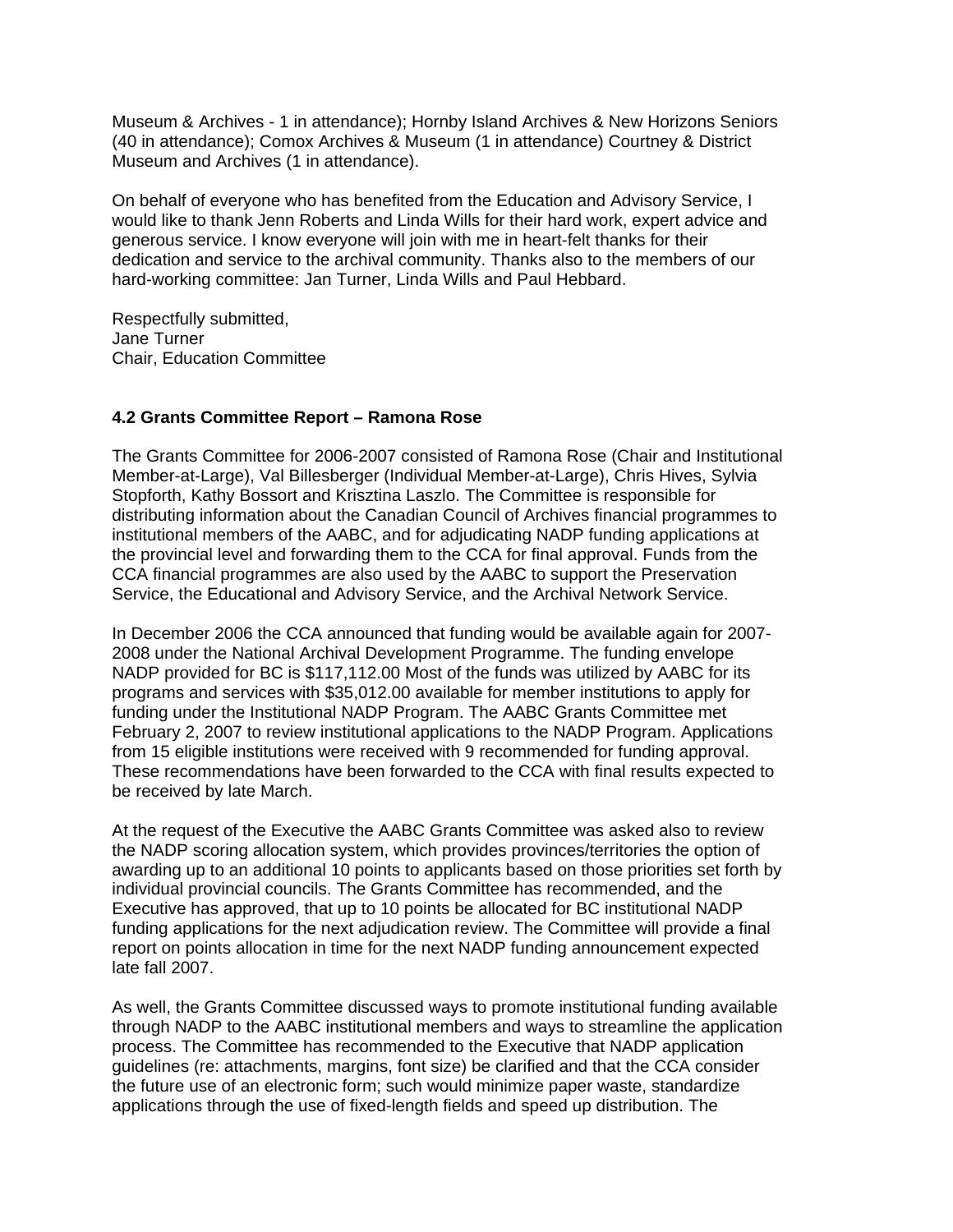Museum & Archives - 1 in attendance); Hornby Island Archives & New Horizons Seniors (40 in attendance); Comox Archives & Museum (1 in attendance) Courtney & District Museum and Archives (1 in attendance).

On behalf of everyone who has benefited from the Education and Advisory Service, I would like to thank Jenn Roberts and Linda Wills for their hard work, expert advice and generous service. I know everyone will join with me in heart-felt thanks for their dedication and service to the archival community. Thanks also to the members of our hard-working committee: Jan Turner, Linda Wills and Paul Hebbard.

Respectfully submitted,
Jane Turner
Chair, Education Committee

**4.2 Grants Committee Report – Ramona Rose**

The Grants Committee for 2006-2007 consisted of Ramona Rose (Chair and Institutional Member-at-Large), Val Billesberger (Individual Member-at-Large), Chris Hives, Sylvia Stopforth, Kathy Bossort and Krisztina Laszlo. The Committee is responsible for distributing information about the Canadian Council of Archives financial programmes to institutional members of the AABC, and for adjudicating NADP funding applications at the provincial level and forwarding them to the CCA for final approval. Funds from the CCA financial programmes are also used by the AABC to support the Preservation Service, the Educational and Advisory Service, and the Archival Network Service.

In December 2006 the CCA announced that funding would be available again for 2007-2008 under the National Archival Development Programme. The funding envelope NADP provided for BC is $117,112.00 Most of the funds was utilized by AABC for its programs and services with $35,012.00 available for member institutions to apply for funding under the Institutional NADP Program. The AABC Grants Committee met February 2, 2007 to review institutional applications to the NADP Program. Applications from 15 eligible institutions were received with 9 recommended for funding approval. These recommendations have been forwarded to the CCA with final results expected to be received by late March.

At the request of the Executive the AABC Grants Committee was asked also to review the NADP scoring allocation system, which provides provinces/territories the option of awarding up to an additional 10 points to applicants based on those priorities set forth by individual provincial councils. The Grants Committee has recommended, and the Executive has approved, that up to 10 points be allocated for BC institutional NADP funding applications for the next adjudication review. The Committee will provide a final report on points allocation in time for the next NADP funding announcement expected late fall 2007.

As well, the Grants Committee discussed ways to promote institutional funding available through NADP to the AABC institutional members and ways to streamline the application process. The Committee has recommended to the Executive that NADP application guidelines (re: attachments, margins, font size) be clarified and that the CCA consider the future use of an electronic form; such would minimize paper waste, standardize applications through the use of fixed-length fields and speed up distribution. The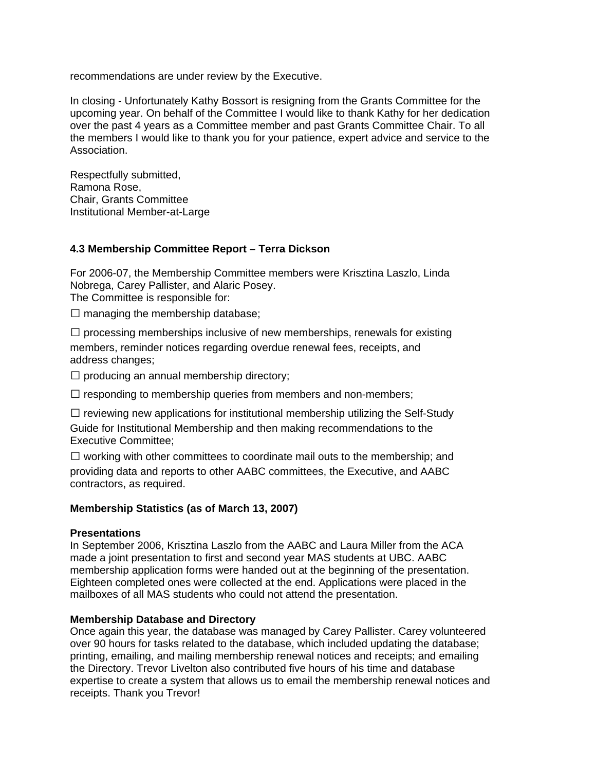recommendations are under review by the Executive.

In closing - Unfortunately Kathy Bossort is resigning from the Grants Committee for the upcoming year. On behalf of the Committee I would like to thank Kathy for her dedication over the past 4 years as a Committee member and past Grants Committee Chair. To all the members I would like to thank you for your patience, expert advice and service to the Association.

Respectfully submitted,
Ramona Rose,
Chair, Grants Committee
Institutional Member-at-Large

### 4.3 Membership Committee Report – Terra Dickson

For 2006-07, the Membership Committee members were Krisztina Laszlo, Linda Nobrega, Carey Pallister, and Alaric Posey.
The Committee is responsible for:

☐ managing the membership database;

☐ processing memberships inclusive of new memberships, renewals for existing members, reminder notices regarding overdue renewal fees, receipts, and address changes;

☐ producing an annual membership directory;

☐ responding to membership queries from members and non-members;

☐ reviewing new applications for institutional membership utilizing the Self-Study Guide for Institutional Membership and then making recommendations to the Executive Committee;

☐ working with other committees to coordinate mail outs to the membership; and providing data and reports to other AABC committees, the Executive, and AABC contractors, as required.

**Membership Statistics (as of March 13, 2007)**

**Presentations**
In September 2006, Krisztina Laszlo from the AABC and Laura Miller from the ACA made a joint presentation to first and second year MAS students at UBC. AABC membership application forms were handed out at the beginning of the presentation. Eighteen completed ones were collected at the end. Applications were placed in the mailboxes of all MAS students who could not attend the presentation.

**Membership Database and Directory**
Once again this year, the database was managed by Carey Pallister. Carey volunteered over 90 hours for tasks related to the database, which included updating the database; printing, emailing, and mailing membership renewal notices and receipts; and emailing the Directory. Trevor Livelton also contributed five hours of his time and database expertise to create a system that allows us to email the membership renewal notices and receipts. Thank you Trevor!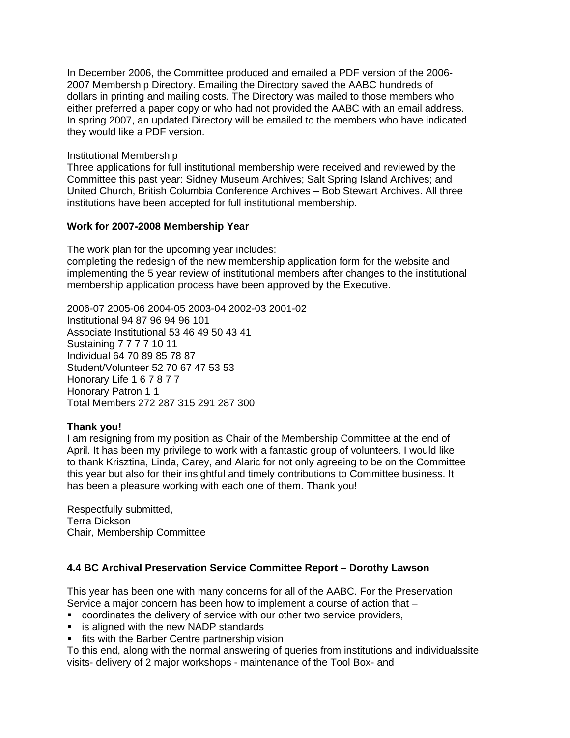In December 2006, the Committee produced and emailed a PDF version of the 2006-2007 Membership Directory. Emailing the Directory saved the AABC hundreds of dollars in printing and mailing costs. The Directory was mailed to those members who either preferred a paper copy or who had not provided the AABC with an email address. In spring 2007, an updated Directory will be emailed to the members who have indicated they would like a PDF version.

Institutional Membership
Three applications for full institutional membership were received and reviewed by the Committee this past year: Sidney Museum Archives; Salt Spring Island Archives; and United Church, British Columbia Conference Archives – Bob Stewart Archives. All three institutions have been accepted for full institutional membership.

**Work for 2007-2008 Membership Year**

The work plan for the upcoming year includes:
completing the redesign of the new membership application form for the website and implementing the 5 year review of institutional members after changes to the institutional membership application process have been approved by the Executive.

2006-07 2005-06 2004-05 2003-04 2002-03 2001-02
Institutional 94 87 96 94 96 101
Associate Institutional 53 46 49 50 43 41
Sustaining 7 7 7 7 10 11
Individual 64 70 89 85 78 87
Student/Volunteer 52 70 67 47 53 53
Honorary Life 1 6 7 8 7 7
Honorary Patron 1 1
Total Members 272 287 315 291 287 300

**Thank you!**
I am resigning from my position as Chair of the Membership Committee at the end of April. It has been my privilege to work with a fantastic group of volunteers. I would like to thank Krisztina, Linda, Carey, and Alaric for not only agreeing to be on the Committee this year but also for their insightful and timely contributions to Committee business. It has been a pleasure working with each one of them. Thank you!

Respectfully submitted,
Terra Dickson
Chair, Membership Committee

### 4.4 BC Archival Preservation Service Committee Report – Dorothy Lawson

This year has been one with many concerns for all of the AABC. For the Preservation Service a major concern has been how to implement a course of action that –

- coordinates the delivery of service with our other two service providers,
- is aligned with the new NADP standards
- fits with the Barber Centre partnership vision

To this end, along with the normal answering of queries from institutions and individualssite visits- delivery of 2 major workshops - maintenance of the Tool Box- and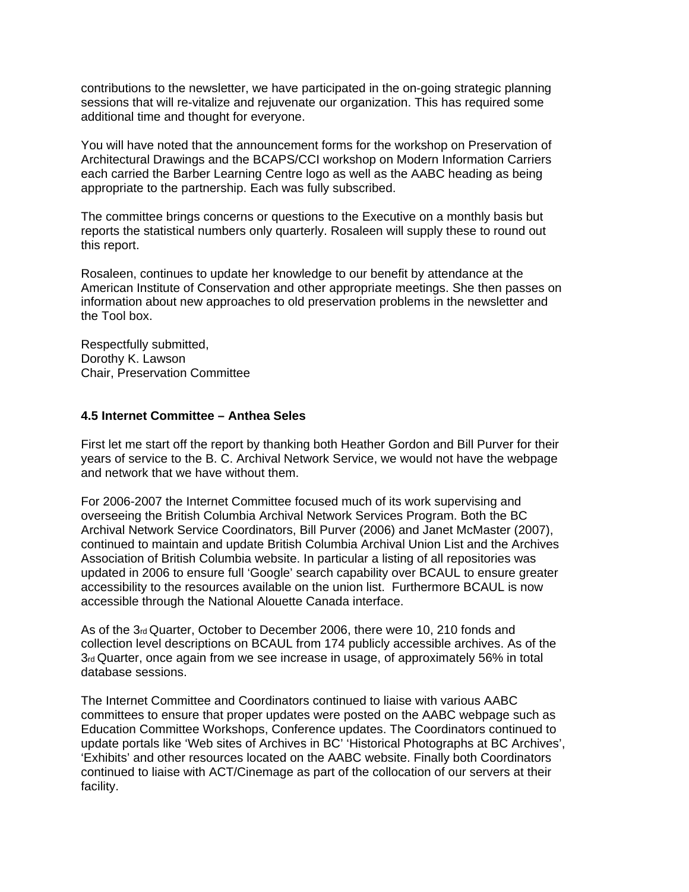contributions to the newsletter, we have participated in the on-going strategic planning sessions that will re-vitalize and rejuvenate our organization. This has required some additional time and thought for everyone.

You will have noted that the announcement forms for the workshop on Preservation of Architectural Drawings and the BCAPS/CCI workshop on Modern Information Carriers each carried the Barber Learning Centre logo as well as the AABC heading as being appropriate to the partnership. Each was fully subscribed.

The committee brings concerns or questions to the Executive on a monthly basis but reports the statistical numbers only quarterly. Rosaleen will supply these to round out this report.

Rosaleen, continues to update her knowledge to our benefit by attendance at the American Institute of Conservation and other appropriate meetings. She then passes on information about new approaches to old preservation problems in the newsletter and the Tool box.

Respectfully submitted,  
Dorothy K. Lawson  
Chair, Preservation Committee

### 4.5 Internet Committee – Anthea Seles

First let me start off the report by thanking both Heather Gordon and Bill Purver for their years of service to the B. C. Archival Network Service, we would not have the webpage and network that we have without them.

For 2006-2007 the Internet Committee focused much of its work supervising and overseeing the British Columbia Archival Network Services Program. Both the BC Archival Network Service Coordinators, Bill Purver (2006) and Janet McMaster (2007), continued to maintain and update British Columbia Archival Union List and the Archives Association of British Columbia website. In particular a listing of all repositories was updated in 2006 to ensure full 'Google' search capability over BCAUL to ensure greater accessibility to the resources available on the union list. Furthermore BCAUL is now accessible through the National Alouette Canada interface.

As of the 3rd Quarter, October to December 2006, there were 10, 210 fonds and collection level descriptions on BCAUL from 174 publicly accessible archives. As of the 3rd Quarter, once again from we see increase in usage, of approximately 56% in total database sessions.

The Internet Committee and Coordinators continued to liaise with various AABC committees to ensure that proper updates were posted on the AABC webpage such as Education Committee Workshops, Conference updates. The Coordinators continued to update portals like 'Web sites of Archives in BC' 'Historical Photographs at BC Archives', 'Exhibits' and other resources located on the AABC website. Finally both Coordinators continued to liaise with ACT/Cinemage as part of the collocation of our servers at their facility.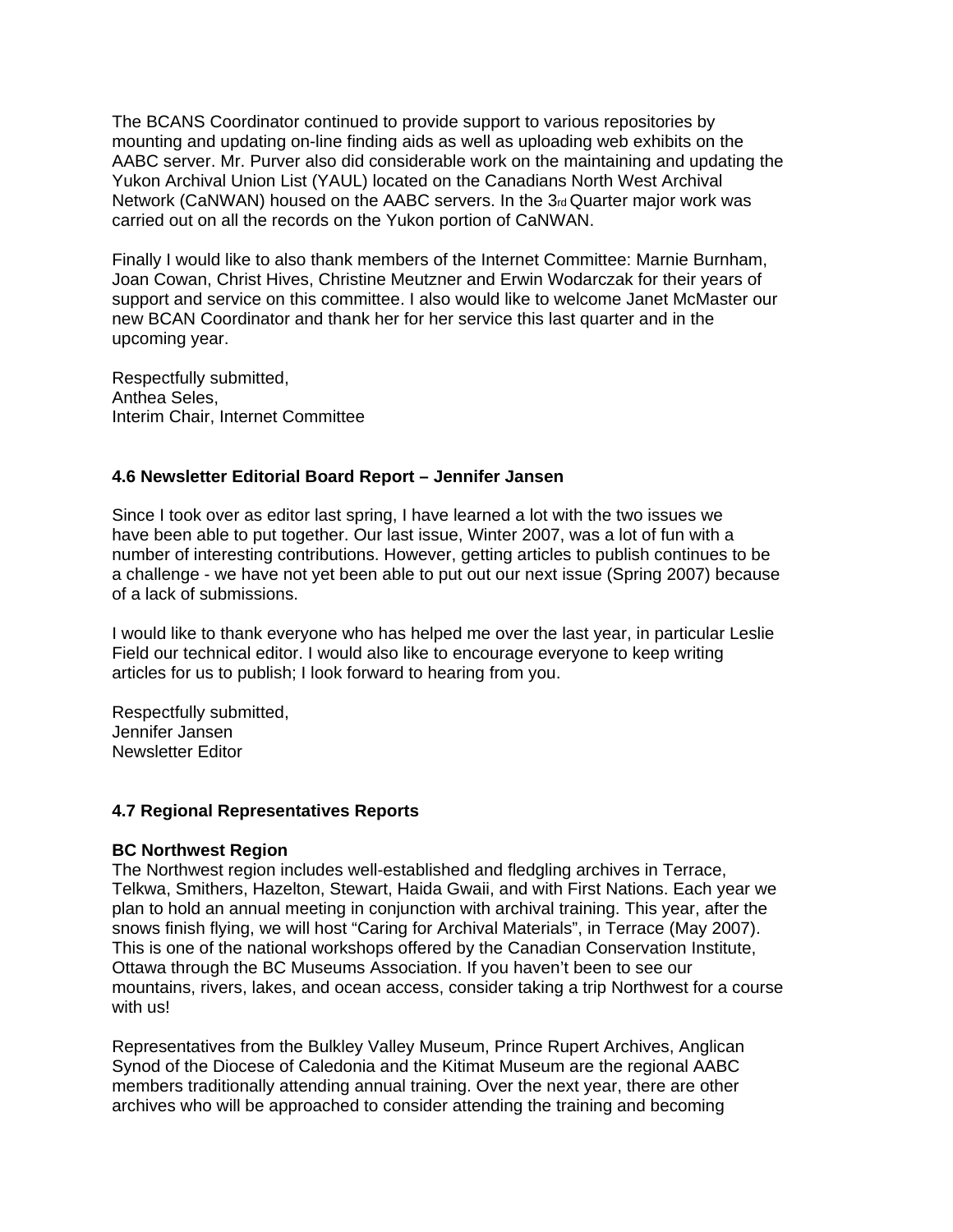The BCANS Coordinator continued to provide support to various repositories by mounting and updating on-line finding aids as well as uploading web exhibits on the AABC server. Mr. Purver also did considerable work on the maintaining and updating the Yukon Archival Union List (YAUL) located on the Canadians North West Archival Network (CaNWAN) housed on the AABC servers. In the 3rd Quarter major work was carried out on all the records on the Yukon portion of CaNWAN.

Finally I would like to also thank members of the Internet Committee: Marnie Burnham, Joan Cowan, Christ Hives, Christine Meutzner and Erwin Wodarczak for their years of support and service on this committee. I also would like to welcome Janet McMaster our new BCAN Coordinator and thank her for her service this last quarter and in the upcoming year.

Respectfully submitted,
Anthea Seles,
Interim Chair, Internet Committee

**4.6 Newsletter Editorial Board Report – Jennifer Jansen**

Since I took over as editor last spring, I have learned a lot with the two issues we have been able to put together. Our last issue, Winter 2007, was a lot of fun with a number of interesting contributions. However, getting articles to publish continues to be a challenge - we have not yet been able to put out our next issue (Spring 2007) because of a lack of submissions.

I would like to thank everyone who has helped me over the last year, in particular Leslie Field our technical editor. I would also like to encourage everyone to keep writing articles for us to publish; I look forward to hearing from you.

Respectfully submitted,
Jennifer Jansen
Newsletter Editor

**4.7 Regional Representatives Reports**

**BC Northwest Region**
The Northwest region includes well-established and fledgling archives in Terrace, Telkwa, Smithers, Hazelton, Stewart, Haida Gwaii, and with First Nations. Each year we plan to hold an annual meeting in conjunction with archival training. This year, after the snows finish flying, we will host "Caring for Archival Materials", in Terrace (May 2007). This is one of the national workshops offered by the Canadian Conservation Institute, Ottawa through the BC Museums Association. If you haven't been to see our mountains, rivers, lakes, and ocean access, consider taking a trip Northwest for a course with us!

Representatives from the Bulkley Valley Museum, Prince Rupert Archives, Anglican Synod of the Diocese of Caledonia and the Kitimat Museum are the regional AABC members traditionally attending annual training. Over the next year, there are other archives who will be approached to consider attending the training and becoming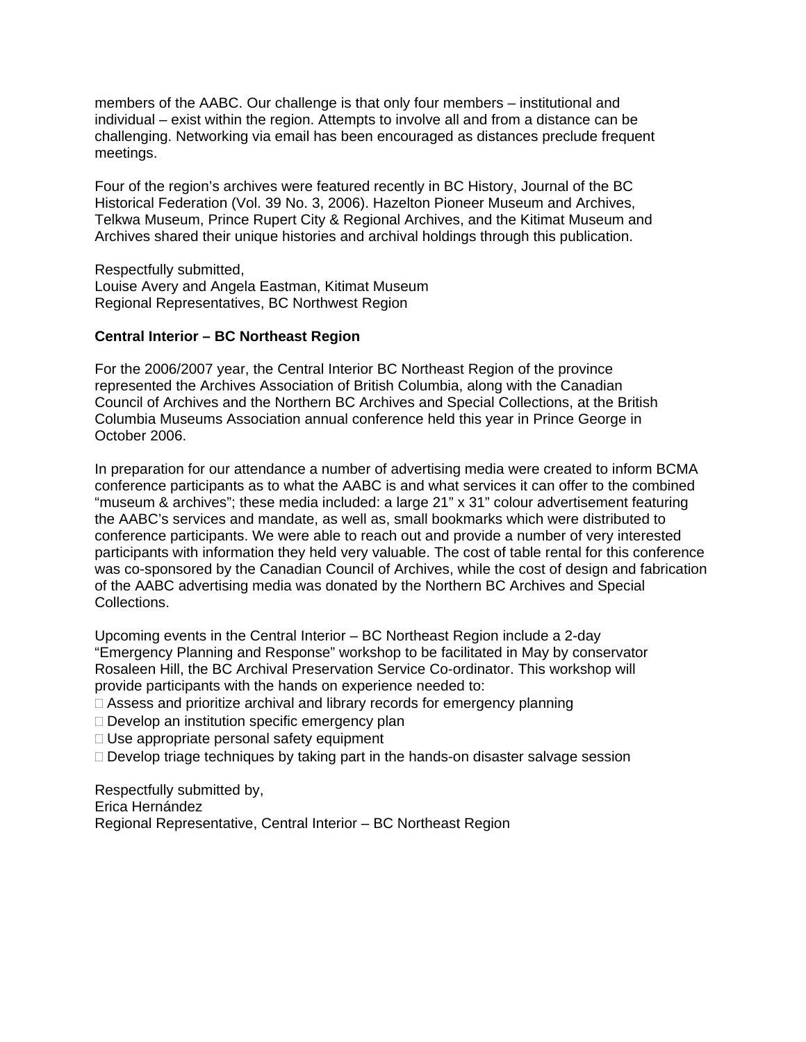members of the AABC. Our challenge is that only four members – institutional and individual – exist within the region. Attempts to involve all and from a distance can be challenging. Networking via email has been encouraged as distances preclude frequent meetings.

Four of the region's archives were featured recently in BC History, Journal of the BC Historical Federation (Vol. 39 No. 3, 2006). Hazelton Pioneer Museum and Archives, Telkwa Museum, Prince Rupert City & Regional Archives, and the Kitimat Museum and Archives shared their unique histories and archival holdings through this publication.

Respectfully submitted,
Louise Avery and Angela Eastman, Kitimat Museum
Regional Representatives, BC Northwest Region

**Central Interior – BC Northeast Region**

For the 2006/2007 year, the Central Interior BC Northeast Region of the province represented the Archives Association of British Columbia, along with the Canadian Council of Archives and the Northern BC Archives and Special Collections, at the British Columbia Museums Association annual conference held this year in Prince George in October 2006.

In preparation for our attendance a number of advertising media were created to inform BCMA conference participants as to what the AABC is and what services it can offer to the combined "museum & archives"; these media included: a large 21" x 31" colour advertisement featuring the AABC's services and mandate, as well as, small bookmarks which were distributed to conference participants. We were able to reach out and provide a number of very interested participants with information they held very valuable. The cost of table rental for this conference was co-sponsored by the Canadian Council of Archives, while the cost of design and fabrication of the AABC advertising media was donated by the Northern BC Archives and Special Collections.

Upcoming events in the Central Interior – BC Northeast Region include a 2-day "Emergency Planning and Response" workshop to be facilitated in May by conservator Rosaleen Hill, the BC Archival Preservation Service Co-ordinator. This workshop will provide participants with the hands on experience needed to:

- Assess and prioritize archival and library records for emergency planning
- Develop an institution specific emergency plan
- Use appropriate personal safety equipment
- Develop triage techniques by taking part in the hands-on disaster salvage session

Respectfully submitted by,
Erica Hernández
Regional Representative, Central Interior – BC Northeast Region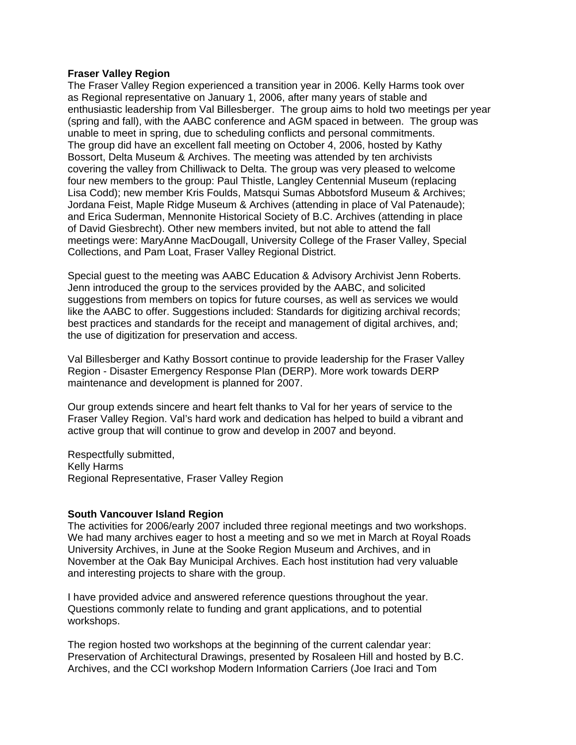**Fraser Valley Region**

The Fraser Valley Region experienced a transition year in 2006. Kelly Harms took over as Regional representative on January 1, 2006, after many years of stable and enthusiastic leadership from Val Billesberger. The group aims to hold two meetings per year (spring and fall), with the AABC conference and AGM spaced in between. The group was unable to meet in spring, due to scheduling conflicts and personal commitments. The group did have an excellent fall meeting on October 4, 2006, hosted by Kathy Bossort, Delta Museum & Archives. The meeting was attended by ten archivists covering the valley from Chilliwack to Delta. The group was very pleased to welcome four new members to the group: Paul Thistle, Langley Centennial Museum (replacing Lisa Codd); new member Kris Foulds, Matsqui Sumas Abbotsford Museum & Archives; Jordana Feist, Maple Ridge Museum & Archives (attending in place of Val Patenaude); and Erica Suderman, Mennonite Historical Society of B.C. Archives (attending in place of David Giesbrecht). Other new members invited, but not able to attend the fall meetings were: MaryAnne MacDougall, University College of the Fraser Valley, Special Collections, and Pam Loat, Fraser Valley Regional District.

Special guest to the meeting was AABC Education & Advisory Archivist Jenn Roberts. Jenn introduced the group to the services provided by the AABC, and solicited suggestions from members on topics for future courses, as well as services we would like the AABC to offer. Suggestions included: Standards for digitizing archival records; best practices and standards for the receipt and management of digital archives, and; the use of digitization for preservation and access.

Val Billesberger and Kathy Bossort continue to provide leadership for the Fraser Valley Region - Disaster Emergency Response Plan (DERP). More work towards DERP maintenance and development is planned for 2007.

Our group extends sincere and heart felt thanks to Val for her years of service to the Fraser Valley Region. Val's hard work and dedication has helped to build a vibrant and active group that will continue to grow and develop in 2007 and beyond.

Respectfully submitted,
Kelly Harms
Regional Representative, Fraser Valley Region

**South Vancouver Island Region**

The activities for 2006/early 2007 included three regional meetings and two workshops. We had many archives eager to host a meeting and so we met in March at Royal Roads University Archives, in June at the Sooke Region Museum and Archives, and in November at the Oak Bay Municipal Archives. Each host institution had very valuable and interesting projects to share with the group.

I have provided advice and answered reference questions throughout the year. Questions commonly relate to funding and grant applications, and to potential workshops.

The region hosted two workshops at the beginning of the current calendar year: Preservation of Architectural Drawings, presented by Rosaleen Hill and hosted by B.C. Archives, and the CCI workshop Modern Information Carriers (Joe Iraci and Tom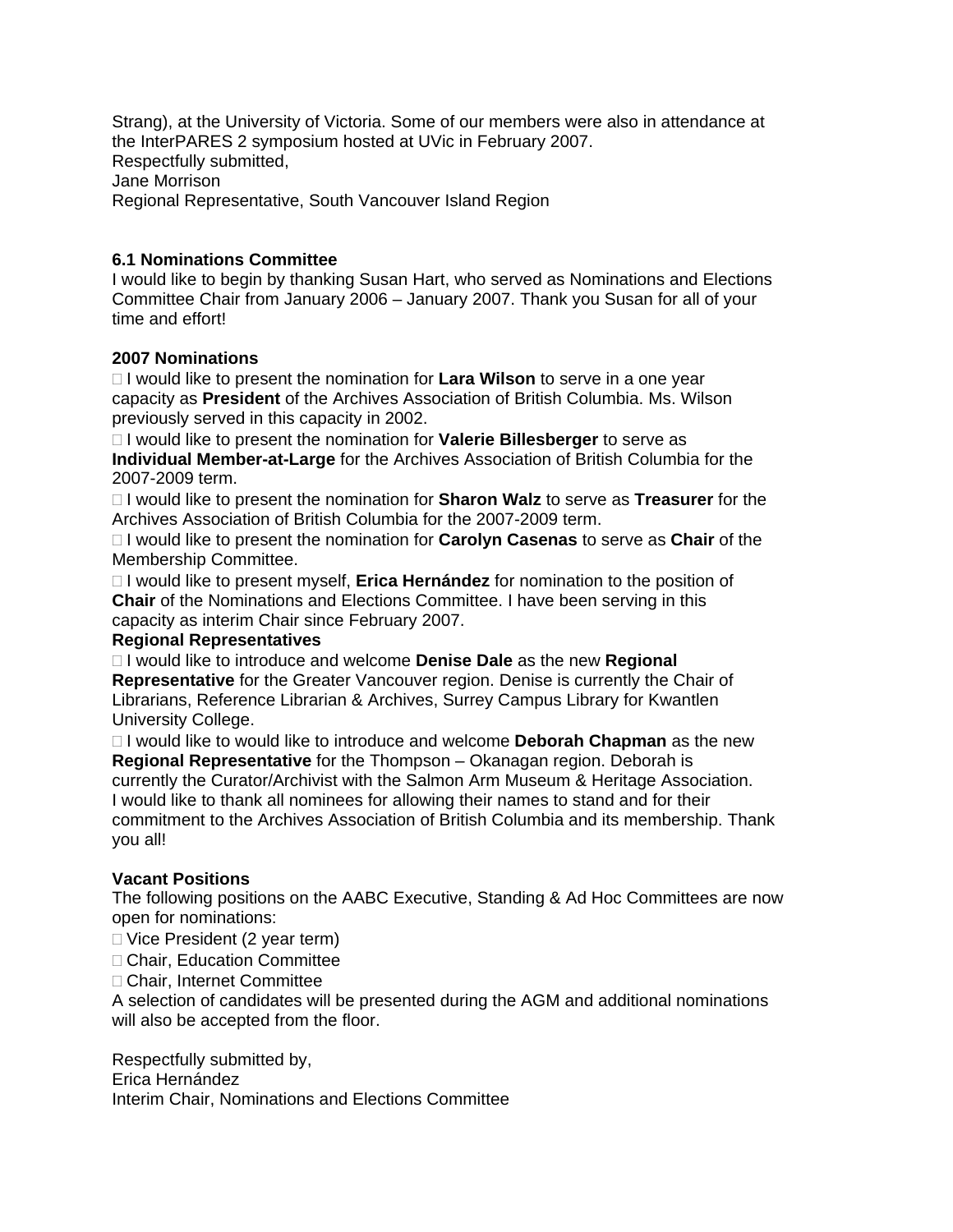Strang), at the University of Victoria. Some of our members were also in attendance at the InterPARES 2 symposium hosted at UVic in February 2007.
Respectfully submitted,
Jane Morrison
Regional Representative, South Vancouver Island Region

**6.1 Nominations Committee**
I would like to begin by thanking Susan Hart, who served as Nominations and Elections Committee Chair from January 2006 – January 2007. Thank you Susan for all of your time and effort!

**2007 Nominations**

- I would like to present the nomination for **Lara Wilson** to serve in a one year capacity as **President** of the Archives Association of British Columbia. Ms. Wilson previously served in this capacity in 2002.
- I would like to present the nomination for **Valerie Billesberger** to serve as **Individual Member-at-Large** for the Archives Association of British Columbia for the 2007-2009 term.
- I would like to present the nomination for **Sharon Walz** to serve as **Treasurer** for the Archives Association of British Columbia for the 2007-2009 term.
- I would like to present the nomination for **Carolyn Casenas** to serve as **Chair** of the Membership Committee.
- I would like to present myself, **Erica Hernández** for nomination to the position of **Chair** of the Nominations and Elections Committee. I have been serving in this capacity as interim Chair since February 2007.

**Regional Representatives**

- I would like to introduce and welcome **Denise Dale** as the new **Regional Representative** for the Greater Vancouver region. Denise is currently the Chair of Librarians, Reference Librarian & Archives, Surrey Campus Library for Kwantlen University College.
- I like to would like to introduce and welcome **Deborah Chapman** as the new **Regional Representative** for the Thompson – Okanagan region. Deborah is currently the Curator/Archivist with the Salmon Arm Museum & Heritage Association.

I would like to thank all nominees for allowing their names to stand and for their commitment to the Archives Association of British Columbia and its membership. Thank you all!

**Vacant Positions**
The following positions on the AABC Executive, Standing & Ad Hoc Committees are now open for nominations:

- Vice President (2 year term)
- Chair, Education Committee
- Chair, Internet Committee

A selection of candidates will be presented during the AGM and additional nominations will also be accepted from the floor.

Respectfully submitted by,
Erica Hernández
Interim Chair, Nominations and Elections Committee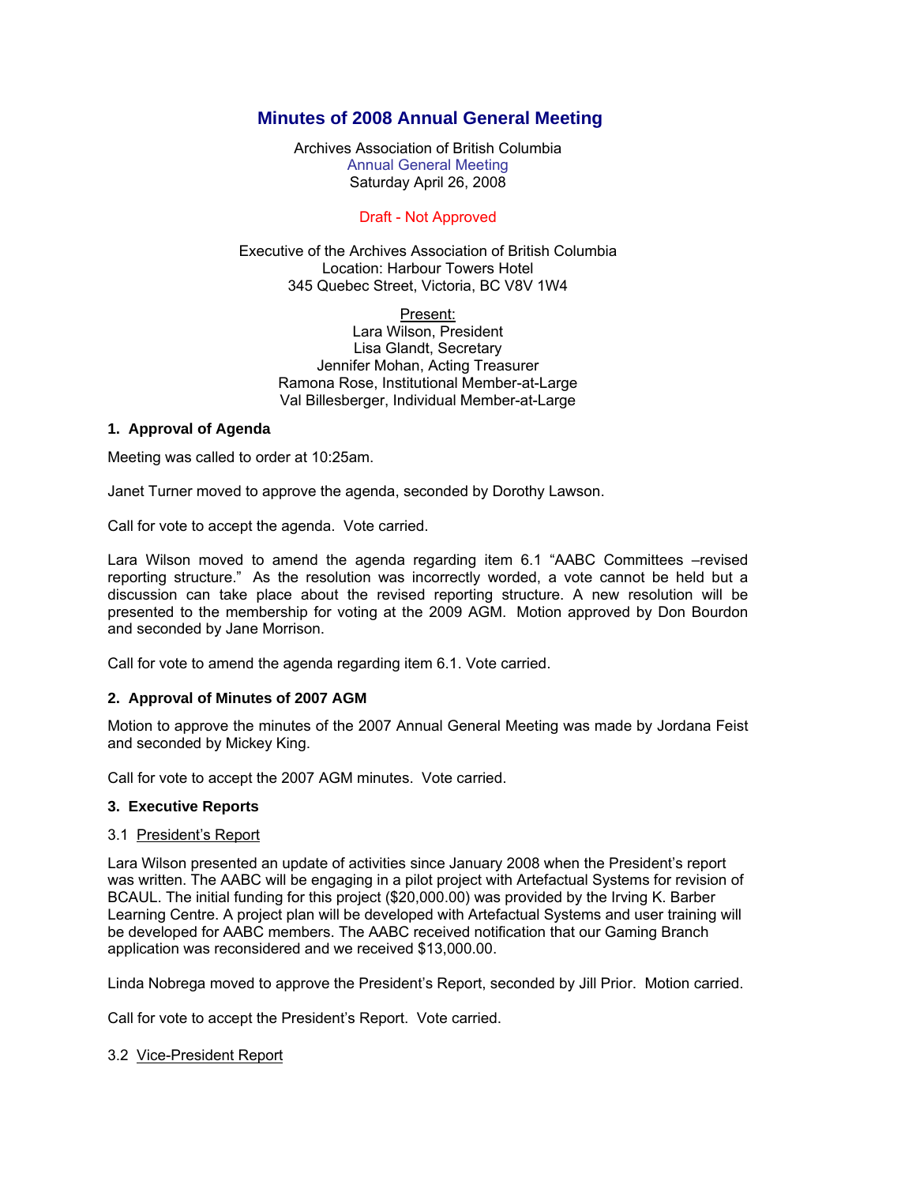# Minutes of 2008 Annual General Meeting

Archives Association of British Columbia
Annual General Meeting
Saturday April 26, 2008

Draft - Not Approved

Executive of the Archives Association of British Columbia
Location: Harbour Towers Hotel
345 Quebec Street, Victoria, BC V8V 1W4

Present:
Lara Wilson, President
Lisa Glandt, Secretary
Jennifer Mohan, Acting Treasurer
Ramona Rose, Institutional Member-at-Large
Val Billesberger, Individual Member-at-Large

### 1. Approval of Agenda

Meeting was called to order at 10:25am.

Janet Turner moved to approve the agenda, seconded by Dorothy Lawson.

Call for vote to accept the agenda. Vote carried.

Lara Wilson moved to amend the agenda regarding item 6.1 "AABC Committees –revised reporting structure." As the resolution was incorrectly worded, a vote cannot be held but a discussion can take place about the revised reporting structure. A new resolution will be presented to the membership for voting at the 2009 AGM. Motion approved by Don Bourdon and seconded by Jane Morrison.

Call for vote to amend the agenda regarding item 6.1. Vote carried.

### 2. Approval of Minutes of 2007 AGM

Motion to approve the minutes of the 2007 Annual General Meeting was made by Jordana Feist and seconded by Mickey King.

Call for vote to accept the 2007 AGM minutes. Vote carried.

### 3. Executive Reports

3.1 President's Report

Lara Wilson presented an update of activities since January 2008 when the President's report was written. The AABC will be engaging in a pilot project with Artefactual Systems for revision of BCAUL. The initial funding for this project ($20,000.00) was provided by the Irving K. Barber Learning Centre. A project plan will be developed with Artefactual Systems and user training will be developed for AABC members. The AABC received notification that our Gaming Branch application was reconsidered and we received $13,000.00.

Linda Nobrega moved to approve the President's Report, seconded by Jill Prior. Motion carried.

Call for vote to accept the President's Report. Vote carried.

3.2 Vice-President Report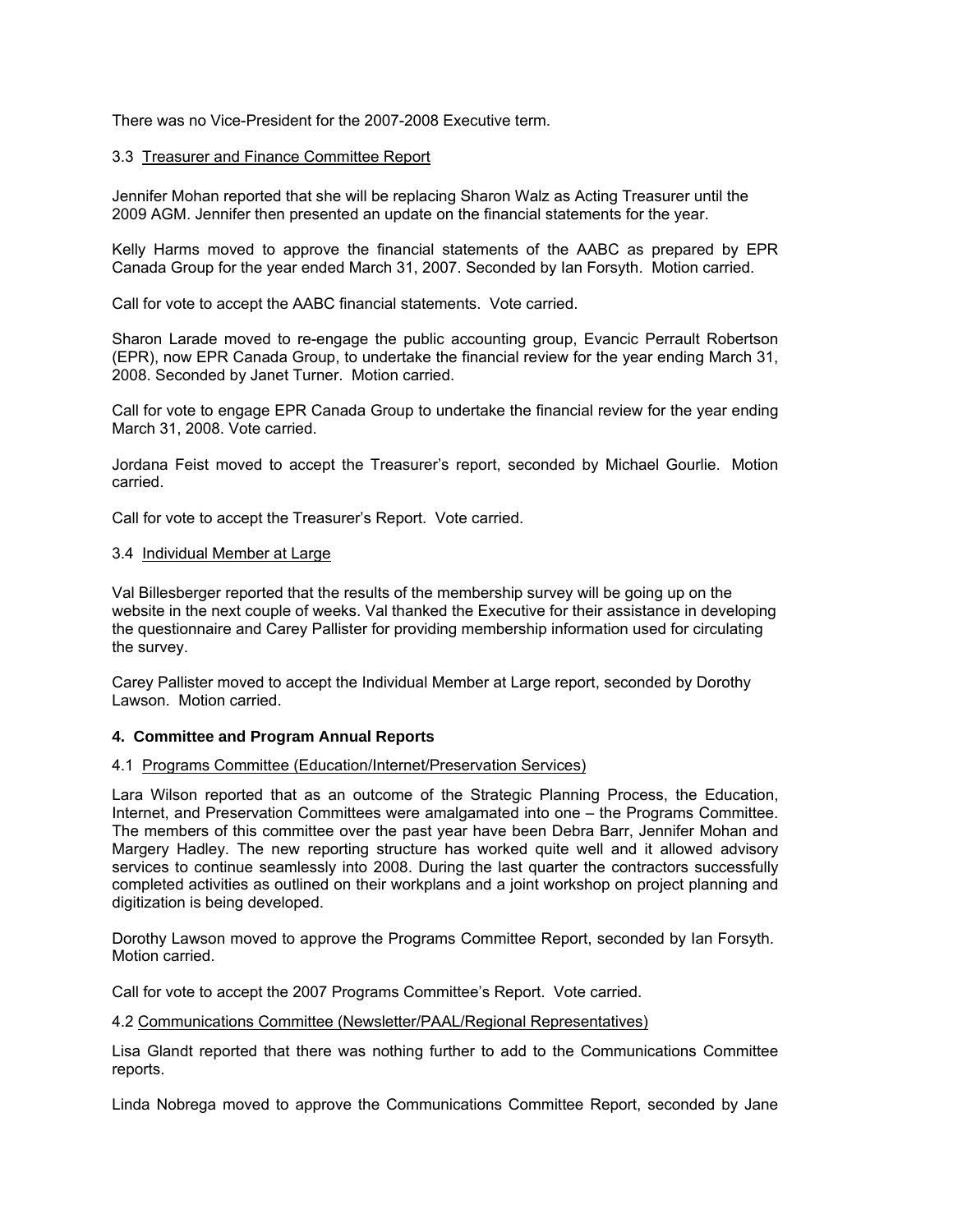There was no Vice-President for the 2007-2008 Executive term.

3.3 Treasurer and Finance Committee Report

Jennifer Mohan reported that she will be replacing Sharon Walz as Acting Treasurer until the 2009 AGM. Jennifer then presented an update on the financial statements for the year.

Kelly Harms moved to approve the financial statements of the AABC as prepared by EPR Canada Group for the year ended March 31, 2007. Seconded by Ian Forsyth. Motion carried.

Call for vote to accept the AABC financial statements. Vote carried.

Sharon Larade moved to re-engage the public accounting group, Evancic Perrault Robertson (EPR), now EPR Canada Group, to undertake the financial review for the year ending March 31, 2008. Seconded by Janet Turner. Motion carried.

Call for vote to engage EPR Canada Group to undertake the financial review for the year ending March 31, 2008. Vote carried.

Jordana Feist moved to accept the Treasurer's report, seconded by Michael Gourlie. Motion carried.

Call for vote to accept the Treasurer's Report. Vote carried.

3.4 Individual Member at Large

Val Billesberger reported that the results of the membership survey will be going up on the website in the next couple of weeks. Val thanked the Executive for their assistance in developing the questionnaire and Carey Pallister for providing membership information used for circulating the survey.

Carey Pallister moved to accept the Individual Member at Large report, seconded by Dorothy Lawson. Motion carried.

**4. Committee and Program Annual Reports**

4.1 Programs Committee (Education/Internet/Preservation Services)

Lara Wilson reported that as an outcome of the Strategic Planning Process, the Education, Internet, and Preservation Committees were amalgamated into one – the Programs Committee. The members of this committee over the past year have been Debra Barr, Jennifer Mohan and Margery Hadley. The new reporting structure has worked quite well and it allowed advisory services to continue seamlessly into 2008. During the last quarter the contractors successfully completed activities as outlined on their workplans and a joint workshop on project planning and digitization is being developed.

Dorothy Lawson moved to approve the Programs Committee Report, seconded by Ian Forsyth. Motion carried.

Call for vote to accept the 2007 Programs Committee's Report. Vote carried.

4.2 Communications Committee (Newsletter/PAAL/Regional Representatives)

Lisa Glandt reported that there was nothing further to add to the Communications Committee reports.

Linda Nobrega moved to approve the Communications Committee Report, seconded by Jane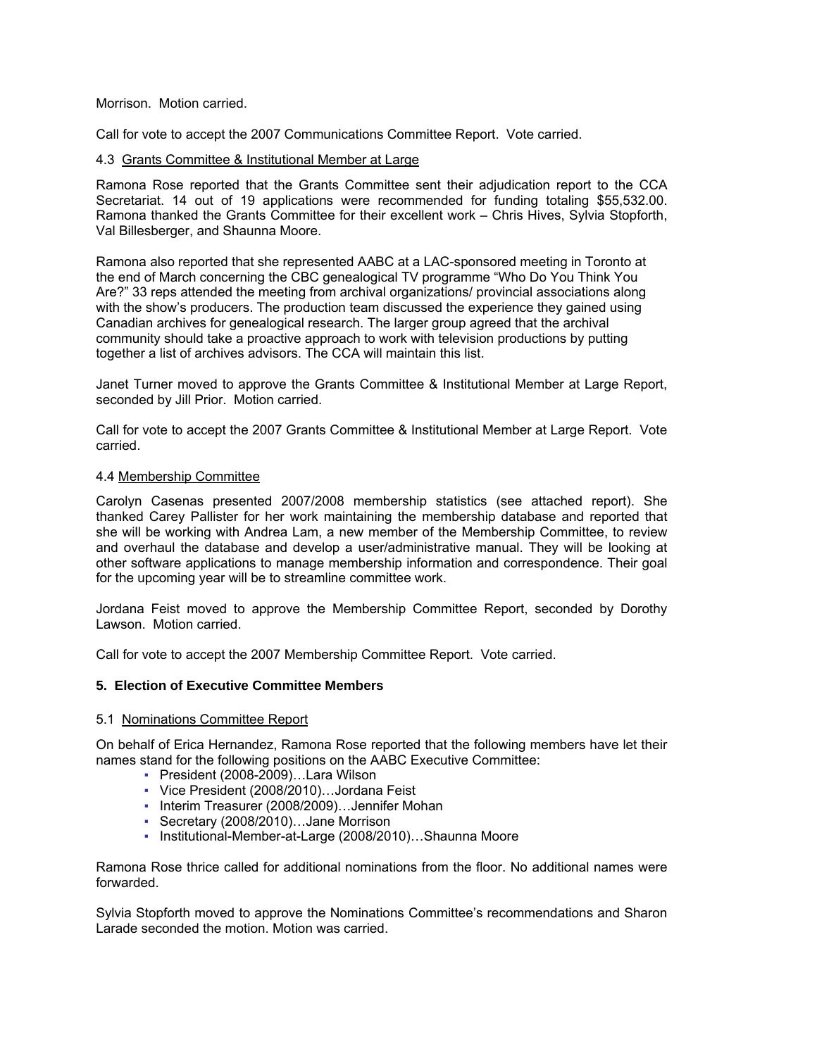Morrison. Motion carried.

Call for vote to accept the 2007 Communications Committee Report. Vote carried.

4.3 Grants Committee & Institutional Member at Large

Ramona Rose reported that the Grants Committee sent their adjudication report to the CCA Secretariat. 14 out of 19 applications were recommended for funding totaling $55,532.00. Ramona thanked the Grants Committee for their excellent work – Chris Hives, Sylvia Stopforth, Val Billesberger, and Shaunna Moore.

Ramona also reported that she represented AABC at a LAC-sponsored meeting in Toronto at the end of March concerning the CBC genealogical TV programme "Who Do You Think You Are?" 33 reps attended the meeting from archival organizations/ provincial associations along with the show's producers. The production team discussed the experience they gained using Canadian archives for genealogical research. The larger group agreed that the archival community should take a proactive approach to work with television productions by putting together a list of archives advisors. The CCA will maintain this list.

Janet Turner moved to approve the Grants Committee & Institutional Member at Large Report, seconded by Jill Prior. Motion carried.

Call for vote to accept the 2007 Grants Committee & Institutional Member at Large Report. Vote carried.

4.4 Membership Committee

Carolyn Casenas presented 2007/2008 membership statistics (see attached report). She thanked Carey Pallister for her work maintaining the membership database and reported that she will be working with Andrea Lam, a new member of the Membership Committee, to review and overhaul the database and develop a user/administrative manual. They will be looking at other software applications to manage membership information and correspondence. Their goal for the upcoming year will be to streamline committee work.

Jordana Feist moved to approve the Membership Committee Report, seconded by Dorothy Lawson. Motion carried.

Call for vote to accept the 2007 Membership Committee Report. Vote carried.

**5. Election of Executive Committee Members**

5.1 Nominations Committee Report

On behalf of Erica Hernandez, Ramona Rose reported that the following members have let their names stand for the following positions on the AABC Executive Committee:

- President (2008-2009)…Lara Wilson
- Vice President (2008/2010)…Jordana Feist
- Interim Treasurer (2008/2009)…Jennifer Mohan
- Secretary (2008/2010)…Jane Morrison
- Institutional-Member-at-Large (2008/2010)…Shaunna Moore

Ramona Rose thrice called for additional nominations from the floor. No additional names were forwarded.

Sylvia Stopforth moved to approve the Nominations Committee's recommendations and Sharon Larade seconded the motion. Motion was carried.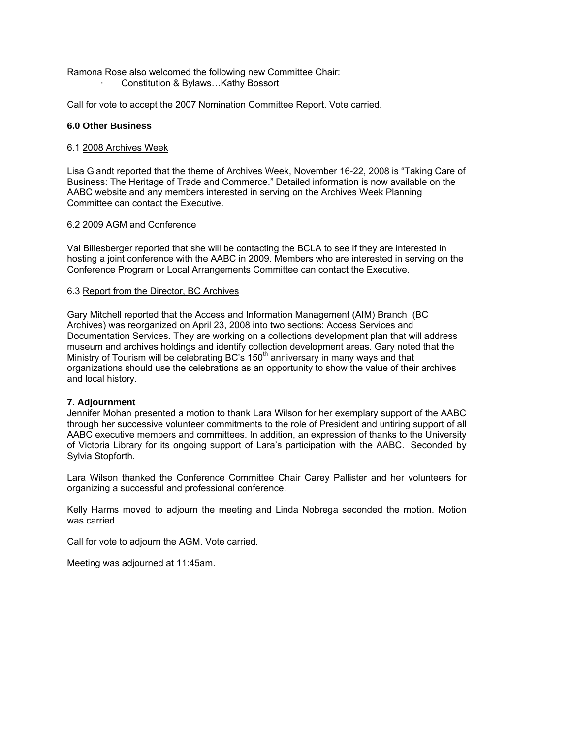Ramona Rose also welcomed the following new Committee Chair:

- Constitution & Bylaws…Kathy Bossort

Call for vote to accept the 2007 Nomination Committee Report. Vote carried.

### 6.0 Other Business

6.1 2008 Archives Week

Lisa Glandt reported that the theme of Archives Week, November 16-22, 2008 is "Taking Care of Business: The Heritage of Trade and Commerce." Detailed information is now available on the AABC website and any members interested in serving on the Archives Week Planning Committee can contact the Executive.

6.2 2009 AGM and Conference

Val Billesberger reported that she will be contacting the BCLA to see if they are interested in hosting a joint conference with the AABC in 2009. Members who are interested in serving on the Conference Program or Local Arrangements Committee can contact the Executive.

6.3 Report from the Director, BC Archives

Gary Mitchell reported that the Access and Information Management (AIM) Branch (BC Archives) was reorganized on April 23, 2008 into two sections: Access Services and Documentation Services. They are working on a collections development plan that will address museum and archives holdings and identify collection development areas. Gary noted that the Ministry of Tourism will be celebrating BC's 150th anniversary in many ways and that organizations should use the celebrations as an opportunity to show the value of their archives and local history.

### 7. Adjournment

Jennifer Mohan presented a motion to thank Lara Wilson for her exemplary support of the AABC through her successive volunteer commitments to the role of President and untiring support of all AABC executive members and committees. In addition, an expression of thanks to the University of Victoria Library for its ongoing support of Lara's participation with the AABC. Seconded by Sylvia Stopforth.

Lara Wilson thanked the Conference Committee Chair Carey Pallister and her volunteers for organizing a successful and professional conference.

Kelly Harms moved to adjourn the meeting and Linda Nobrega seconded the motion. Motion was carried.

Call for vote to adjourn the AGM. Vote carried.

Meeting was adjourned at 11:45am.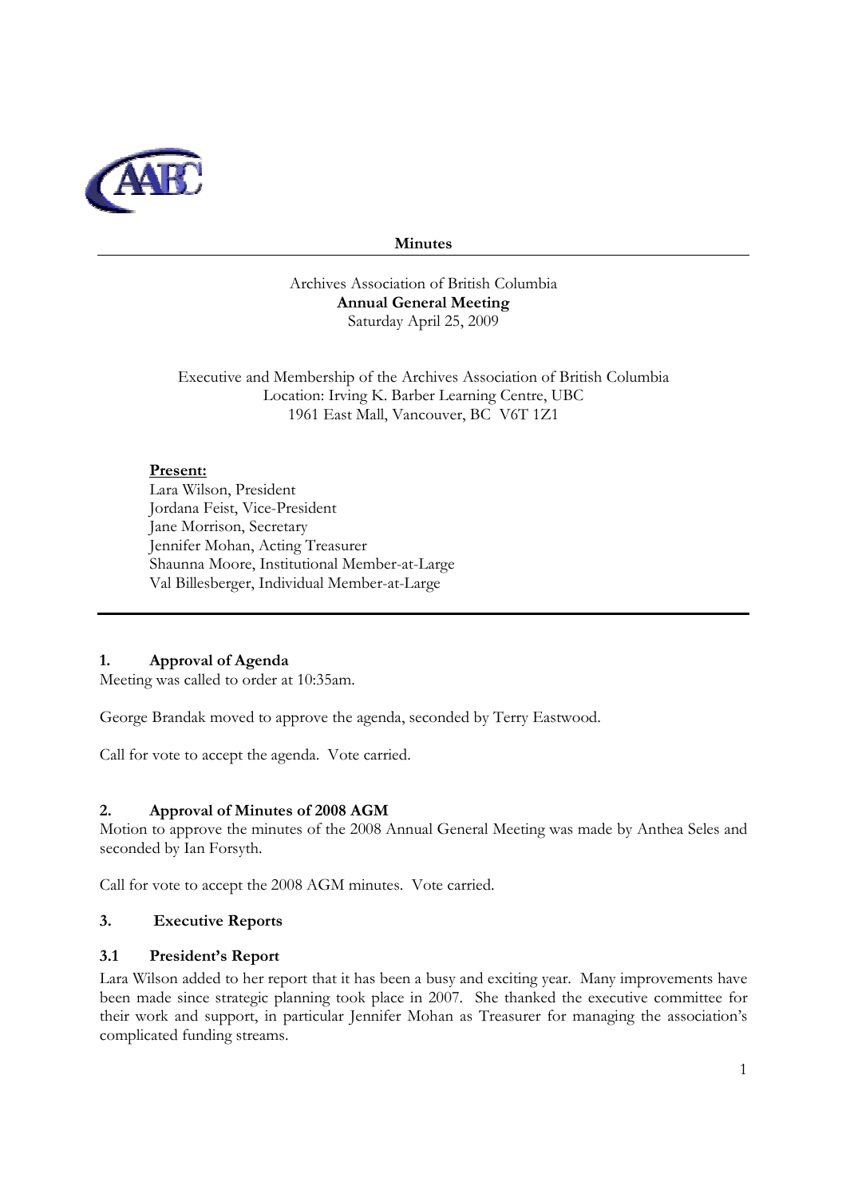**Minutes**

Archives Association of British Columbia
**Annual General Meeting**
Saturday April 25, 2009

Executive and Membership of the Archives Association of British Columbia
Location: Irving K. Barber Learning Centre, UBC
1961 East Mall, Vancouver, BC V6T 1Z1

**Present:**
Lara Wilson, President
Jordana Feist, Vice-President
Jane Morrison, Secretary
Jennifer Mohan, Acting Treasurer
Shaunna Moore, Institutional Member-at-Large
Val Billesberger, Individual Member-at-Large

## 1. Approval of Agenda

Meeting was called to order at 10:35am.

George Brandak moved to approve the agenda, seconded by Terry Eastwood.

Call for vote to accept the agenda. Vote carried.

## 2. Approval of Minutes of 2008 AGM

Motion to approve the minutes of the 2008 Annual General Meeting was made by Anthea Seles and seconded by Ian Forsyth.

Call for vote to accept the 2008 AGM minutes. Vote carried.

## 3. Executive Reports

### 3.1 President's Report

Lara Wilson added to her report that it has been a busy and exciting year. Many improvements have been made since strategic planning took place in 2007. She thanked the executive committee for their work and support, in particular Jennifer Mohan as Treasurer for managing the association's complicated funding streams.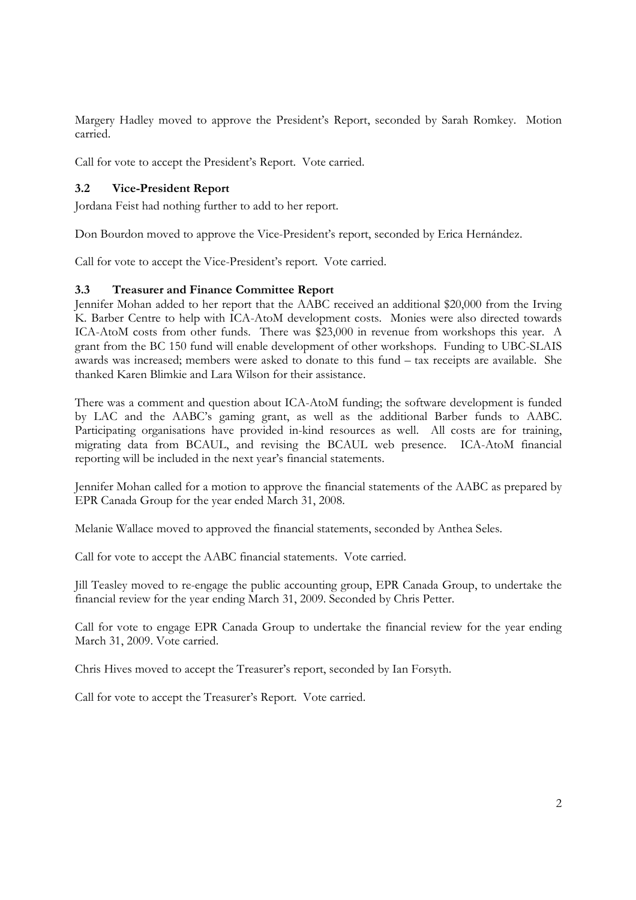Margery Hadley moved to approve the President's Report, seconded by Sarah Romkey. Motion carried.

Call for vote to accept the President's Report. Vote carried.

### 3.2 Vice-President Report

Jordana Feist had nothing further to add to her report.

Don Bourdon moved to approve the Vice-President's report, seconded by Erica Hernández.

Call for vote to accept the Vice-President's report. Vote carried.

### 3.3 Treasurer and Finance Committee Report

Jennifer Mohan added to her report that the AABC received an additional $20,000 from the Irving K. Barber Centre to help with ICA-AtoM development costs. Monies were also directed towards ICA-AtoM costs from other funds. There was $23,000 in revenue from workshops this year. A grant from the BC 150 fund will enable development of other workshops. Funding to UBC-SLAIS awards was increased; members were asked to donate to this fund – tax receipts are available. She thanked Karen Blimkie and Lara Wilson for their assistance.

There was a comment and question about ICA-AtoM funding; the software development is funded by LAC and the AABC's gaming grant, as well as the additional Barber funds to AABC. Participating organisations have provided in-kind resources as well. All costs are for training, migrating data from BCAUL, and revising the BCAUL web presence. ICA-AtoM financial reporting will be included in the next year's financial statements.

Jennifer Mohan called for a motion to approve the financial statements of the AABC as prepared by EPR Canada Group for the year ended March 31, 2008.

Melanie Wallace moved to approved the financial statements, seconded by Anthea Seles.

Call for vote to accept the AABC financial statements. Vote carried.

Jill Teasley moved to re-engage the public accounting group, EPR Canada Group, to undertake the financial review for the year ending March 31, 2009. Seconded by Chris Petter.

Call for vote to engage EPR Canada Group to undertake the financial review for the year ending March 31, 2009. Vote carried.

Chris Hives moved to accept the Treasurer's report, seconded by Ian Forsyth.

Call for vote to accept the Treasurer's Report. Vote carried.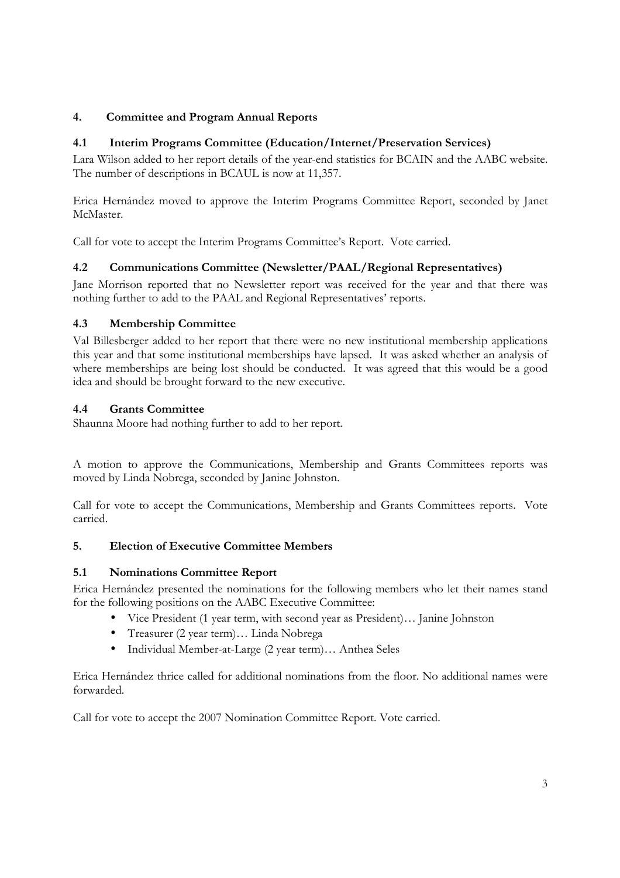## 4. Committee and Program Annual Reports

### 4.1 Interim Programs Committee (Education/Internet/Preservation Services)

Lara Wilson added to her report details of the year-end statistics for BCAIN and the AABC website. The number of descriptions in BCAUL is now at 11,357.

Erica Hernández moved to approve the Interim Programs Committee Report, seconded by Janet McMaster.

Call for vote to accept the Interim Programs Committee's Report. Vote carried.

### 4.2 Communications Committee (Newsletter/PAAL/Regional Representatives)

Jane Morrison reported that no Newsletter report was received for the year and that there was nothing further to add to the PAAL and Regional Representatives' reports.

### 4.3 Membership Committee

Val Billesberger added to her report that there were no new institutional membership applications this year and that some institutional memberships have lapsed. It was asked whether an analysis of where memberships are being lost should be conducted. It was agreed that this would be a good idea and should be brought forward to the new executive.

### 4.4 Grants Committee

Shaunna Moore had nothing further to add to her report.

A motion to approve the Communications, Membership and Grants Committees reports was moved by Linda Nobrega, seconded by Janine Johnston.

Call for vote to accept the Communications, Membership and Grants Committees reports. Vote carried.

## 5. Election of Executive Committee Members

### 5.1 Nominations Committee Report

Erica Hernández presented the nominations for the following members who let their names stand for the following positions on the AABC Executive Committee:

- Vice President (1 year term, with second year as President)… Janine Johnston
- Treasurer (2 year term)… Linda Nobrega
- Individual Member-at-Large (2 year term)… Anthea Seles

Erica Hernández thrice called for additional nominations from the floor. No additional names were forwarded.

Call for vote to accept the 2007 Nomination Committee Report. Vote carried.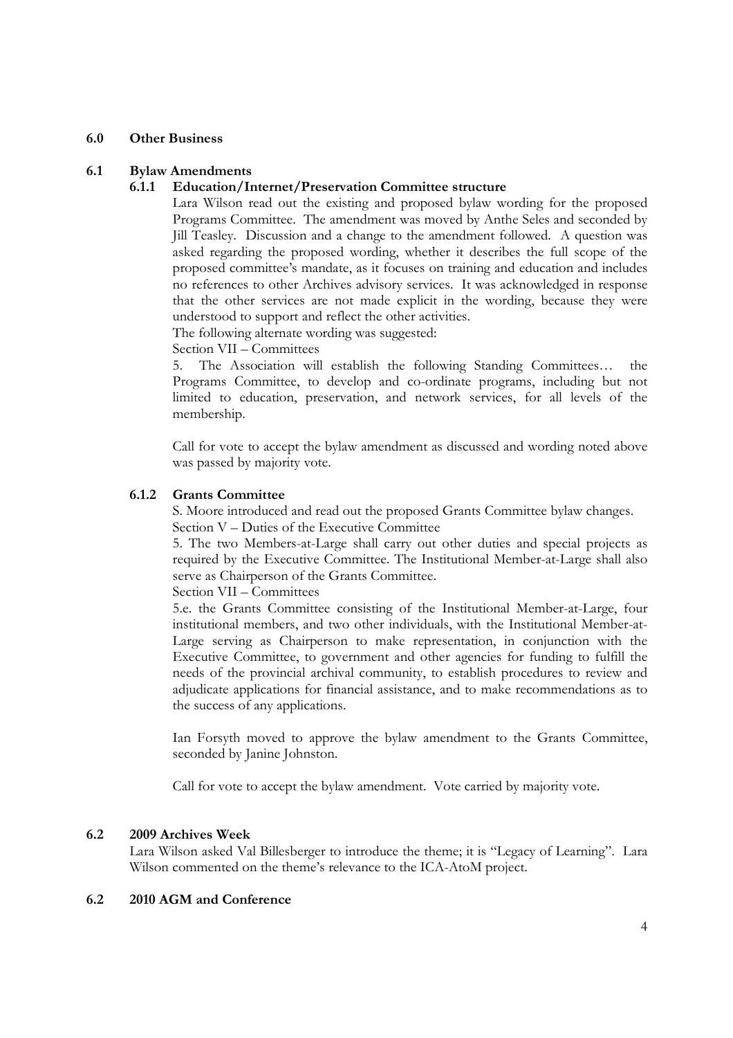## 6.0 Other Business

### 6.1 Bylaw Amendments

#### 6.1.1 Education/Internet/Preservation Committee structure

Lara Wilson read out the existing and proposed bylaw wording for the proposed Programs Committee. The amendment was moved by Anthe Seles and seconded by Jill Teasley. Discussion and a change to the amendment followed. A question was asked regarding the proposed wording, whether it describes the full scope of the proposed committee's mandate, as it focuses on training and education and includes no references to other Archives advisory services. It was acknowledged in response that the other services are not made explicit in the wording, because they were understood to support and reflect the other activities.

The following alternate wording was suggested:

Section VII – Committees

5. The Association will establish the following Standing Committees… the Programs Committee, to develop and co-ordinate programs, including but not limited to education, preservation, and network services, for all levels of the membership.

Call for vote to accept the bylaw amendment as discussed and wording noted above was passed by majority vote.

#### 6.1.2 Grants Committee

S. Moore introduced and read out the proposed Grants Committee bylaw changes.

Section V – Duties of the Executive Committee

5. The two Members-at-Large shall carry out other duties and special projects as required by the Executive Committee. The Institutional Member-at-Large shall also serve as Chairperson of the Grants Committee.

Section VII – Committees

5.e. the Grants Committee consisting of the Institutional Member-at-Large, four institutional members, and two other individuals, with the Institutional Member-at-Large serving as Chairperson to make representation, in conjunction with the Executive Committee, to government and other agencies for funding to fulfill the needs of the provincial archival community, to establish procedures to review and adjudicate applications for financial assistance, and to make recommendations as to the success of any applications.

Ian Forsyth moved to approve the bylaw amendment to the Grants Committee, seconded by Janine Johnston.

Call for vote to accept the bylaw amendment. Vote carried by majority vote.

### 6.2 2009 Archives Week

Lara Wilson asked Val Billesberger to introduce the theme; it is "Legacy of Learning". Lara Wilson commented on the theme's relevance to the ICA-AtoM project.

### 6.2 2010 AGM and Conference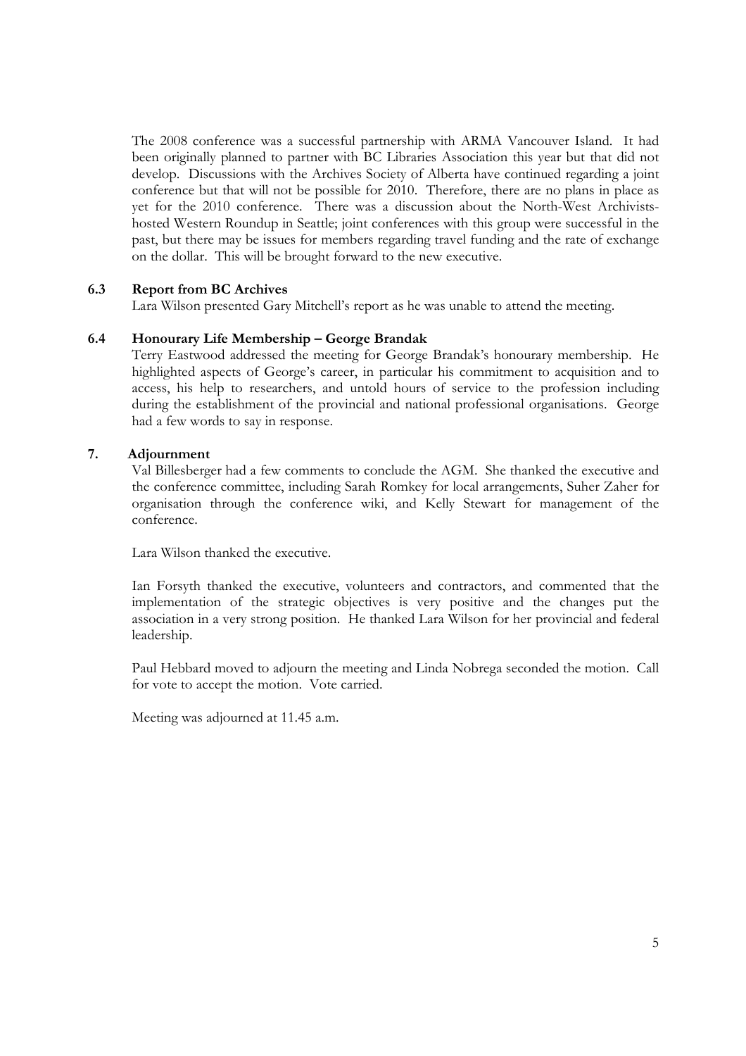The 2008 conference was a successful partnership with ARMA Vancouver Island. It had been originally planned to partner with BC Libraries Association this year but that did not develop. Discussions with the Archives Society of Alberta have continued regarding a joint conference but that will not be possible for 2010. Therefore, there are no plans in place as yet for the 2010 conference. There was a discussion about the North-West Archivists-hosted Western Roundup in Seattle; joint conferences with this group were successful in the past, but there may be issues for members regarding travel funding and the rate of exchange on the dollar. This will be brought forward to the new executive.

### 6.3 Report from BC Archives

Lara Wilson presented Gary Mitchell's report as he was unable to attend the meeting.

### 6.4 Honourary Life Membership – George Brandak

Terry Eastwood addressed the meeting for George Brandak's honourary membership. He highlighted aspects of George's career, in particular his commitment to acquisition and to access, his help to researchers, and untold hours of service to the profession including during the establishment of the provincial and national professional organisations. George had a few words to say in response.

## 7. Adjournment

Val Billesberger had a few comments to conclude the AGM. She thanked the executive and the conference committee, including Sarah Romkey for local arrangements, Suher Zaher for organisation through the conference wiki, and Kelly Stewart for management of the conference.

Lara Wilson thanked the executive.

Ian Forsyth thanked the executive, volunteers and contractors, and commented that the implementation of the strategic objectives is very positive and the changes put the association in a very strong position. He thanked Lara Wilson for her provincial and federal leadership.

Paul Hebbard moved to adjourn the meeting and Linda Nobrega seconded the motion. Call for vote to accept the motion. Vote carried.

Meeting was adjourned at 11.45 a.m.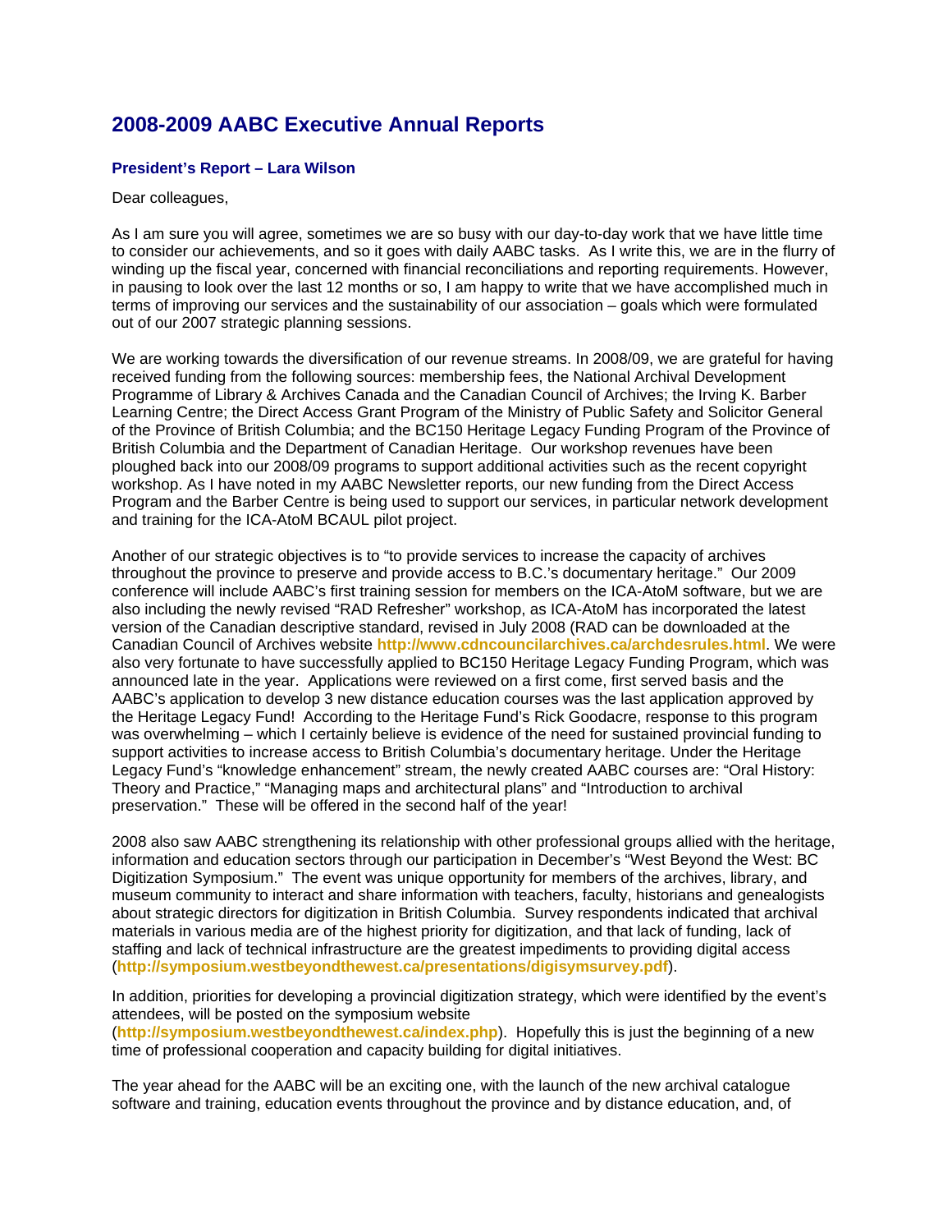# 2008-2009 AABC Executive Annual Reports

### President's Report – Lara Wilson

Dear colleagues,

As I am sure you will agree, sometimes we are so busy with our day-to-day work that we have little time to consider our achievements, and so it goes with daily AABC tasks. As I write this, we are in the flurry of winding up the fiscal year, concerned with financial reconciliations and reporting requirements. However, in pausing to look over the last 12 months or so, I am happy to write that we have accomplished much in terms of improving our services and the sustainability of our association – goals which were formulated out of our 2007 strategic planning sessions.

We are working towards the diversification of our revenue streams. In 2008/09, we are grateful for having received funding from the following sources: membership fees, the National Archival Development Programme of Library & Archives Canada and the Canadian Council of Archives; the Irving K. Barber Learning Centre; the Direct Access Grant Program of the Ministry of Public Safety and Solicitor General of the Province of British Columbia; and the BC150 Heritage Legacy Funding Program of the Province of British Columbia and the Department of Canadian Heritage. Our workshop revenues have been ploughed back into our 2008/09 programs to support additional activities such as the recent copyright workshop. As I have noted in my AABC Newsletter reports, our new funding from the Direct Access Program and the Barber Centre is being used to support our services, in particular network development and training for the ICA-AtoM BCAUL pilot project.

Another of our strategic objectives is to "to provide services to increase the capacity of archives throughout the province to preserve and provide access to B.C.'s documentary heritage." Our 2009 conference will include AABC's first training session for members on the ICA-AtoM software, but we are also including the newly revised "RAD Refresher" workshop, as ICA-AtoM has incorporated the latest version of the Canadian descriptive standard, revised in July 2008 (RAD can be downloaded at the Canadian Council of Archives website **http://www.cdncouncilarchives.ca/archdesrules.html**. We were also very fortunate to have successfully applied to BC150 Heritage Legacy Funding Program, which was announced late in the year. Applications were reviewed on a first come, first served basis and the AABC's application to develop 3 new distance education courses was the last application approved by the Heritage Legacy Fund! According to the Heritage Fund's Rick Goodacre, response to this program was overwhelming – which I certainly believe is evidence of the need for sustained provincial funding to support activities to increase access to British Columbia's documentary heritage. Under the Heritage Legacy Fund's "knowledge enhancement" stream, the newly created AABC courses are: "Oral History: Theory and Practice," "Managing maps and architectural plans" and "Introduction to archival preservation." These will be offered in the second half of the year!

2008 also saw AABC strengthening its relationship with other professional groups allied with the heritage, information and education sectors through our participation in December's "West Beyond the West: BC Digitization Symposium." The event was unique opportunity for members of the archives, library, and museum community to interact and share information with teachers, faculty, historians and genealogists about strategic directors for digitization in British Columbia. Survey respondents indicated that archival materials in various media are of the highest priority for digitization, and that lack of funding, lack of staffing and lack of technical infrastructure are the greatest impediments to providing digital access (**http://symposium.westbeyondthewest.ca/presentations/digisymsurvey.pdf**).

In addition, priorities for developing a provincial digitization strategy, which were identified by the event's attendees, will be posted on the symposium website (**http://symposium.westbeyondthewest.ca/index.php**). Hopefully this is just the beginning of a new time of professional cooperation and capacity building for digital initiatives.

The year ahead for the AABC will be an exciting one, with the launch of the new archival catalogue software and training, education events throughout the province and by distance education, and, of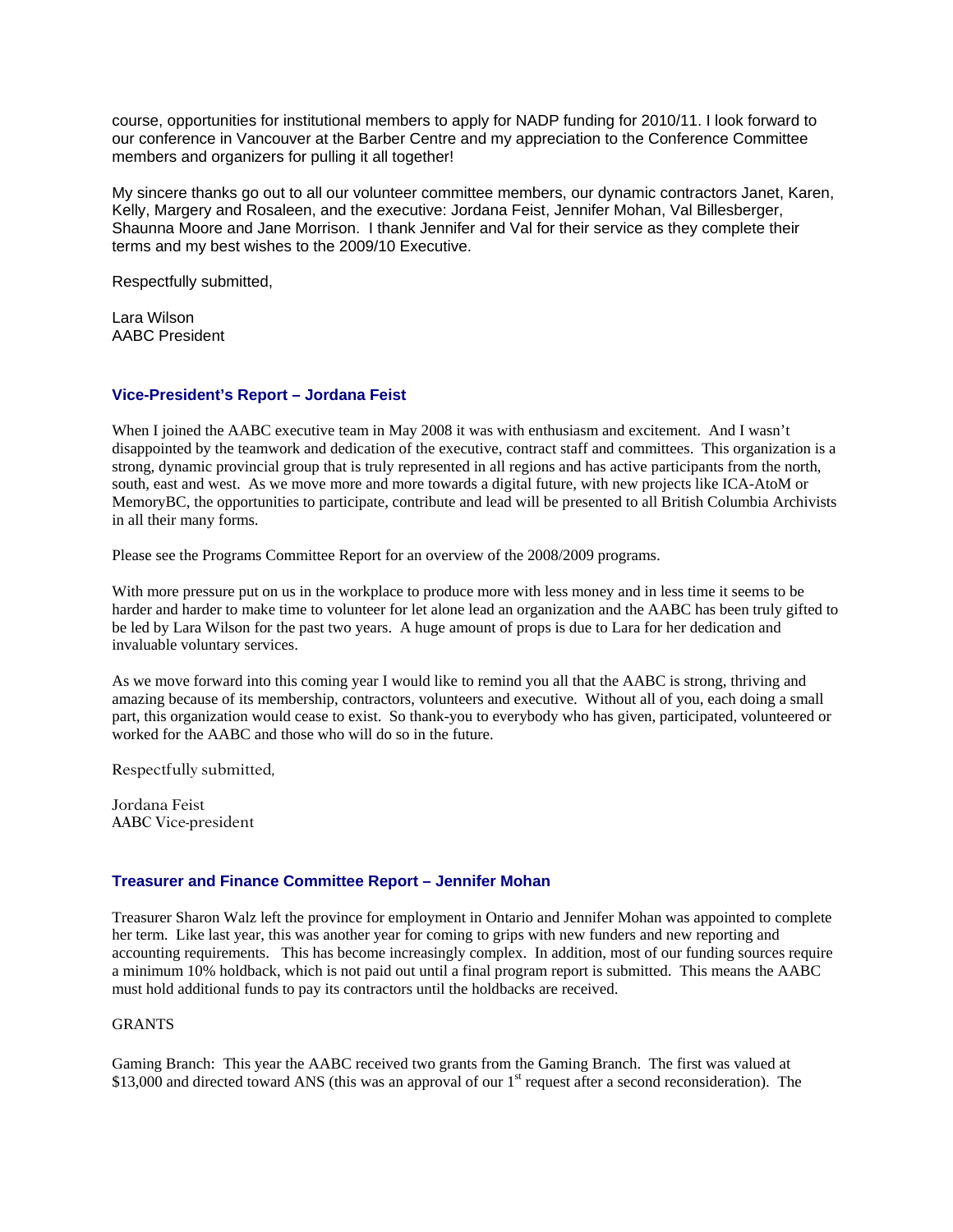course, opportunities for institutional members to apply for NADP funding for 2010/11. I look forward to our conference in Vancouver at the Barber Centre and my appreciation to the Conference Committee members and organizers for pulling it all together!

My sincere thanks go out to all our volunteer committee members, our dynamic contractors Janet, Karen, Kelly, Margery and Rosaleen, and the executive: Jordana Feist, Jennifer Mohan, Val Billesberger, Shaunna Moore and Jane Morrison. I thank Jennifer and Val for their service as they complete their terms and my best wishes to the 2009/10 Executive.

Respectfully submitted,

Lara Wilson
AABC President

### Vice-President's Report – Jordana Feist

When I joined the AABC executive team in May 2008 it was with enthusiasm and excitement. And I wasn't disappointed by the teamwork and dedication of the executive, contract staff and committees. This organization is a strong, dynamic provincial group that is truly represented in all regions and has active participants from the north, south, east and west. As we move more and more towards a digital future, with new projects like ICA-AtoM or MemoryBC, the opportunities to participate, contribute and lead will be presented to all British Columbia Archivists in all their many forms.

Please see the Programs Committee Report for an overview of the 2008/2009 programs.

With more pressure put on us in the workplace to produce more with less money and in less time it seems to be harder and harder to make time to volunteer for let alone lead an organization and the AABC has been truly gifted to be led by Lara Wilson for the past two years. A huge amount of props is due to Lara for her dedication and invaluable voluntary services.

As we move forward into this coming year I would like to remind you all that the AABC is strong, thriving and amazing because of its membership, contractors, volunteers and executive. Without all of you, each doing a small part, this organization would cease to exist. So thank-you to everybody who has given, participated, volunteered or worked for the AABC and those who will do so in the future.

Respectfully submitted,

Jordana Feist
AABC Vice-president

### Treasurer and Finance Committee Report – Jennifer Mohan

Treasurer Sharon Walz left the province for employment in Ontario and Jennifer Mohan was appointed to complete her term. Like last year, this was another year for coming to grips with new funders and new reporting and accounting requirements. This has become increasingly complex. In addition, most of our funding sources require a minimum 10% holdback, which is not paid out until a final program report is submitted. This means the AABC must hold additional funds to pay its contractors until the holdbacks are received.

GRANTS

Gaming Branch: This year the AABC received two grants from the Gaming Branch. The first was valued at $13,000 and directed toward ANS (this was an approval of our 1st request after a second reconsideration). The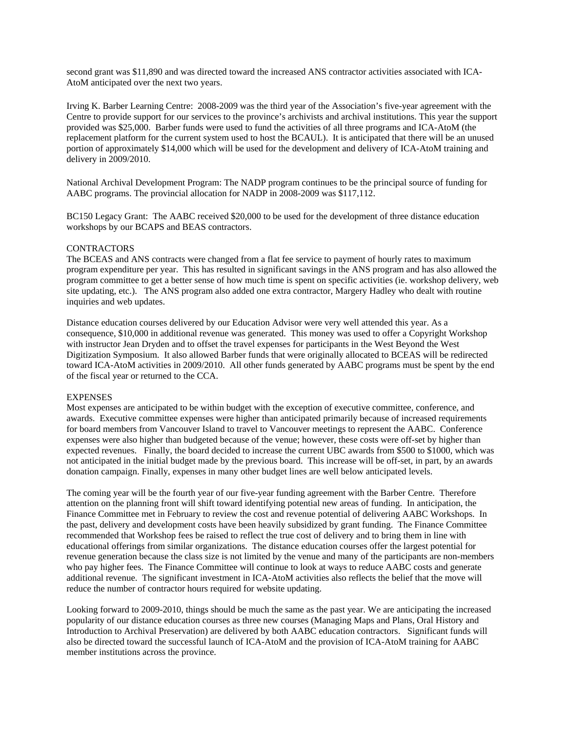second grant was $11,890 and was directed toward the increased ANS contractor activities associated with ICA-AtoM anticipated over the next two years.

Irving K. Barber Learning Centre: 2008-2009 was the third year of the Association's five-year agreement with the Centre to provide support for our services to the province's archivists and archival institutions. This year the support provided was $25,000. Barber funds were used to fund the activities of all three programs and ICA-AtoM (the replacement platform for the current system used to host the BCAUL). It is anticipated that there will be an unused portion of approximately $14,000 which will be used for the development and delivery of ICA-AtoM training and delivery in 2009/2010.

National Archival Development Program: The NADP program continues to be the principal source of funding for AABC programs. The provincial allocation for NADP in 2008-2009 was $117,112.

BC150 Legacy Grant: The AABC received $20,000 to be used for the development of three distance education workshops by our BCAPS and BEAS contractors.

CONTRACTORS

The BCEAS and ANS contracts were changed from a flat fee service to payment of hourly rates to maximum program expenditure per year. This has resulted in significant savings in the ANS program and has also allowed the program committee to get a better sense of how much time is spent on specific activities (ie. workshop delivery, web site updating, etc.). The ANS program also added one extra contractor, Margery Hadley who dealt with routine inquiries and web updates.

Distance education courses delivered by our Education Advisor were very well attended this year. As a consequence, $10,000 in additional revenue was generated. This money was used to offer a Copyright Workshop with instructor Jean Dryden and to offset the travel expenses for participants in the West Beyond the West Digitization Symposium. It also allowed Barber funds that were originally allocated to BCEAS will be redirected toward ICA-AtoM activities in 2009/2010. All other funds generated by AABC programs must be spent by the end of the fiscal year or returned to the CCA.

EXPENSES

Most expenses are anticipated to be within budget with the exception of executive committee, conference, and awards. Executive committee expenses were higher than anticipated primarily because of increased requirements for board members from Vancouver Island to travel to Vancouver meetings to represent the AABC. Conference expenses were also higher than budgeted because of the venue; however, these costs were off-set by higher than expected revenues. Finally, the board decided to increase the current UBC awards from $500 to $1000, which was not anticipated in the initial budget made by the previous board. This increase will be off-set, in part, by an awards donation campaign. Finally, expenses in many other budget lines are well below anticipated levels.

The coming year will be the fourth year of our five-year funding agreement with the Barber Centre. Therefore attention on the planning front will shift toward identifying potential new areas of funding. In anticipation, the Finance Committee met in February to review the cost and revenue potential of delivering AABC Workshops. In the past, delivery and development costs have been heavily subsidized by grant funding. The Finance Committee recommended that Workshop fees be raised to reflect the true cost of delivery and to bring them in line with educational offerings from similar organizations. The distance education courses offer the largest potential for revenue generation because the class size is not limited by the venue and many of the participants are non-members who pay higher fees. The Finance Committee will continue to look at ways to reduce AABC costs and generate additional revenue. The significant investment in ICA-AtoM activities also reflects the belief that the move will reduce the number of contractor hours required for website updating.

Looking forward to 2009-2010, things should be much the same as the past year. We are anticipating the increased popularity of our distance education courses as three new courses (Managing Maps and Plans, Oral History and Introduction to Archival Preservation) are delivered by both AABC education contractors. Significant funds will also be directed toward the successful launch of ICA-AtoM and the provision of ICA-AtoM training for AABC member institutions across the province.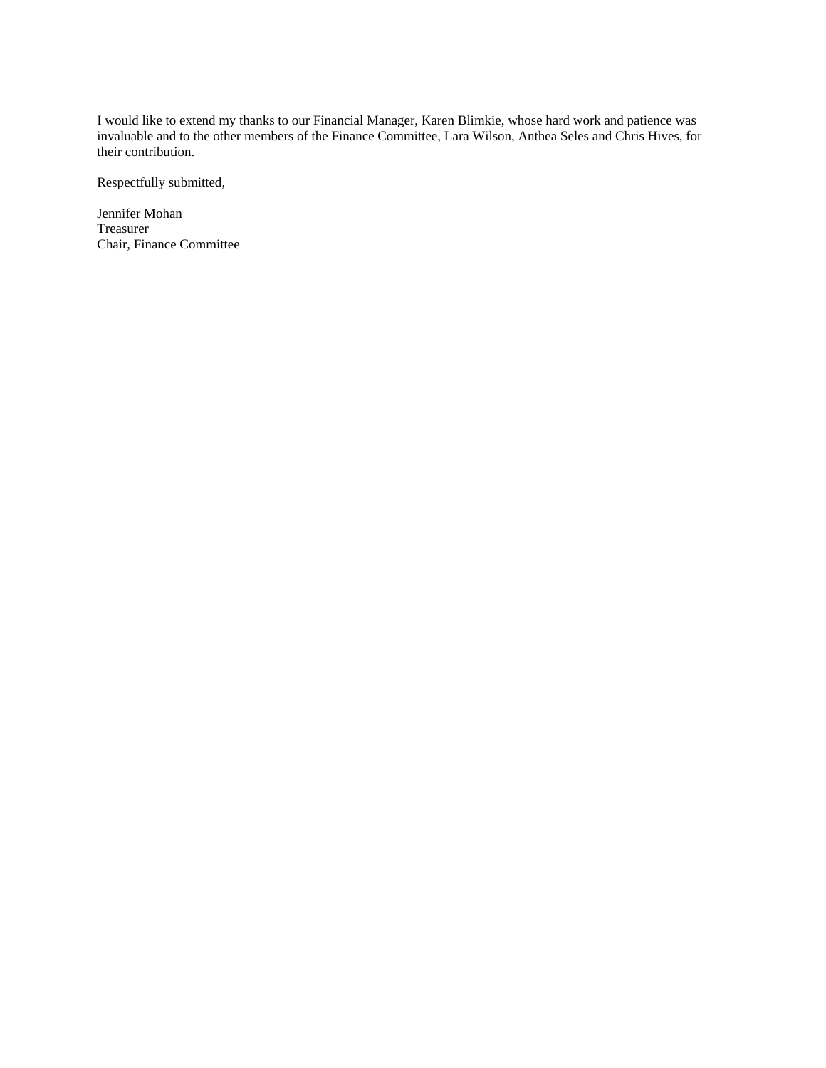I would like to extend my thanks to our Financial Manager, Karen Blimkie, whose hard work and patience was invaluable and to the other members of the Finance Committee, Lara Wilson, Anthea Seles and Chris Hives, for their contribution.

Respectfully submitted,

Jennifer Mohan
Treasurer
Chair, Finance Committee